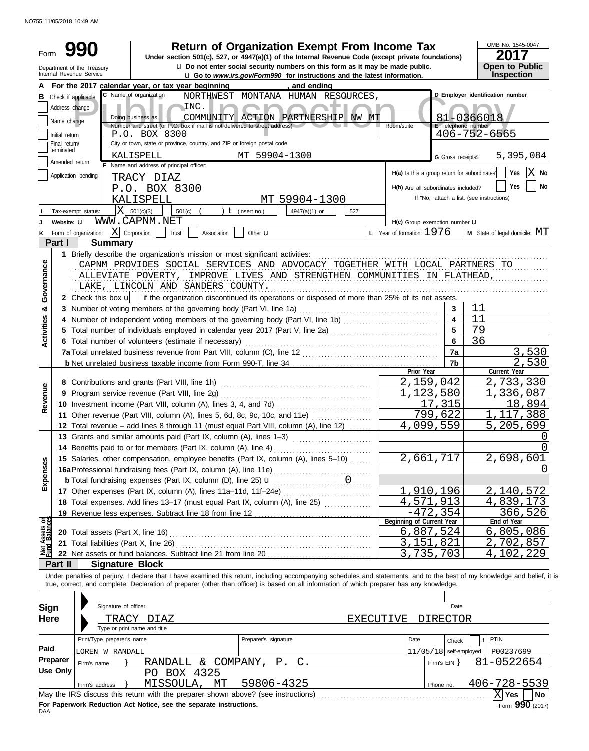# Form 990 — Return of Organization Exempt From Income Tax — 2017

Under section 501(c), 527, or 4947(a)(1) of the Internal Revenue Code (except private foundations)

Do not enter social security numbers on this form as it may be made public.

Go to www.irs.gov/Form990 for instructions and the latest information.

Department of the Treasury, Internal Revenue Service

OMB No. 1545-0047 — Open to Public Inspection

**A** For the 2017 calendar year, or tax year beginning , and ending

**B** Check if applicable: Address change / Name change / Initial return / Final return/terminated / Amended return / Application pending

**C** Name of organization: NORTHWEST MONTANA HUMAN RESOURCES, INC.

Doing business as: COMMUNITY ACTION PARTNERSHIP NW MT

Number and street (or P.O. box if mail is not delivered to street address): P.O. BOX 8300

City or town, state or province, country, and ZIP or foreign postal code: KALISPELL MT 59904-1300

**D** Employer identification number: 81-0366018

**E** Telephone number: 406-752-6565

**G** Gross receipts $ 5,395,084

**F** Name and address of principal officer: TRACY DIAZ, P.O. BOX 8300, KALISPELL MT 59904-1300

H(a) Is this a group return for subordinates? Yes [ ] No [X]

H(b) Are all subordinates included? Yes [ ] No [ ] If "No," attach a list. (see instructions)

**I** Tax-exempt status: [X] 501(c)(3) [ ] 501(c) ( ) (insert no.) [ ] 4947(a)(1) or [ ] 527

**J** Website: WWW.CAPNM.NET

H(c) Group exemption number

**K** Form of organization: [X] Corporation [ ] Trust [ ] Association [ ] Other

**L** Year of formation: 1976 **M** State of legal domicile: MT

## Part I Summary

**Activities & Governance**

1 Briefly describe the organization's mission or most significant activities:
CAPNM PROVIDES SOCIAL SERVICES AND ADVOCACY TOGETHER WITH LOCAL PARTNERS TO ALLEVIATE POVERTY, IMPROVE LIVES AND STRENGTHEN COMMUNITIES IN FLATHEAD, LAKE, LINCOLN AND SANDERS COUNTY.

2 Check this box if the organization discontinued its operations or disposed of more than 25% of its net assets.

| | | |
|---|---|---|
| 3 Number of voting members of the governing body (Part VI, line 1a) | 3 | 11 |
| 4 Number of independent voting members of the governing body (Part VI, line 1b) | 4 | 11 |
| 5 Total number of individuals employed in calendar year 2017 (Part V, line 2a) | 5 | 79 |
| 6 Total number of volunteers (estimate if necessary) | 6 | 36 |
| 7a Total unrelated business revenue from Part VIII, column (C), line 12 | 7a | 3,530 |
| b Net unrelated business taxable income from Form 990-T, line 34 | 7b | 2,530 |

| | Prior Year | Current Year |
|---|---|---|
| **Revenue** | | |
| 8 Contributions and grants (Part VIII, line 1h) | 2,159,042 | 2,733,330 |
| 9 Program service revenue (Part VIII, line 2g) | 1,123,580 | 1,336,087 |
| 10 Investment income (Part VIII, column (A), lines 3, 4, and 7d) | 17,315 | 18,894 |
| 11 Other revenue (Part VIII, column (A), lines 5, 6d, 8c, 9c, 10c, and 11e) | 799,622 | 1,117,388 |
| 12 Total revenue – add lines 8 through 11 (must equal Part VIII, column (A), line 12) | 4,099,559 | 5,205,699 |
| **Expenses** | | |
| 13 Grants and similar amounts paid (Part IX, column (A), lines 1–3) | | 0 |
| 14 Benefits paid to or for members (Part IX, column (A), line 4) | | 0 |
| 15 Salaries, other compensation, employee benefits (Part IX, column (A), lines 5–10) | 2,661,717 | 2,698,601 |
| 16a Professional fundraising fees (Part IX, column (A), line 11e) | | 0 |
| b Total fundraising expenses (Part IX, column (D), line 25) 0 | | |
| 17 Other expenses (Part IX, column (A), lines 11a–11d, 11f–24e) | 1,910,196 | 2,140,572 |
| 18 Total expenses. Add lines 13–17 (must equal Part IX, column (A), line 25) | 4,571,913 | 4,839,173 |
| 19 Revenue less expenses. Subtract line 18 from line 12 | -472,354 | 366,526 |

| Net Assets or Fund Balances | Beginning of Current Year | End of Year |
|---|---|---|
| 20 Total assets (Part X, line 16) | 6,887,524 | 6,805,086 |
| 21 Total liabilities (Part X, line 26) | 3,151,821 | 2,702,857 |
| 22 Net assets or fund balances. Subtract line 21 from line 20 | 3,735,703 | 4,102,229 |

## Part II Signature Block

Under penalties of perjury, I declare that I have examined this return, including accompanying schedules and statements, and to the best of my knowledge and belief, it is true, correct, and complete. Declaration of preparer (other than officer) is based on all information of which preparer has any knowledge.

**Sign Here**

Signature of officer — Date

TRACY DIAZ — EXECUTIVE DIRECTOR

Type or print name and title

**Paid Preparer Use Only**

| Print/Type preparer's name | Preparer's signature | Date | Check if self-employed | PTIN |
|---|---|---|---|---|
| LOREN W RANDALL | | 11/05/18 | | P00237699 |

Firm's name: RANDALL & COMPANY, P. C. — Firm's EIN: 81-0522654

Firm's address: PO BOX 4325, MISSOULA, MT 59806-4325 — Phone no. 406-728-5539

May the IRS discuss this return with the preparer shown above? (see instructions) [X] Yes [ ] No

For Paperwork Reduction Act Notice, see the separate instructions. Form 990 (2017)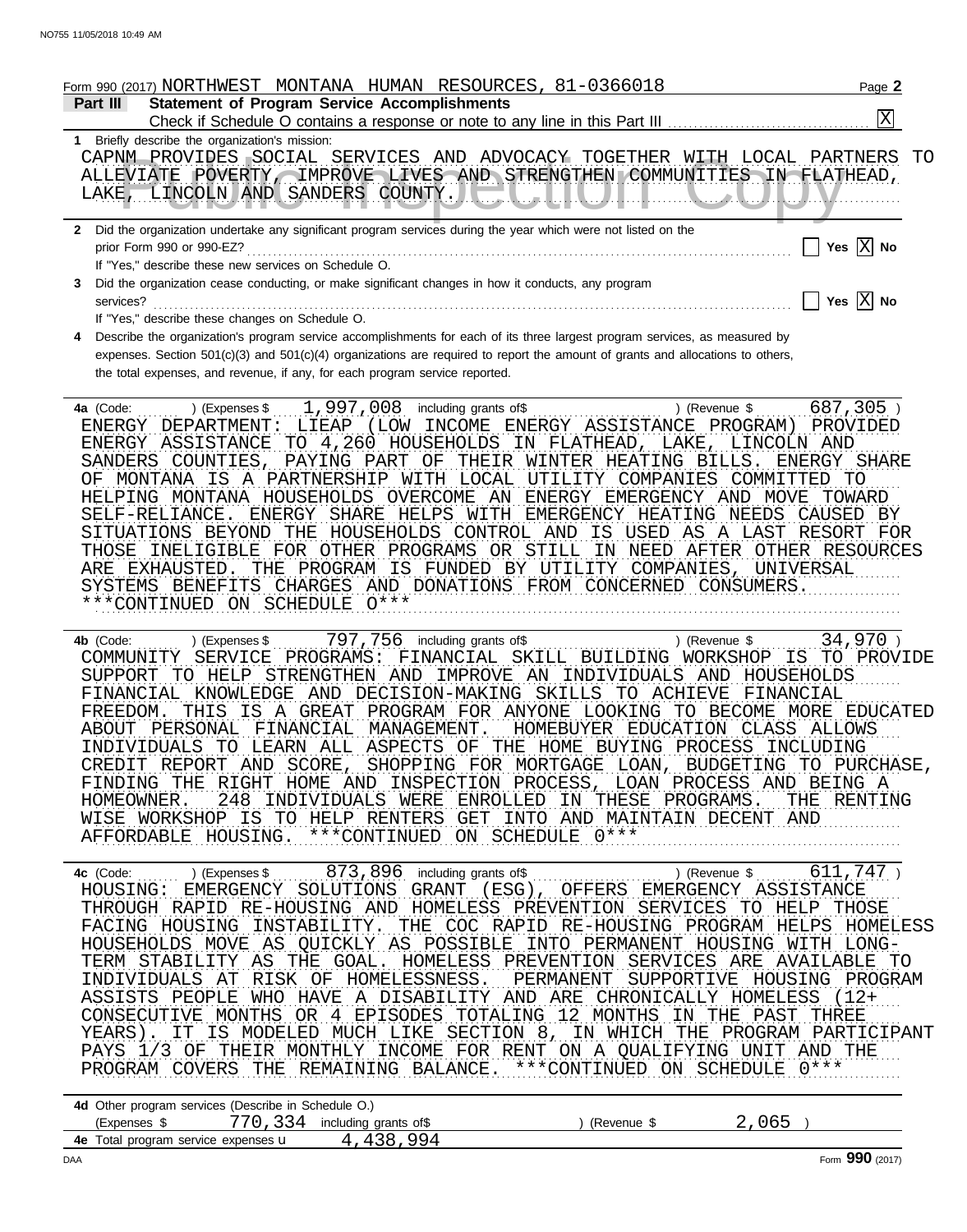Form 990 (2017) NORTHWEST MONTANA HUMAN RESOURCES, 81-0366018

## Part III Statement of Program Service Accomplishments

Check if Schedule O contains a response or note to any line in this Part III [X]

**1** Briefly describe the organization's mission:

CAPNM PROVIDES SOCIAL SERVICES AND ADVOCACY TOGETHER WITH LOCAL PARTNERS TO ALLEVIATE POVERTY, IMPROVE LIVES AND STRENGTHEN COMMUNITIES IN FLATHEAD, LAKE, LINCOLN AND SANDERS COUNTY.

**2** Did the organization undertake any significant program services during the year which were not listed on the prior Form 990 or 990-EZ? [ ] Yes [X] No

If "Yes," describe these new services on Schedule O.

**3** Did the organization cease conducting, or make significant changes in how it conducts, any program services? [ ] Yes [X] No

If "Yes," describe these changes on Schedule O.

**4** Describe the organization's program service accomplishments for each of its three largest program services, as measured by expenses. Section 501(c)(3) and 501(c)(4) organizations are required to report the amount of grants and allocations to others, the total expenses, and revenue, if any, for each program service reported.

**4a** (Code: ) (Expenses $ 1,997,008 including grants of $ ) (Revenue $ 687,305 )

ENERGY DEPARTMENT: LIEAP (LOW INCOME ENERGY ASSISTANCE PROGRAM) PROVIDED ENERGY ASSISTANCE TO 4,260 HOUSEHOLDS IN FLATHEAD, LAKE, LINCOLN AND SANDERS COUNTIES, PAYING PART OF THEIR WINTER HEATING BILLS. ENERGY SHARE OF MONTANA IS A PARTNERSHIP WITH LOCAL UTILITY COMPANIES COMMITTED TO HELPING MONTANA HOUSEHOLDS OVERCOME AN ENERGY EMERGENCY AND MOVE TOWARD SELF-RELIANCE. ENERGY SHARE HELPS WITH EMERGENCY HEATING NEEDS CAUSED BY SITUATIONS BEYOND THE HOUSEHOLDS CONTROL AND IS USED AS A LAST RESORT FOR THOSE INELIGIBLE FOR OTHER PROGRAMS OR STILL IN NEED AFTER OTHER RESOURCES ARE EXHAUSTED. THE PROGRAM IS FUNDED BY UTILITY COMPANIES, UNIVERSAL SYSTEMS BENEFITS CHARGES AND DONATIONS FROM CONCERNED CONSUMERS. ***CONTINUED ON SCHEDULE O***

**4b** (Code: ) (Expenses $ 797,756 including grants of $ ) (Revenue $ 34,970 )

COMMUNITY SERVICE PROGRAMS: FINANCIAL SKILL BUILDING WORKSHOP IS TO PROVIDE SUPPORT TO HELP STRENGTHEN AND IMPROVE AN INDIVIDUALS AND HOUSEHOLDS FINANCIAL KNOWLEDGE AND DECISION-MAKING SKILLS TO ACHIEVE FINANCIAL FREEDOM. THIS IS A GREAT PROGRAM FOR ANYONE LOOKING TO BECOME MORE EDUCATED ABOUT PERSONAL FINANCIAL MANAGEMENT. HOMEBUYER EDUCATION CLASS ALLOWS INDIVIDUALS TO LEARN ALL ASPECTS OF THE HOME BUYING PROCESS INCLUDING CREDIT REPORT AND SCORE, SHOPPING FOR MORTGAGE LOAN, BUDGETING TO PURCHASE, FINDING THE RIGHT HOME AND INSPECTION PROCESS, LOAN PROCESS AND BEING A HOMEOWNER. 248 INDIVIDUALS WERE ENROLLED IN THESE PROGRAMS. THE RENTING WISE WORKSHOP IS TO HELP RENTERS GET INTO AND MAINTAIN DECENT AND AFFORDABLE HOUSING. ***CONTINUED ON SCHEDULE O***

**4c** (Code: ) (Expenses $ 873,896 including grants of $ ) (Revenue $ 611,747 )

HOUSING: EMERGENCY SOLUTIONS GRANT (ESG), OFFERS EMERGENCY ASSISTANCE THROUGH RAPID RE-HOUSING AND HOMELESS PREVENTION SERVICES TO HELP THOSE FACING HOUSING INSTABILITY. THE COC RAPID RE-HOUSING PROGRAM HELPS HOMELESS HOUSEHOLDS MOVE AS QUICKLY AS POSSIBLE INTO PERMANENT HOUSING WITH LONG-TERM STABILITY AS THE GOAL. HOMELESS PREVENTION SERVICES ARE AVAILABLE TO INDIVIDUALS AT RISK OF HOMELESSNESS. PERMANENT SUPPORTIVE HOUSING PROGRAM ASSISTS PEOPLE WHO HAVE A DISABILITY AND ARE CHRONICALLY HOMELESS (12+ CONSECUTIVE MONTHS OR 4 EPISODES TOTALING 12 MONTHS IN THE PAST THREE YEARS). IT IS MODELED MUCH LIKE SECTION 8, IN WHICH THE PROGRAM PARTICIPANT PAYS 1/3 OF THEIR MONTHLY INCOME FOR RENT ON A QUALIFYING UNIT AND THE PROGRAM COVERS THE REMAINING BALANCE. ***CONTINUED ON SCHEDULE O***

**4d** Other program services (Describe in Schedule O.)

(Expenses $ 770,334 including grants of $ ) (Revenue $ 2,065 )

**4e** Total program service expenses 4,438,994

Form **990** (2017)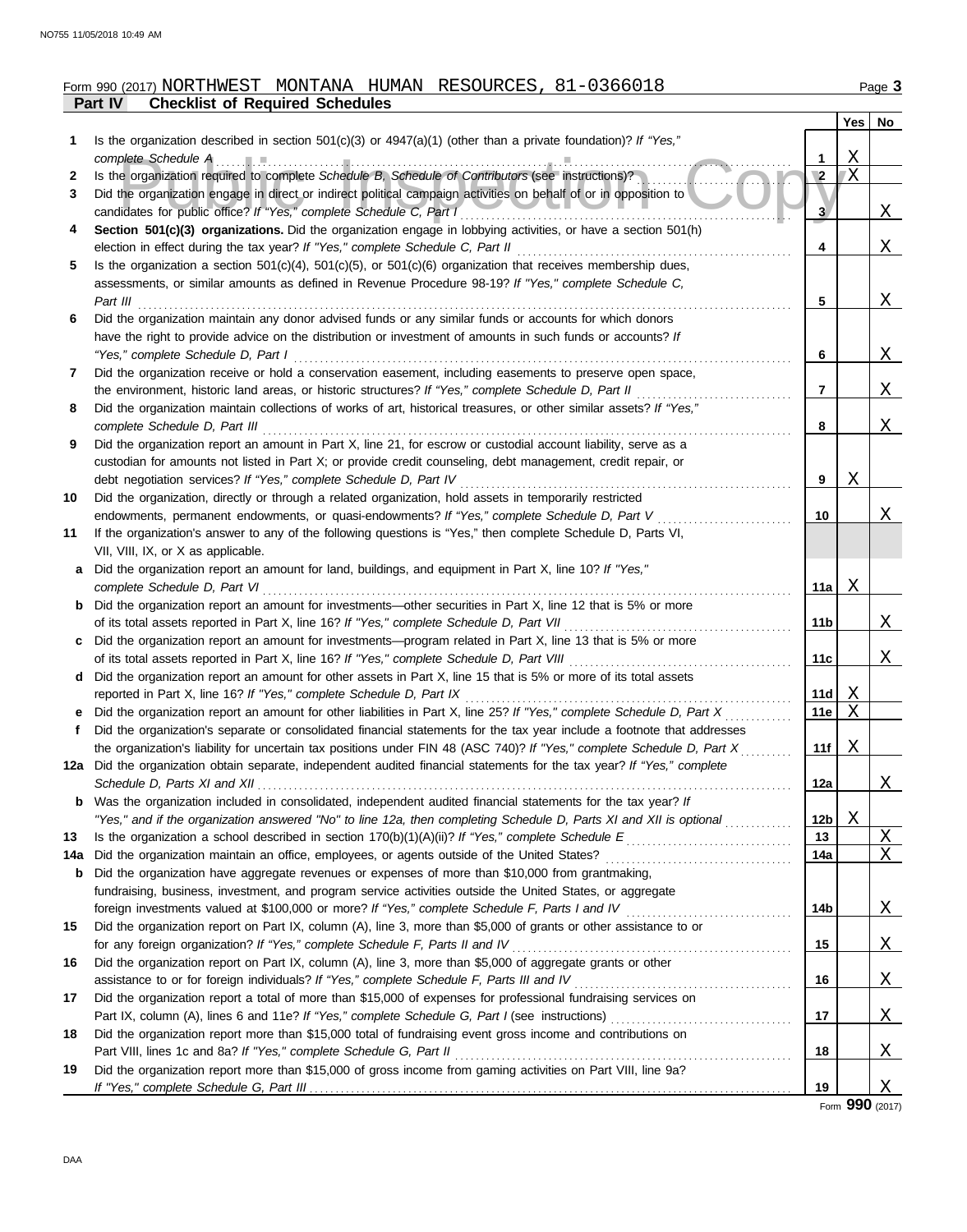Form 990 (2017) NORTHWEST MONTANA HUMAN RESOURCES, 81-0366018

**Part IV — Checklist of Required Schedules**

| | | | Yes | No |
|---|---|---|---|---|
| 1 | Is the organization described in section 501(c)(3) or 4947(a)(1) (other than a private foundation)? *If "Yes," complete Schedule A* | 1 | X | |
| 2 | Is the organization required to complete *Schedule B, Schedule of Contributors* (see instructions)? | 2 | X | |
| 3 | Did the organization engage in direct or indirect political campaign activities on behalf of or in opposition to candidates for public office? *If "Yes," complete Schedule C, Part I* | 3 | | X |
| 4 | **Section 501(c)(3) organizations.** Did the organization engage in lobbying activities, or have a section 501(h) election in effect during the tax year? *If "Yes," complete Schedule C, Part II* | 4 | | X |
| 5 | Is the organization a section 501(c)(4), 501(c)(5), or 501(c)(6) organization that receives membership dues, assessments, or similar amounts as defined in Revenue Procedure 98-19? *If "Yes," complete Schedule C, Part III* | 5 | | X |
| 6 | Did the organization maintain any donor advised funds or any similar funds or accounts for which donors have the right to provide advice on the distribution or investment of amounts in such funds or accounts? *If "Yes," complete Schedule D, Part I* | 6 | | X |
| 7 | Did the organization receive or hold a conservation easement, including easements to preserve open space, the environment, historic land areas, or historic structures? *If "Yes," complete Schedule D, Part II* | 7 | | X |
| 8 | Did the organization maintain collections of works of art, historical treasures, or other similar assets? *If "Yes," complete Schedule D, Part III* | 8 | | X |
| 9 | Did the organization report an amount in Part X, line 21, for escrow or custodial account liability, serve as a custodian for amounts not listed in Part X; or provide credit counseling, debt management, credit repair, or debt negotiation services? *If "Yes," complete Schedule D, Part IV* | 9 | X | |
| 10 | Did the organization, directly or through a related organization, hold assets in temporarily restricted endowments, permanent endowments, or quasi-endowments? *If "Yes," complete Schedule D, Part V* | 10 | | X |
| 11 | If the organization's answer to any of the following questions is "Yes," then complete Schedule D, Parts VI, VII, VIII, IX, or X as applicable. | | | |
| a | Did the organization report an amount for land, buildings, and equipment in Part X, line 10? *If "Yes," complete Schedule D, Part VI* | 11a | X | |
| b | Did the organization report an amount for investments—other securities in Part X, line 12 that is 5% or more of its total assets reported in Part X, line 16? *If "Yes," complete Schedule D, Part VII* | 11b | | X |
| c | Did the organization report an amount for investments—program related in Part X, line 13 that is 5% or more of its total assets reported in Part X, line 16? *If "Yes," complete Schedule D, Part VIII* | 11c | | X |
| d | Did the organization report an amount for other assets in Part X, line 15 that is 5% or more of its total assets reported in Part X, line 16? *If "Yes," complete Schedule D, Part IX* | 11d | X | |
| e | Did the organization report an amount for other liabilities in Part X, line 25? *If "Yes," complete Schedule D, Part X* | 11e | X | |
| f | Did the organization's separate or consolidated financial statements for the tax year include a footnote that addresses the organization's liability for uncertain tax positions under FIN 48 (ASC 740)? *If "Yes," complete Schedule D, Part X* | 11f | X | |
| 12a | Did the organization obtain separate, independent audited financial statements for the tax year? *If "Yes," complete Schedule D, Parts XI and XII* | 12a | | X |
| b | Was the organization included in consolidated, independent audited financial statements for the tax year? *If "Yes," and if the organization answered "No" to line 12a, then completing Schedule D, Parts XI and XII is optional* | 12b | X | |
| 13 | Is the organization a school described in section 170(b)(1)(A)(ii)? *If "Yes," complete Schedule E* | 13 | | X |
| 14a | Did the organization maintain an office, employees, or agents outside of the United States? | 14a | | X |
| b | Did the organization have aggregate revenues or expenses of more than $10,000 from grantmaking, fundraising, business, investment, and program service activities outside the United States, or aggregate foreign investments valued at $100,000 or more? *If "Yes," complete Schedule F, Parts I and IV* | 14b | | X |
| 15 | Did the organization report on Part IX, column (A), line 3, more than $5,000 of grants or other assistance to or for any foreign organization? *If "Yes," complete Schedule F, Parts II and IV* | 15 | | X |
| 16 | Did the organization report on Part IX, column (A), line 3, more than $5,000 of aggregate grants or other assistance to or for foreign individuals? *If "Yes," complete Schedule F, Parts III and IV* | 16 | | X |
| 17 | Did the organization report a total of more than $15,000 of expenses for professional fundraising services on Part IX, column (A), lines 6 and 11e? *If "Yes," complete Schedule G, Part I* (see instructions) | 17 | | X |
| 18 | Did the organization report more than $15,000 total of fundraising event gross income and contributions on Part VIII, lines 1c and 8a? *If "Yes," complete Schedule G, Part II* | 18 | | X |
| 19 | Did the organization report more than $15,000 of gross income from gaming activities on Part VIII, line 9a? *If "Yes," complete Schedule G, Part III* | 19 | | X |

Form **990** (2017)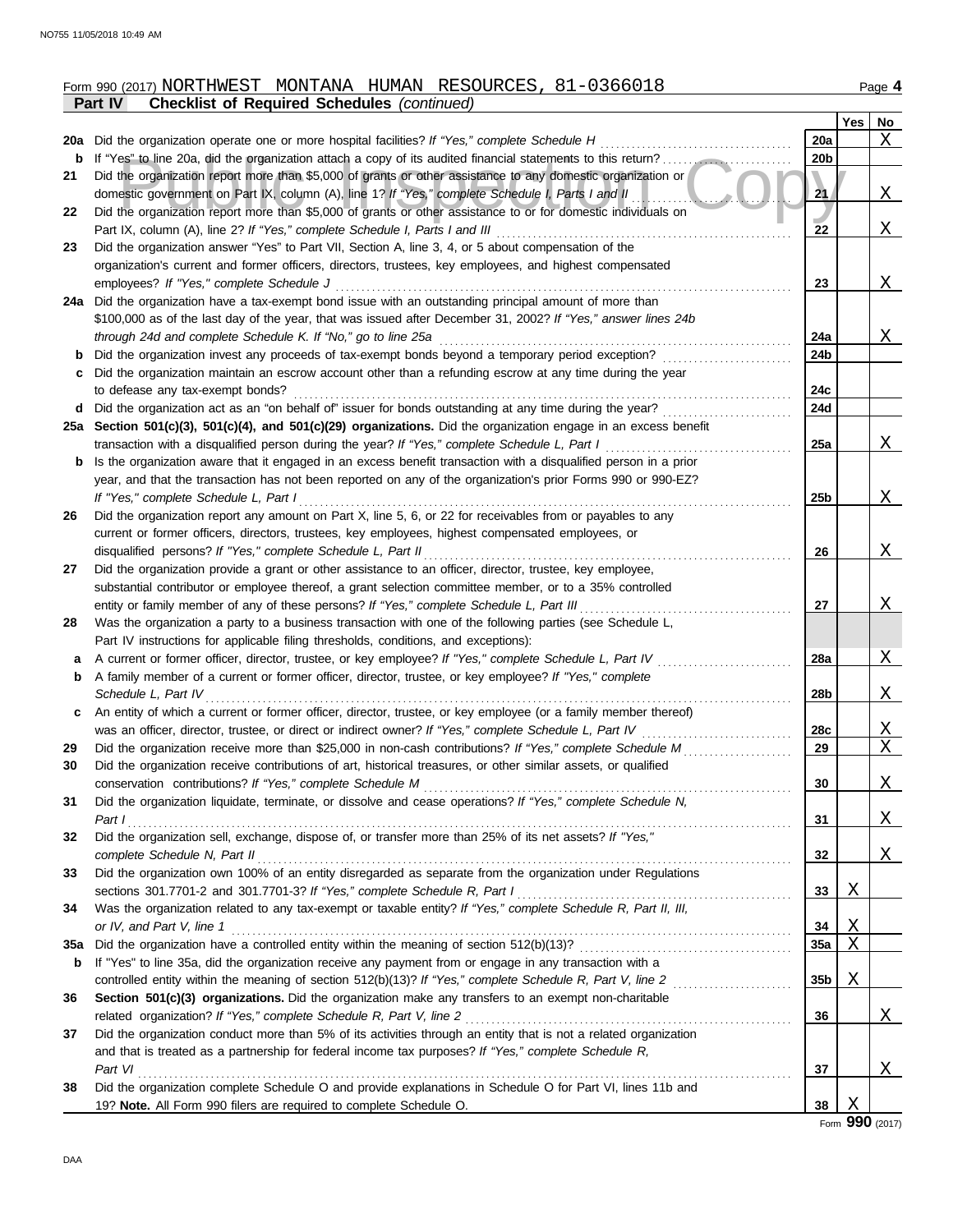Form 990 (2017) NORTHWEST MONTANA HUMAN RESOURCES, 81-0366018

**Part IV Checklist of Required Schedules** *(continued)*

| | | | Yes | No |
|---|---|---|---|---|
| **20a** | Did the organization operate one or more hospital facilities? *If "Yes," complete Schedule H* | **20a** | | X |
| **b** | If "Yes" to line 20a, did the organization attach a copy of its audited financial statements to this return? | **20b** | | |
| **21** | Did the organization report more than $5,000 of grants or other assistance to any domestic organization or domestic government on Part IX, column (A), line 1? *If "Yes," complete Schedule I, Parts I and II* | **21** | | X |
| **22** | Did the organization report more than $5,000 of grants or other assistance to or for domestic individuals on Part IX, column (A), line 2? *If "Yes," complete Schedule I, Parts I and III* | **22** | | X |
| **23** | Did the organization answer "Yes" to Part VII, Section A, line 3, 4, or 5 about compensation of the organization's current and former officers, directors, trustees, key employees, and highest compensated employees? *If "Yes," complete Schedule J* | **23** | | X |
| **24a** | Did the organization have a tax-exempt bond issue with an outstanding principal amount of more than $100,000 as of the last day of the year, that was issued after December 31, 2002? *If "Yes," answer lines 24b through 24d and complete Schedule K. If "No," go to line 25a* | **24a** | | X |
| **b** | Did the organization invest any proceeds of tax-exempt bonds beyond a temporary period exception? | **24b** | | |
| **c** | Did the organization maintain an escrow account other than a refunding escrow at any time during the year to defease any tax-exempt bonds? | **24c** | | |
| **d** | Did the organization act as an "on behalf of" issuer for bonds outstanding at any time during the year? | **24d** | | |
| **25a** | **Section 501(c)(3), 501(c)(4), and 501(c)(29) organizations.** Did the organization engage in an excess benefit transaction with a disqualified person during the year? *If "Yes," complete Schedule L, Part I* | **25a** | | X |
| **b** | Is the organization aware that it engaged in an excess benefit transaction with a disqualified person in a prior year, and that the transaction has not been reported on any of the organization's prior Forms 990 or 990-EZ? *If "Yes," complete Schedule L, Part I* | **25b** | | X |
| **26** | Did the organization report any amount on Part X, line 5, 6, or 22 for receivables from or payables to any current or former officers, directors, trustees, key employees, highest compensated employees, or disqualified persons? *If "Yes," complete Schedule L, Part II* | **26** | | X |
| **27** | Did the organization provide a grant or other assistance to an officer, director, trustee, key employee, substantial contributor or employee thereof, a grant selection committee member, or to a 35% controlled entity or family member of any of these persons? *If "Yes," complete Schedule L, Part III* | **27** | | X |
| **28** | Was the organization a party to a business transaction with one of the following parties (see Schedule L, Part IV instructions for applicable filing thresholds, conditions, and exceptions): | | | |
| **a** | A current or former officer, director, trustee, or key employee? *If "Yes," complete Schedule L, Part IV* | **28a** | | X |
| **b** | A family member of a current or former officer, director, trustee, or key employee? *If "Yes," complete Schedule L, Part IV* | **28b** | | X |
| **c** | An entity of which a current or former officer, director, trustee, or key employee (or a family member thereof) was an officer, director, trustee, or direct or indirect owner? *If "Yes," complete Schedule L, Part IV* | **28c** | | X |
| **29** | Did the organization receive more than $25,000 in non-cash contributions? *If "Yes," complete Schedule M* | **29** | | X |
| **30** | Did the organization receive contributions of art, historical treasures, or other similar assets, or qualified conservation contributions? *If "Yes," complete Schedule M* | **30** | | X |
| **31** | Did the organization liquidate, terminate, or dissolve and cease operations? *If "Yes," complete Schedule N, Part I* | **31** | | X |
| **32** | Did the organization sell, exchange, dispose of, or transfer more than 25% of its net assets? *If "Yes," complete Schedule N, Part II* | **32** | | X |
| **33** | Did the organization own 100% of an entity disregarded as separate from the organization under Regulations sections 301.7701-2 and 301.7701-3? *If "Yes," complete Schedule R, Part I* | **33** | X | |
| **34** | Was the organization related to any tax-exempt or taxable entity? *If "Yes," complete Schedule R, Part II, III, or IV, and Part V, line 1* | **34** | X | |
| **35a** | Did the organization have a controlled entity within the meaning of section 512(b)(13)? | **35a** | X | |
| **b** | If "Yes" to line 35a, did the organization receive any payment from or engage in any transaction with a controlled entity within the meaning of section 512(b)(13)? *If "Yes," complete Schedule R, Part V, line 2* | **35b** | X | |
| **36** | **Section 501(c)(3) organizations.** Did the organization make any transfers to an exempt non-charitable related organization? *If "Yes," complete Schedule R, Part V, line 2* | **36** | | X |
| **37** | Did the organization conduct more than 5% of its activities through an entity that is not a related organization and that is treated as a partnership for federal income tax purposes? *If "Yes," complete Schedule R, Part VI* | **37** | | X |
| **38** | Did the organization complete Schedule O and provide explanations in Schedule O for Part VI, lines 11b and 19? **Note.** All Form 990 filers are required to complete Schedule O. | **38** | X | |

Form **990** (2017)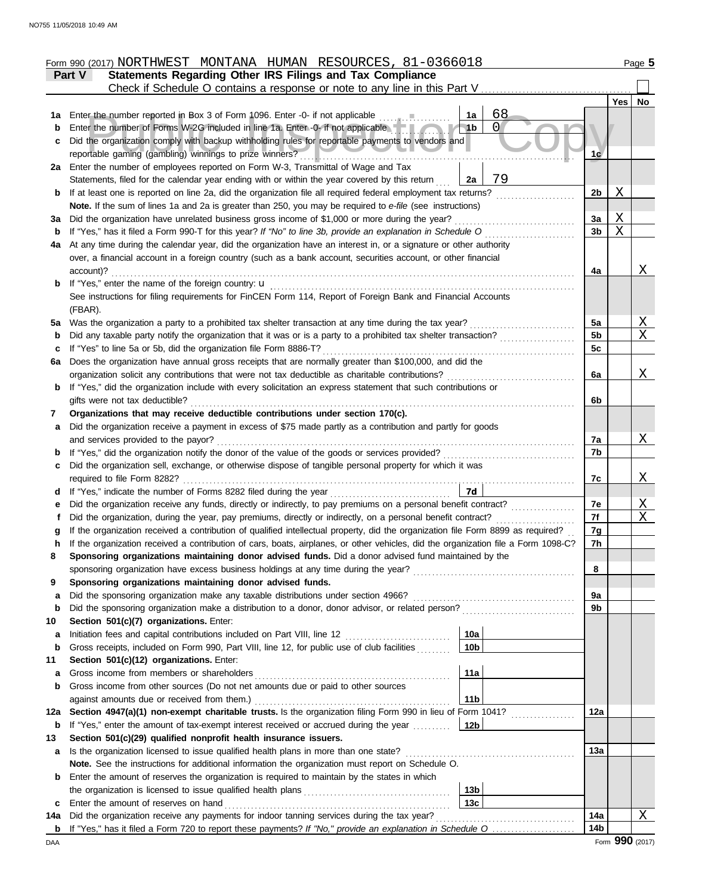Form 990 (2017) NORTHWEST MONTANA HUMAN RESOURCES, 81-0366018

## Part V Statements Regarding Other IRS Filings and Tax Compliance

Check if Schedule O contains a response or note to any line in this Part V

| | | | | | Yes | No |
|---|---|---|---|---|---|---|
| 1a | Enter the number reported in Box 3 of Form 1096. Enter -0- if not applicable | 1a | 68 | | | |
| b | Enter the number of Forms W-2G included in line 1a. Enter -0- if not applicable | 1b | 0 | | | |
| c | Did the organization comply with backup withholding rules for reportable payments to vendors and reportable gaming (gambling) winnings to prize winners? | | | 1c | | |
| 2a | Enter the number of employees reported on Form W-3, Transmittal of Wage and Tax Statements, filed for the calendar year ending with or within the year covered by this return | 2a | 79 | | | |
| b | If at least one is reported on line 2a, did the organization file all required federal employment tax returns? | | | 2b | X | |
| | **Note.** If the sum of lines 1a and 2a is greater than 250, you may be required to *e-file* (see instructions) | | | | | |
| 3a | Did the organization have unrelated business gross income of $1,000 or more during the year? | | | 3a | X | |
| b | If "Yes," has it filed a Form 990-T for this year? *If "No" to line 3b, provide an explanation in Schedule O* | | | 3b | X | |
| 4a | At any time during the calendar year, did the organization have an interest in, or a signature or other authority over, a financial account in a foreign country (such as a bank account, securities account, or other financial account)? | | | 4a | | X |
| b | If "Yes," enter the name of the foreign country: u | | | | | |
| | See instructions for filing requirements for FinCEN Form 114, Report of Foreign Bank and Financial Accounts (FBAR). | | | | | |
| 5a | Was the organization a party to a prohibited tax shelter transaction at any time during the tax year? | | | 5a | | X |
| b | Did any taxable party notify the organization that it was or is a party to a prohibited tax shelter transaction? | | | 5b | | X |
| c | If "Yes" to line 5a or 5b, did the organization file Form 8886-T? | | | 5c | | |
| 6a | Does the organization have annual gross receipts that are normally greater than $100,000, and did the organization solicit any contributions that were not tax deductible as charitable contributions? | | | 6a | | X |
| b | If "Yes," did the organization include with every solicitation an express statement that such contributions or gifts were not tax deductible? | | | 6b | | |
| 7 | **Organizations that may receive deductible contributions under section 170(c).** | | | | | |
| a | Did the organization receive a payment in excess of $75 made partly as a contribution and partly for goods and services provided to the payor? | | | 7a | | X |
| b | If "Yes," did the organization notify the donor of the value of the goods or services provided? | | | 7b | | |
| c | Did the organization sell, exchange, or otherwise dispose of tangible personal property for which it was required to file Form 8282? | | | 7c | | X |
| d | If "Yes," indicate the number of Forms 8282 filed during the year | 7d | | | | |
| e | Did the organization receive any funds, directly or indirectly, to pay premiums on a personal benefit contract? | | | 7e | | X |
| f | Did the organization, during the year, pay premiums, directly or indirectly, on a personal benefit contract? | | | 7f | | X |
| g | If the organization received a contribution of qualified intellectual property, did the organization file Form 8899 as required? | | | 7g | | |
| h | If the organization received a contribution of cars, boats, airplanes, or other vehicles, did the organization file a Form 1098-C? | | | 7h | | |
| 8 | **Sponsoring organizations maintaining donor advised funds.** Did a donor advised fund maintained by the sponsoring organization have excess business holdings at any time during the year? | | | 8 | | |
| 9 | **Sponsoring organizations maintaining donor advised funds.** | | | | | |
| a | Did the sponsoring organization make any taxable distributions under section 4966? | | | 9a | | |
| b | Did the sponsoring organization make a distribution to a donor, donor advisor, or related person? | | | 9b | | |
| 10 | **Section 501(c)(7) organizations.** Enter: | | | | | |
| a | Initiation fees and capital contributions included on Part VIII, line 12 | 10a | | | | |
| b | Gross receipts, included on Form 990, Part VIII, line 12, for public use of club facilities | 10b | | | | |
| 11 | **Section 501(c)(12) organizations.** Enter: | | | | | |
| a | Gross income from members or shareholders | 11a | | | | |
| b | Gross income from other sources (Do not net amounts due or paid to other sources against amounts due or received from them.) | 11b | | | | |
| 12a | **Section 4947(a)(1) non-exempt charitable trusts.** Is the organization filing Form 990 in lieu of Form 1041? | | | 12a | | |
| b | If "Yes," enter the amount of tax-exempt interest received or accrued during the year | 12b | | | | |
| 13 | **Section 501(c)(29) qualified nonprofit health insurance issuers.** | | | | | |
| a | Is the organization licensed to issue qualified health plans in more than one state? | | | 13a | | |
| | **Note.** See the instructions for additional information the organization must report on Schedule O. | | | | | |
| b | Enter the amount of reserves the organization is required to maintain by the states in which the organization is licensed to issue qualified health plans | 13b | | | | |
| c | Enter the amount of reserves on hand | 13c | | | | |
| 14a | Did the organization receive any payments for indoor tanning services during the tax year? | | | 14a | | X |
| b | If "Yes," has it filed a Form 720 to report these payments? *If "No," provide an explanation in Schedule O* | | | 14b | | |

Form **990** (2017)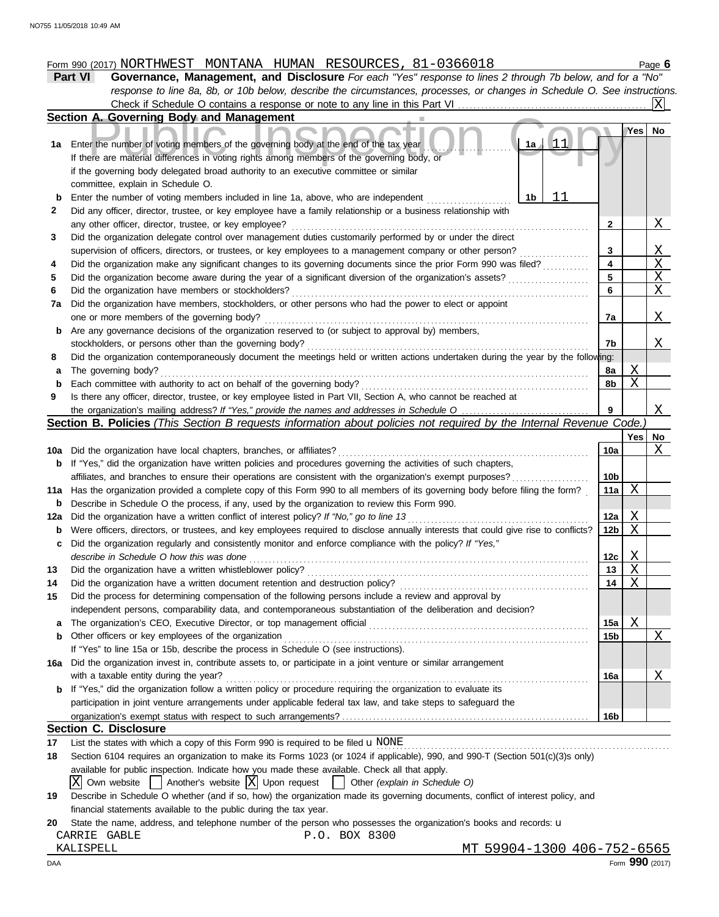Form 990 (2017) NORTHWEST MONTANA HUMAN RESOURCES, 81-0366018 Page **6**

## Part VI Governance, Management, and Disclosure

*For each "Yes" response to lines 2 through 7b below, and for a "No" response to line 8a, 8b, or 10b below, describe the circumstances, processes, or changes in Schedule O. See instructions.*

Check if Schedule O contains a response or note to any line in this Part VI . . . . . [X]

### Section A. Governing Body and Management

| | | | Yes | No |
|---|---|---|---|---|
| **1a** | Enter the number of voting members of the governing body at the end of the tax year . . . **1a** 11<br>If there are material differences in voting rights among members of the governing body, or if the governing body delegated broad authority to an executive committee or similar committee, explain in Schedule O. | | | |
| **b** | Enter the number of voting members included in line 1a, above, who are independent . . . **1b** 11 | | | |
| **2** | Did any officer, director, trustee, or key employee have a family relationship or a business relationship with any other officer, director, trustee, or key employee? | **2** | | X |
| **3** | Did the organization delegate control over management duties customarily performed by or under the direct supervision of officers, directors, or trustees, or key employees to a management company or other person? | **3** | | X |
| **4** | Did the organization make any significant changes to its governing documents since the prior Form 990 was filed? | **4** | | X |
| **5** | Did the organization become aware during the year of a significant diversion of the organization's assets? | **5** | | X |
| **6** | Did the organization have members or stockholders? | **6** | | X |
| **7a** | Did the organization have members, stockholders, or other persons who had the power to elect or appoint one or more members of the governing body? | **7a** | | X |
| **b** | Are any governance decisions of the organization reserved to (or subject to approval by) members, stockholders, or persons other than the governing body? | **7b** | | X |
| **8** | Did the organization contemporaneously document the meetings held or written actions undertaken during the year by the following: | | | |
| **a** | The governing body? | **8a** | X | |
| **b** | Each committee with authority to act on behalf of the governing body? | **8b** | X | |
| **9** | Is there any officer, director, trustee, or key employee listed in Part VII, Section A, who cannot be reached at the organization's mailing address? *If "Yes," provide the names and addresses in Schedule O* | **9** | | X |

### Section B. Policies *(This Section B requests information about policies not required by the Internal Revenue Code.)*

| | | | Yes | No |
|---|---|---|---|---|
| **10a** | Did the organization have local chapters, branches, or affiliates? | **10a** | | X |
| **b** | If "Yes," did the organization have written policies and procedures governing the activities of such chapters, affiliates, and branches to ensure their operations are consistent with the organization's exempt purposes? | **10b** | | |
| **11a** | Has the organization provided a complete copy of this Form 990 to all members of its governing body before filing the form? | **11a** | X | |
| **b** | Describe in Schedule O the process, if any, used by the organization to review this Form 990. | | | |
| **12a** | Did the organization have a written conflict of interest policy? *If "No," go to line 13* | **12a** | X | |
| **b** | Were officers, directors, or trustees, and key employees required to disclose annually interests that could give rise to conflicts? | **12b** | X | |
| **c** | Did the organization regularly and consistently monitor and enforce compliance with the policy? *If "Yes," describe in Schedule O how this was done* | **12c** | X | |
| **13** | Did the organization have a written whistleblower policy? | **13** | X | |
| **14** | Did the organization have a written document retention and destruction policy? | **14** | X | |
| **15** | Did the process for determining compensation of the following persons include a review and approval by independent persons, comparability data, and contemporaneous substantiation of the deliberation and decision? | | | |
| **a** | The organization's CEO, Executive Director, or top management official | **15a** | X | |
| **b** | Other officers or key employees of the organization<br>If "Yes" to line 15a or 15b, describe the process in Schedule O (see instructions). | **15b** | | X |
| **16a** | Did the organization invest in, contribute assets to, or participate in a joint venture or similar arrangement with a taxable entity during the year? | **16a** | | X |
| **b** | If "Yes," did the organization follow a written policy or procedure requiring the organization to evaluate its participation in joint venture arrangements under applicable federal tax law, and take steps to safeguard the organization's exempt status with respect to such arrangements? | **16b** | | |

### Section C. Disclosure

**17** List the states with which a copy of this Form 990 is required to be filed u NONE

**18** Section 6104 requires an organization to make its Forms 1023 (or 1024 if applicable), 990, and 990-T (Section 501(c)(3)s only) available for public inspection. Indicate how you made these available. Check all that apply.

[X] Own website [ ] Another's website [X] Upon request [ ] Other *(explain in Schedule O)*

**19** Describe in Schedule O whether (and if so, how) the organization made its governing documents, conflict of interest policy, and financial statements available to the public during the tax year.

**20** State the name, address, and telephone number of the person who possesses the organization's books and records: u

CARRIE GABLE P.O. BOX 8300
KALISPELL MT 59904-1300 406-752-6565

DAA Form **990** (2017)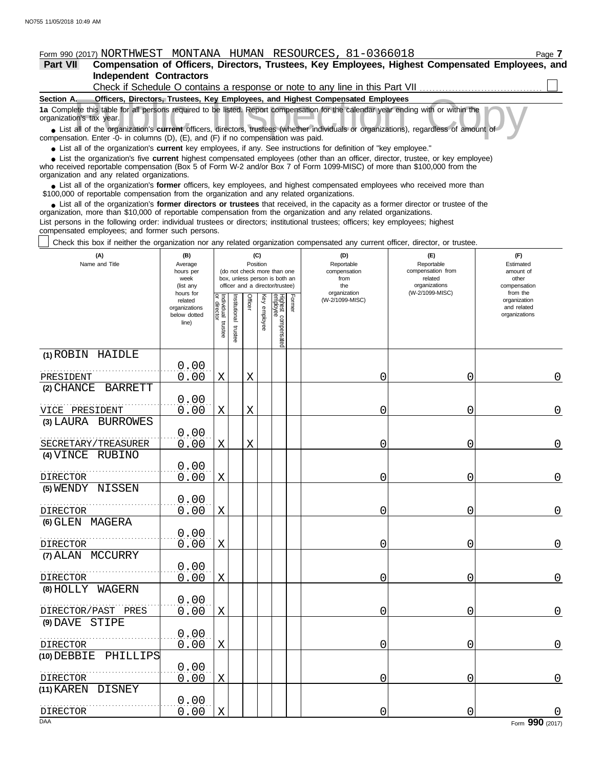Form 990 (2017) NORTHWEST MONTANA HUMAN RESOURCES, 81-0366018

**Part VII Compensation of Officers, Directors, Trustees, Key Employees, Highest Compensated Employees, and Independent Contractors**

Check if Schedule O contains a response or note to any line in this Part VII ☐

**Section A. Officers, Directors, Trustees, Key Employees, and Highest Compensated Employees**

**1a** Complete this table for all persons required to be listed. Report compensation for the calendar year ending with or within the organization's tax year.

- List all of the organization's **current** officers, directors, trustees (whether individuals or organizations), regardless of amount of compensation. Enter -0- in columns (D), (E), and (F) if no compensation was paid.
- List all of the organization's **current** key employees, if any. See instructions for definition of "key employee."
- List the organization's five **current** highest compensated employees (other than an officer, director, trustee, or key employee) who received reportable compensation (Box 5 of Form W-2 and/or Box 7 of Form 1099-MISC) of more than $100,000 from the organization and any related organizations.
- List all of the organization's **former** officers, key employees, and highest compensated employees who received more than $100,000 of reportable compensation from the organization and any related organizations.
- List all of the organization's **former directors or trustees** that received, in the capacity as a former director or trustee of the organization, more than $10,000 of reportable compensation from the organization and any related organizations.

List persons in the following order: individual trustees or directors; institutional trustees; officers; key employees; highest compensated employees; and former such persons.

☐ Check this box if neither the organization nor any related organization compensated any current officer, director, or trustee.

| (A) Name and Title | (B) Average hours per week (list any hours for related organizations below dotted line) | (C) Position: Individual trustee or director | Institutional trustee | Officer | Key employee | Highest compensated employee | Former | (D) Reportable compensation from the organization (W-2/1099-MISC) | (E) Reportable compensation from related organizations (W-2/1099-MISC) | (F) Estimated amount of other compensation from the organization and related organizations |
|---|---|---|---|---|---|---|---|---|---|---|
| (1) ROBIN HAIDLE<br>PRESIDENT | 0.00<br>0.00 | X | | X | | | | 0 | 0 | 0 |
| (2) CHANCE BARRETT<br>VICE PRESIDENT | 0.00<br>0.00 | X | | X | | | | 0 | 0 | 0 |
| (3) LAURA BURROWES<br>SECRETARY/TREASURER | 0.00<br>0.00 | X | | X | | | | 0 | 0 | 0 |
| (4) VINCE RUBINO<br>DIRECTOR | 0.00<br>0.00 | X | | | | | | 0 | 0 | 0 |
| (5) WENDY NISSEN<br>DIRECTOR | 0.00<br>0.00 | X | | | | | | 0 | 0 | 0 |
| (6) GLEN MAGERA<br>DIRECTOR | 0.00<br>0.00 | X | | | | | | 0 | 0 | 0 |
| (7) ALAN MCCURRY<br>DIRECTOR | 0.00<br>0.00 | X | | | | | | 0 | 0 | 0 |
| (8) HOLLY WAGERN<br>DIRECTOR/PAST PRES | 0.00<br>0.00 | X | | | | | | 0 | 0 | 0 |
| (9) DAVE STIPE<br>DIRECTOR | 0.00<br>0.00 | X | | | | | | 0 | 0 | 0 |
| (10) DEBBIE PHILLIPS<br>DIRECTOR | 0.00<br>0.00 | X | | | | | | 0 | 0 | 0 |
| (11) KAREN DISNEY<br>DIRECTOR | 0.00<br>0.00 | X | | | | | | 0 | 0 | 0 |

Form **990** (2017)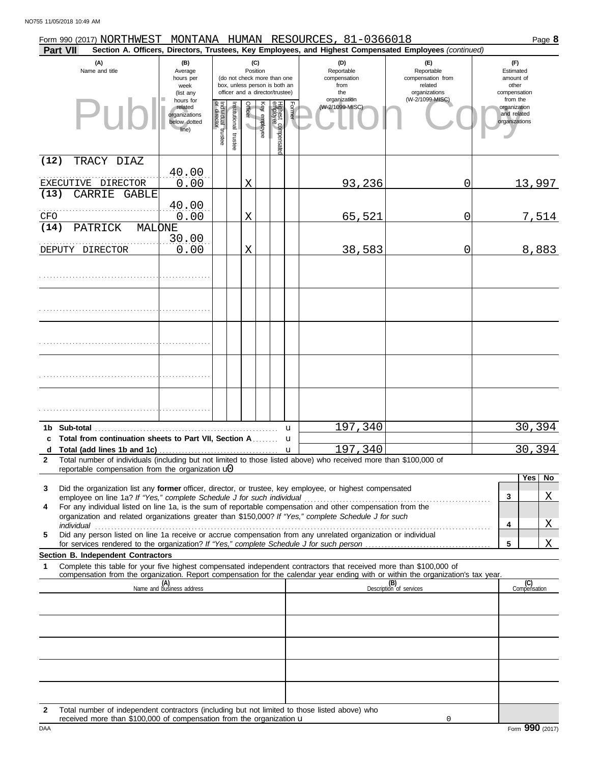Form 990 (2017) NORTHWEST MONTANA HUMAN RESOURCES, 81-0366018

**Part VII** **Section A. Officers, Directors, Trustees, Key Employees, and Highest Compensated Employees** *(continued)*

| (A) Name and title | (B) Average hours per week (list any hours for related organizations below dotted line) | (C) Position: Individual trustee or director | Institutional trustee | Officer | Key employee | Highest compensated employee | Former | (D) Reportable compensation from the organization (W-2/1099-MISC) | (E) Reportable compensation from related organizations (W-2/1099-MISC) | (F) Estimated amount of other compensation from the organization and related organizations |
|---|---|---|---|---|---|---|---|---|---|---|
| (12) TRACY DIAZ<br>EXECUTIVE DIRECTOR | 40.00<br>0.00 | | | X | | | | 93,236 | 0 | 13,997 |
| (13) CARRIE GABLE<br>CFO | 40.00<br>0.00 | | | X | | | | 65,521 | 0 | 7,514 |
| (14) PATRICK MALONE<br>DEPUTY DIRECTOR | 30.00<br>0.00 | | | X | | | | 38,583 | 0 | 8,883 |
| | | | | | | | | | | |
| | | | | | | | | | | |
| | | | | | | | | | | |
| | | | | | | | | | | |
| | | | | | | | | | | |
| **1b Sub-total** | | | | | | | | 197,340 | | 30,394 |
| **c Total from continuation sheets to Part VII, Section A** | | | | | | | | | | |
| **d Total (add lines 1b and 1c)** | | | | | | | | 197,340 | | 30,394 |

**2** Total number of individuals (including but not limited to those listed above) who received more than $100,000 of reportable compensation from the organization 0

| | | Yes | No |
|---|---|---|---|
| **3** Did the organization list any **former** officer, director, or trustee, key employee, or highest compensated employee on line 1a? *If "Yes," complete Schedule J for such individual* | 3 | | X |
| **4** For any individual listed on line 1a, is the sum of reportable compensation and other compensation from the organization and related organizations greater than $150,000? *If "Yes," complete Schedule J for such individual* | 4 | | X |
| **5** Did any person listed on line 1a receive or accrue compensation from any unrelated organization or individual for services rendered to the organization? *If "Yes," complete Schedule J for such person* | 5 | | X |

**Section B. Independent Contractors**

**1** Complete this table for your five highest compensated independent contractors that received more than $100,000 of compensation from the organization. Report compensation for the calendar year ending with or within the organization's tax year.

| (A) Name and business address | (B) Description of services | (C) Compensation |
|---|---|---|
| | | |
| | | |
| | | |
| | | |
| | | |

**2** Total number of independent contractors (including but not limited to those listed above) who received more than $100,000 of compensation from the organization 0

Form **990** (2017)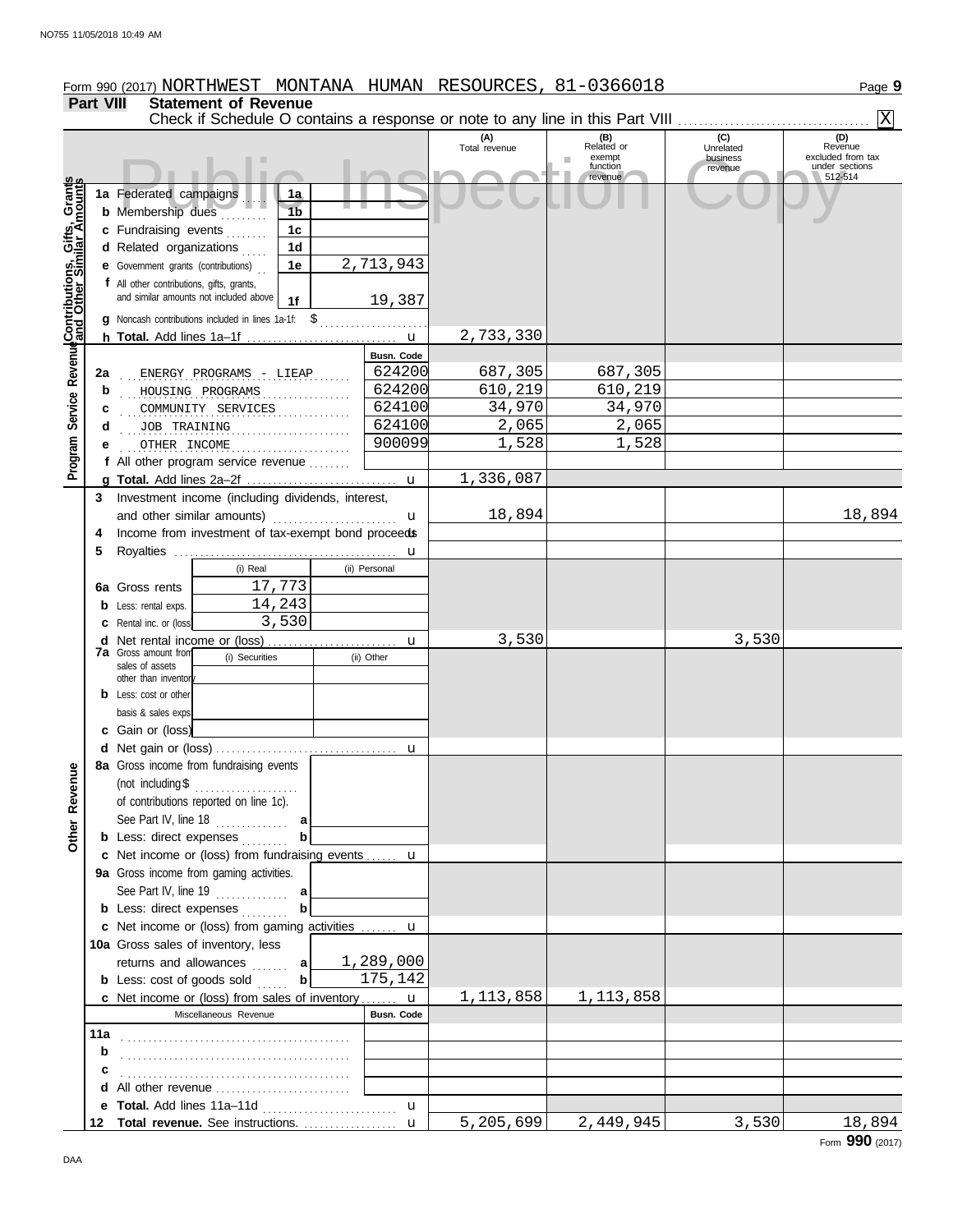Form 990 (2017) NORTHWEST MONTANA HUMAN RESOURCES, 81-0366018

## Part VIII Statement of Revenue

Check if Schedule O contains a response or note to any line in this Part VIII .................................... [X]

| | | | | (A) Total revenue | (B) Related or exempt function revenue | (C) Unrelated business revenue | (D) Revenue excluded from tax under sections 512-514 |
|---|---|---|---|---|---|---|---|
| **Contributions, Gifts, Grants and Other Similar Amounts** | **1a** Federated campaigns | 1a | | | | | |
| | **b** Membership dues | 1b | | | | | |
| | **c** Fundraising events | 1c | | | | | |
| | **d** Related organizations | 1d | | | | | |
| | **e** Government grants (contributions) | 1e | 2,713,943 | | | | |
| | **f** All other contributions, gifts, grants, and similar amounts not included above | 1f | 19,387 | | | | |
| | **g** Noncash contributions included in lines 1a-1f: $ | | | | | | |
| | **h Total.** Add lines 1a–1f | | u | 2,733,330 | | | |
| **Program Service Revenue** | | | **Busn. Code** | | | | |
| | **2a** ENERGY PROGRAMS - LIEAP | | 624200 | 687,305 | 687,305 | | |
| | **b** HOUSING PROGRAMS | | 624200 | 610,219 | 610,219 | | |
| | **c** COMMUNITY SERVICES | | 624100 | 34,970 | 34,970 | | |
| | **d** JOB TRAINING | | 624100 | 2,065 | 2,065 | | |
| | **e** OTHER INCOME | | 900099 | 1,528 | 1,528 | | |
| | **f** All other program service revenue | | | | | | |
| | **g Total.** Add lines 2a–2f | | u | 1,336,087 | | | |
| **Other Revenue** | **3** Investment income (including dividends, interest, and other similar amounts) | | u | 18,894 | | | 18,894 |
| | **4** Income from investment of tax-exempt bond proceeds | | u | | | | |
| | **5** Royalties | | u | | | | |
| | | (i) Real | (ii) Personal | | | | |
| | **6a** Gross rents | 17,773 | | | | | |
| | **b** Less: rental exps. | 14,243 | | | | | |
| | **c** Rental inc. or (loss) | 3,530 | | | | | |
| | **d** Net rental income or (loss) | | u | 3,530 | | 3,530 | |
| | **7a** Gross amount from sales of assets other than inventory | (i) Securities | (ii) Other | | | | |
| | **b** Less: cost or other basis & sales exps. | | | | | | |
| | **c** Gain or (loss) | | | | | | |
| | **d** Net gain or (loss) | | u | | | | |
| | **8a** Gross income from fundraising events (not including $ ............ of contributions reported on line 1c). See Part IV, line 18 | a | | | | | |
| | **b** Less: direct expenses | b | | | | | |
| | **c** Net income or (loss) from fundraising events | | u | | | | |
| | **9a** Gross income from gaming activities. See Part IV, line 19 | a | | | | | |
| | **b** Less: direct expenses | b | | | | | |
| | **c** Net income or (loss) from gaming activities | | u | | | | |
| | **10a** Gross sales of inventory, less returns and allowances | a | 1,289,000 | | | | |
| | **b** Less: cost of goods sold | b | 175,142 | | | | |
| | **c** Net income or (loss) from sales of inventory | | u | 1,113,858 | 1,113,858 | | |
| | Miscellaneous Revenue | | **Busn. Code** | | | | |
| | **11a** | | | | | | |
| | **b** | | | | | | |
| | **c** | | | | | | |
| | **d** All other revenue | | | | | | |
| | **e Total.** Add lines 11a–11d | | u | | | | |
| | **12 Total revenue.** See instructions. | | u | 5,205,699 | 2,449,945 | 3,530 | 18,894 |

Form **990** (2017)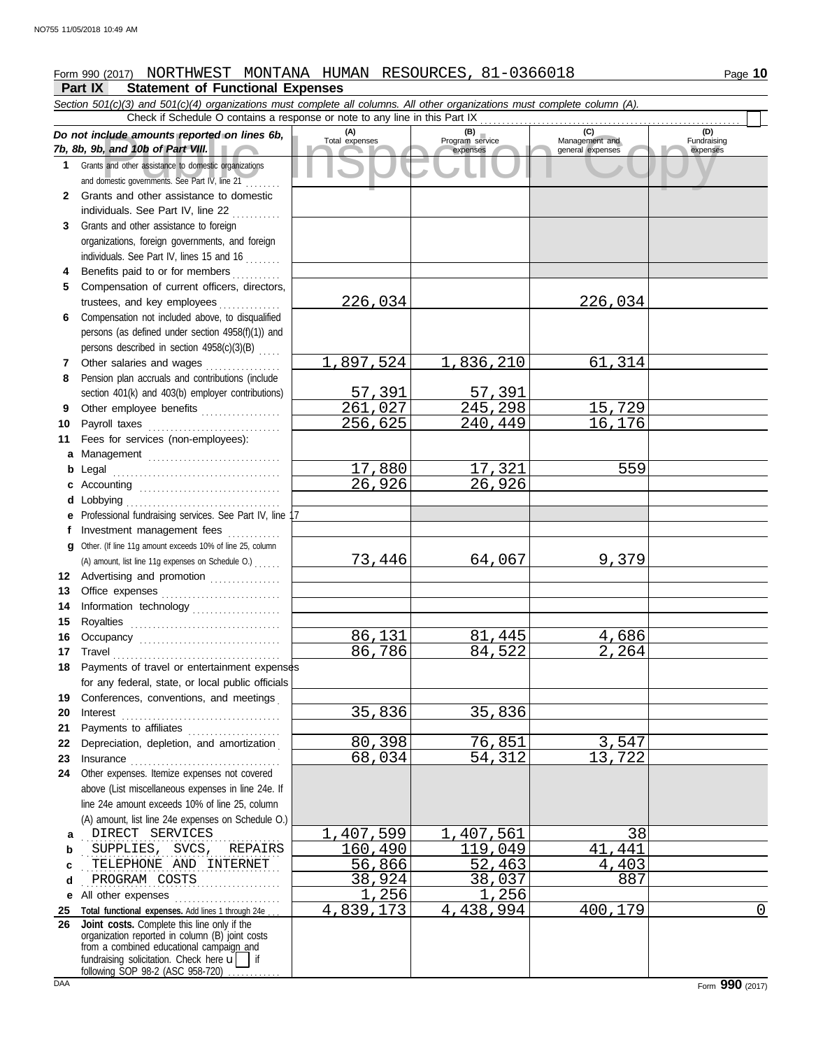Form 990 (2017) NORTHWEST MONTANA HUMAN RESOURCES, 81-0366018

## Part IX Statement of Functional Expenses

*Section 501(c)(3) and 501(c)(4) organizations must complete all columns. All other organizations must complete column (A).*

Check if Schedule O contains a response or note to any line in this Part IX

| *Do not include amounts reported on lines 6b, 7b, 8b, 9b, and 10b of Part VIII.* | (A) Total expenses | (B) Program service expenses | (C) Management and general expenses | (D) Fundraising expenses |
|---|---|---|---|---|
| 1 Grants and other assistance to domestic organizations and domestic governments. See Part IV, line 21 | | | | |
| 2 Grants and other assistance to domestic individuals. See Part IV, line 22 | | | | |
| 3 Grants and other assistance to foreign organizations, foreign governments, and foreign individuals. See Part IV, lines 15 and 16 | | | | |
| 4 Benefits paid to or for members | | | | |
| 5 Compensation of current officers, directors, trustees, and key employees | 226,034 | | 226,034 | |
| 6 Compensation not included above, to disqualified persons (as defined under section 4958(f)(1)) and persons described in section 4958(c)(3)(B) | | | | |
| 7 Other salaries and wages | 1,897,524 | 1,836,210 | 61,314 | |
| 8 Pension plan accruals and contributions (include section 401(k) and 403(b) employer contributions) | 57,391 | 57,391 | | |
| 9 Other employee benefits | 261,027 | 245,298 | 15,729 | |
| 10 Payroll taxes | 256,625 | 240,449 | 16,176 | |
| 11 Fees for services (non-employees): | | | | |
| a Management | | | | |
| b Legal | 17,880 | 17,321 | 559 | |
| c Accounting | 26,926 | 26,926 | | |
| d Lobbying | | | | |
| e Professional fundraising services. See Part IV, line 17 | | | | |
| f Investment management fees | | | | |
| g Other. (If line 11g amount exceeds 10% of line 25, column (A) amount, list line 11g expenses on Schedule O.) | 73,446 | 64,067 | 9,379 | |
| 12 Advertising and promotion | | | | |
| 13 Office expenses | | | | |
| 14 Information technology | | | | |
| 15 Royalties | | | | |
| 16 Occupancy | 86,131 | 81,445 | 4,686 | |
| 17 Travel | 86,786 | 84,522 | 2,264 | |
| 18 Payments of travel or entertainment expenses for any federal, state, or local public officials | | | | |
| 19 Conferences, conventions, and meetings | | | | |
| 20 Interest | 35,836 | 35,836 | | |
| 21 Payments to affiliates | | | | |
| 22 Depreciation, depletion, and amortization | 80,398 | 76,851 | 3,547 | |
| 23 Insurance | 68,034 | 54,312 | 13,722 | |
| 24 Other expenses. Itemize expenses not covered above (List miscellaneous expenses in line 24e. If line 24e amount exceeds 10% of line 25, column (A) amount, list line 24e expenses on Schedule O.) | | | | |
| a DIRECT SERVICES | 1,407,599 | 1,407,561 | 38 | |
| b SUPPLIES, SVCS, REPAIRS | 160,490 | 119,049 | 41,441 | |
| c TELEPHONE AND INTERNET | 56,866 | 52,463 | 4,403 | |
| d PROGRAM COSTS | 38,924 | 38,037 | 887 | |
| e All other expenses | 1,256 | 1,256 | | |
| 25 Total functional expenses. Add lines 1 through 24e | 4,839,173 | 4,438,994 | 400,179 | 0 |
| 26 Joint costs. Complete this line only if the organization reported in column (B) joint costs from a combined educational campaign and fundraising solicitation. Check here ☐ if following SOP 98-2 (ASC 958-720) | | | | |

Form 990 (2017)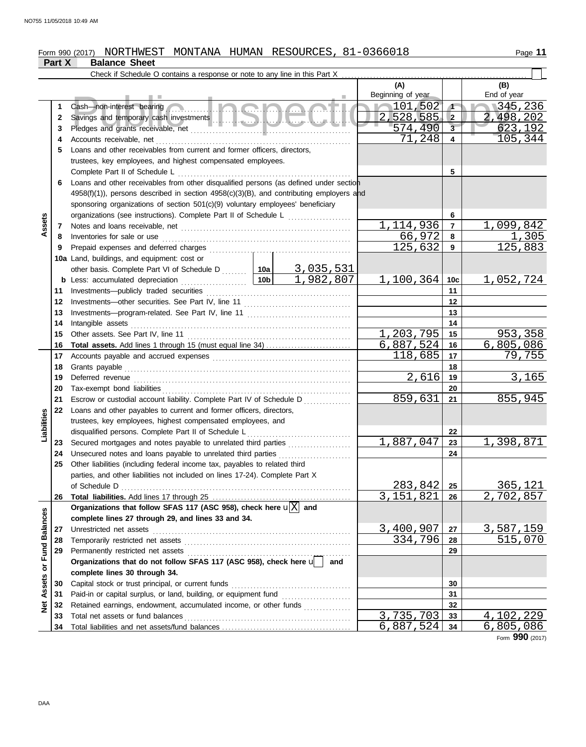Form 990 (2017) NORTHWEST MONTANA HUMAN RESOURCES, 81-0366018

## Part X Balance Sheet

Check if Schedule O contains a response or note to any line in this Part X ☐

| | | | | (A) Beginning of year | | (B) End of year |
|---|---|---|---|---|---|---|
| **Assets** | 1 | Cash—non-interest bearing | | 101,502 | 1 | 345,236 |
| | 2 | Savings and temporary cash investments | | 2,528,585 | 2 | 2,498,202 |
| | 3 | Pledges and grants receivable, net | | 574,490 | 3 | 623,192 |
| | 4 | Accounts receivable, net | | 71,248 | 4 | 105,344 |
| | 5 | Loans and other receivables from current and former officers, directors, trustees, key employees, and highest compensated employees. Complete Part II of Schedule L | | | 5 | |
| | 6 | Loans and other receivables from other disqualified persons (as defined under section 4958(f)(1)), persons described in section 4958(c)(3)(B), and contributing employers and sponsoring organizations of section 501(c)(9) voluntary employees' beneficiary organizations (see instructions). Complete Part II of Schedule L | | | 6 | |
| | 7 | Notes and loans receivable, net | | 1,114,936 | 7 | 1,099,842 |
| | 8 | Inventories for sale or use | | 66,972 | 8 | 1,305 |
| | 9 | Prepaid expenses and deferred charges | | 125,632 | 9 | 125,883 |
| | 10a | Land, buildings, and equipment: cost or other basis. Complete Part VI of Schedule D | 10a 3,035,531 | | | |
| | b | Less: accumulated depreciation | 10b 1,982,807 | 1,100,364 | 10c | 1,052,724 |
| | 11 | Investments—publicly traded securities | | | 11 | |
| | 12 | Investments—other securities. See Part IV, line 11 | | | 12 | |
| | 13 | Investments—program-related. See Part IV, line 11 | | | 13 | |
| | 14 | Intangible assets | | | 14 | |
| | 15 | Other assets. See Part IV, line 11 | | 1,203,795 | 15 | 953,358 |
| | 16 | **Total assets.** Add lines 1 through 15 (must equal line 34) | | 6,887,524 | 16 | 6,805,086 |
| **Liabilities** | 17 | Accounts payable and accrued expenses | | 118,685 | 17 | 79,755 |
| | 18 | Grants payable | | | 18 | |
| | 19 | Deferred revenue | | 2,616 | 19 | 3,165 |
| | 20 | Tax-exempt bond liabilities | | | 20 | |
| | 21 | Escrow or custodial account liability. Complete Part IV of Schedule D | | 859,631 | 21 | 855,945 |
| | 22 | Loans and other payables to current and former officers, directors, trustees, key employees, highest compensated employees, and disqualified persons. Complete Part II of Schedule L | | | 22 | |
| | 23 | Secured mortgages and notes payable to unrelated third parties | | 1,887,047 | 23 | 1,398,871 |
| | 24 | Unsecured notes and loans payable to unrelated third parties | | | 24 | |
| | 25 | Other liabilities (including federal income tax, payables to related third parties, and other liabilities not included on lines 17-24). Complete Part X of Schedule D | | 283,842 | 25 | 365,121 |
| | 26 | **Total liabilities.** Add lines 17 through 25 | | 3,151,821 | 26 | 2,702,857 |
| **Net Assets or Fund Balances** | | **Organizations that follow SFAS 117 (ASC 958), check here** ☒ **and complete lines 27 through 29, and lines 33 and 34.** | | | | |
| | 27 | Unrestricted net assets | | 3,400,907 | 27 | 3,587,159 |
| | 28 | Temporarily restricted net assets | | 334,796 | 28 | 515,070 |
| | 29 | Permanently restricted net assets | | | 29 | |
| | | **Organizations that do not follow SFAS 117 (ASC 958), check here** ☐ **and complete lines 30 through 34.** | | | | |
| | 30 | Capital stock or trust principal, or current funds | | | 30 | |
| | 31 | Paid-in or capital surplus, or land, building, or equipment fund | | | 31 | |
| | 32 | Retained earnings, endowment, accumulated income, or other funds | | | 32 | |
| | 33 | Total net assets or fund balances | | 3,735,703 | 33 | 4,102,229 |
| | 34 | Total liabilities and net assets/fund balances | | 6,887,524 | 34 | 6,805,086 |

Form **990** (2017)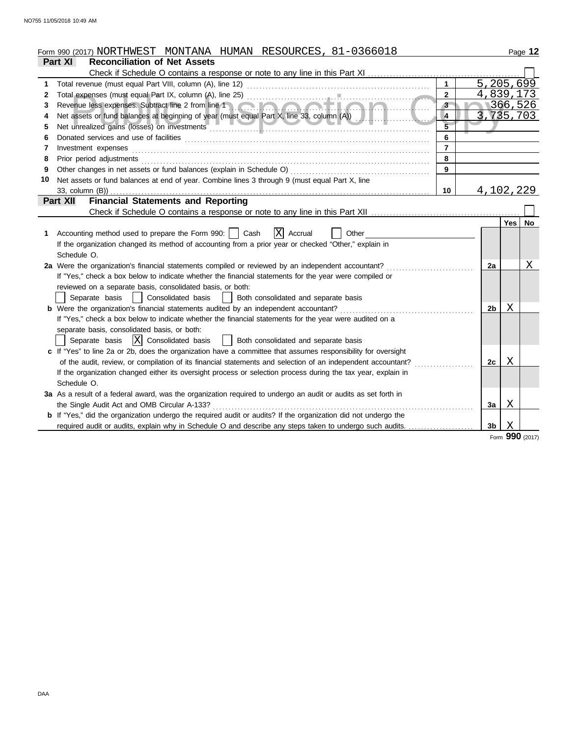Form 990 (2017) NORTHWEST MONTANA HUMAN RESOURCES, 81-0366018

## Part XI Reconciliation of Net Assets

Check if Schedule O contains a response or note to any line in this Part XI ☐

| | | | |
|---|---|---|---|
| 1 | Total revenue (must equal Part VIII, column (A), line 12) | 1 | 5,205,699 |
| 2 | Total expenses (must equal Part IX, column (A), line 25) | 2 | 4,839,173 |
| 3 | Revenue less expenses. Subtract line 2 from line 1 | 3 | 366,526 |
| 4 | Net assets or fund balances at beginning of year (must equal Part X, line 33, column (A)) | 4 | 3,735,703 |
| 5 | Net unrealized gains (losses) on investments | 5 | |
| 6 | Donated services and use of facilities | 6 | |
| 7 | Investment expenses | 7 | |
| 8 | Prior period adjustments | 8 | |
| 9 | Other changes in net assets or fund balances (explain in Schedule O) | 9 | |
| 10 | Net assets or fund balances at end of year. Combine lines 3 through 9 (must equal Part X, line 33, column (B)) | 10 | 4,102,229 |

## Part XII Financial Statements and Reporting

Check if Schedule O contains a response or note to any line in this Part XII ☐

| | | | Yes | No |
|---|---|---|---|---|
| 1 | Accounting method used to prepare the Form 990: ☐ Cash ☒ Accrual ☐ Other<br>If the organization changed its method of accounting from a prior year or checked "Other," explain in Schedule O. | | | |
| 2a | Were the organization's financial statements compiled or reviewed by an independent accountant?<br>If "Yes," check a box below to indicate whether the financial statements for the year were compiled or reviewed on a separate basis, consolidated basis, or both:<br>☐ Separate basis ☐ Consolidated basis ☐ Both consolidated and separate basis | 2a | | X |
| b | Were the organization's financial statements audited by an independent accountant?<br>If "Yes," check a box below to indicate whether the financial statements for the year were audited on a separate basis, consolidated basis, or both:<br>☐ Separate basis ☒ Consolidated basis ☐ Both consolidated and separate basis | 2b | X | |
| c | If "Yes" to line 2a or 2b, does the organization have a committee that assumes responsibility for oversight of the audit, review, or compilation of its financial statements and selection of an independent accountant?<br>If the organization changed either its oversight process or selection process during the tax year, explain in Schedule O. | 2c | X | |
| 3a | As a result of a federal award, was the organization required to undergo an audit or audits as set forth in the Single Audit Act and OMB Circular A-133? | 3a | X | |
| b | If "Yes," did the organization undergo the required audit or audits? If the organization did not undergo the required audit or audits, explain why in Schedule O and describe any steps taken to undergo such audits. | 3b | X | |

Form **990** (2017)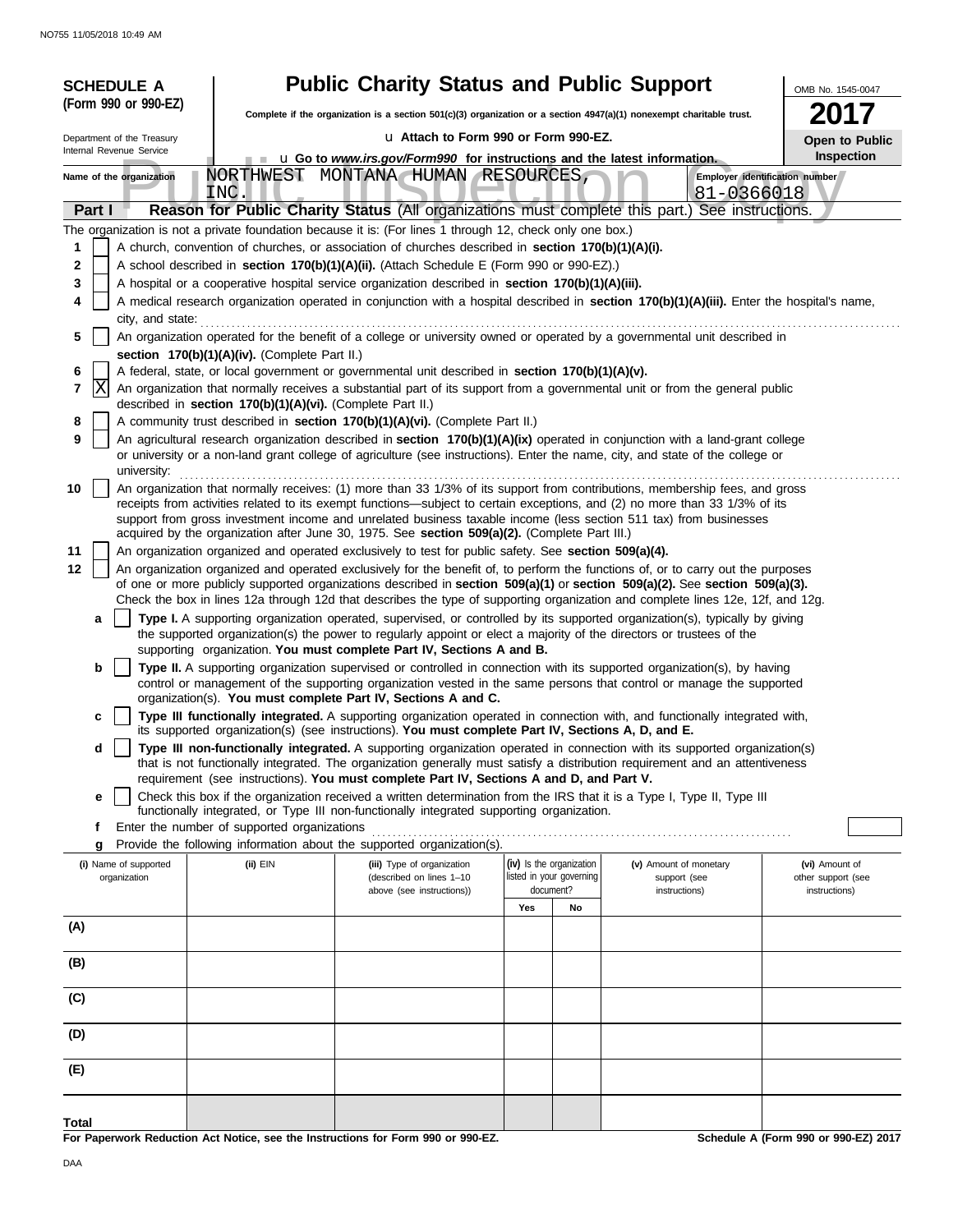**SCHEDULE A (Form 990 or 990-EZ)**

Department of the Treasury
Internal Revenue Service

# Public Charity Status and Public Support

**Complete if the organization is a section 501(c)(3) organization or a section 4947(a)(1) nonexempt charitable trust.**

u **Attach to Form 990 or Form 990-EZ.**

u **Go to *www.irs.gov/Form990* for instructions and the latest information.**

OMB No. 1545-0047

**2017**

**Open to Public Inspection**

**Name of the organization** NORTHWEST MONTANA HUMAN RESOURCES, INC.

**Employer identification number** 81-0366018

**Part I Reason for Public Charity Status** (All organizations must complete this part.) See instructions.

The organization is not a private foundation because it is: (For lines 1 through 12, check only one box.)

1 [ ] A church, convention of churches, or association of churches described in **section 170(b)(1)(A)(i).**

2 [ ] A school described in **section 170(b)(1)(A)(ii).** (Attach Schedule E (Form 990 or 990-EZ).)

3 [ ] A hospital or a cooperative hospital service organization described in **section 170(b)(1)(A)(iii).**

4 [ ] A medical research organization operated in conjunction with a hospital described in **section 170(b)(1)(A)(iii).** Enter the hospital's name, city, and state:

5 [ ] An organization operated for the benefit of a college or university owned or operated by a governmental unit described in **section 170(b)(1)(A)(iv).** (Complete Part II.)

6 [ ] A federal, state, or local government or governmental unit described in **section 170(b)(1)(A)(v).**

7 [X] An organization that normally receives a substantial part of its support from a governmental unit or from the general public described in **section 170(b)(1)(A)(vi).** (Complete Part II.)

8 [ ] A community trust described in **section 170(b)(1)(A)(vi).** (Complete Part II.)

9 [ ] An agricultural research organization described in **section 170(b)(1)(A)(ix)** operated in conjunction with a land-grant college or university or a non-land grant college of agriculture (see instructions). Enter the name, city, and state of the college or university:

10 [ ] An organization that normally receives: (1) more than 33 1/3% of its support from contributions, membership fees, and gross receipts from activities related to its exempt functions—subject to certain exceptions, and (2) no more than 33 1/3% of its support from gross investment income and unrelated business taxable income (less section 511 tax) from businesses acquired by the organization after June 30, 1975. See **section 509(a)(2).** (Complete Part III.)

11 [ ] An organization organized and operated exclusively to test for public safety. See **section 509(a)(4).**

12 [ ] An organization organized and operated exclusively for the benefit of, to perform the functions of, or to carry out the purposes of one or more publicly supported organizations described in **section 509(a)(1)** or **section 509(a)(2).** See **section 509(a)(3).** Check the box in lines 12a through 12d that describes the type of supporting organization and complete lines 12e, 12f, and 12g.

a [ ] **Type I.** A supporting organization operated, supervised, or controlled by its supported organization(s), typically by giving the supported organization(s) the power to regularly appoint or elect a majority of the directors or trustees of the supporting organization. **You must complete Part IV, Sections A and B.**

b [ ] **Type II.** A supporting organization supervised or controlled in connection with its supported organization(s), by having control or management of the supporting organization vested in the same persons that control or manage the supported organization(s). **You must complete Part IV, Sections A and C.**

c [ ] **Type III functionally integrated.** A supporting organization operated in connection with, and functionally integrated with, its supported organization(s) (see instructions). **You must complete Part IV, Sections A, D, and E.**

d [ ] **Type III non-functionally integrated.** A supporting organization operated in connection with its supported organization(s) that is not functionally integrated. The organization generally must satisfy a distribution requirement and an attentiveness requirement (see instructions). **You must complete Part IV, Sections A and D, and Part V.**

e [ ] Check this box if the organization received a written determination from the IRS that it is a Type I, Type II, Type III functionally integrated, or Type III non-functionally integrated supporting organization.

f Enter the number of supported organizations

g Provide the following information about the supported organization(s).

| (i) Name of supported organization | (ii) EIN | (iii) Type of organization (described on lines 1–10 above (see instructions)) | (iv) Is the organization listed in your governing document? Yes | No | (v) Amount of monetary support (see instructions) | (vi) Amount of other support (see instructions) |
|---|---|---|---|---|---|---|
| (A) | | | | | | |
| (B) | | | | | | |
| (C) | | | | | | |
| (D) | | | | | | |
| (E) | | | | | | |
| Total | | | | | | |

**For Paperwork Reduction Act Notice, see the Instructions for Form 990 or 990-EZ.** **Schedule A (Form 990 or 990-EZ) 2017**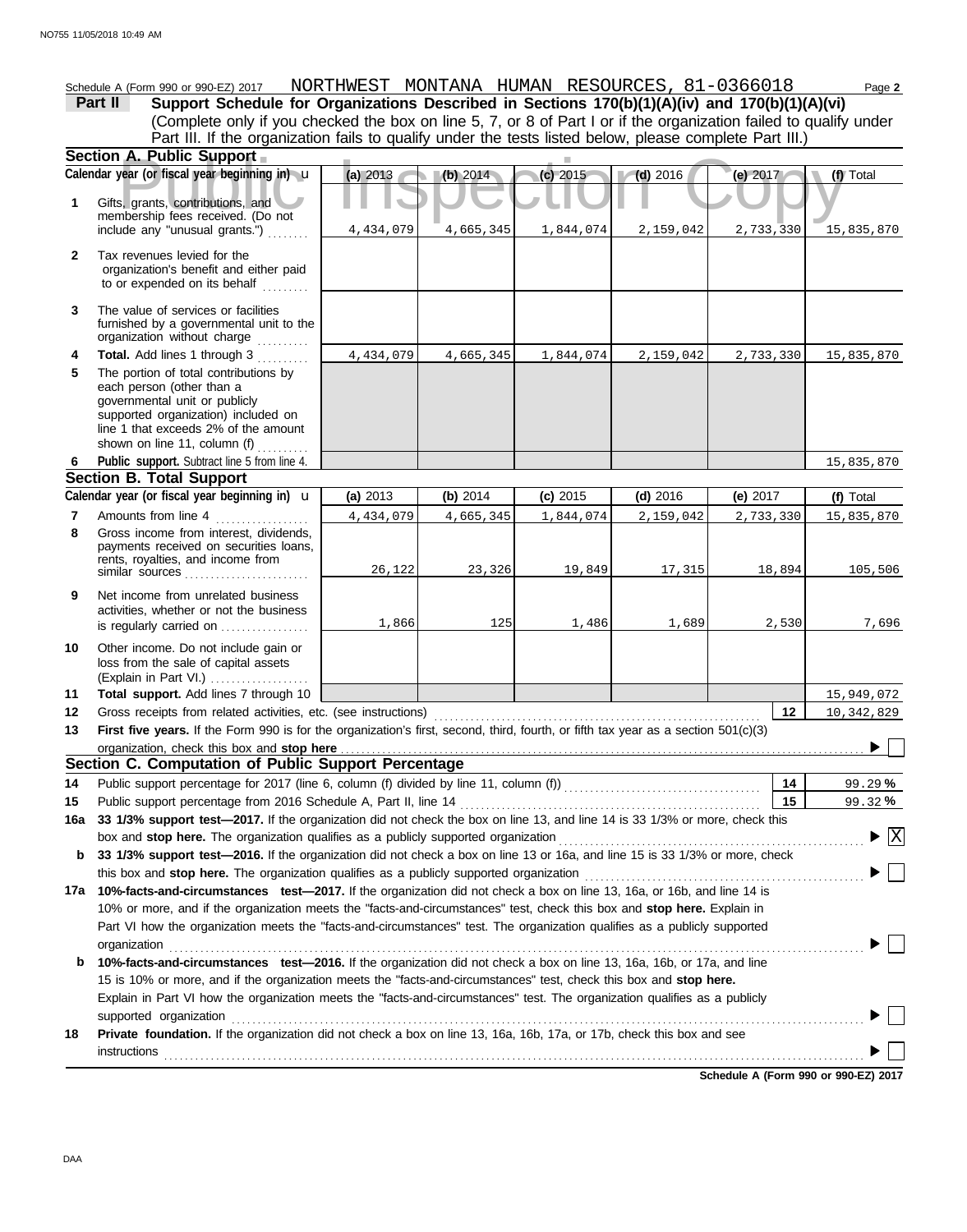Schedule A (Form 990 or 990-EZ) 2017 NORTHWEST MONTANA HUMAN RESOURCES, 81-0366018

**Part II Support Schedule for Organizations Described in Sections 170(b)(1)(A)(iv) and 170(b)(1)(A)(vi)**

(Complete only if you checked the box on line 5, 7, or 8 of Part I or if the organization failed to qualify under Part III. If the organization fails to qualify under the tests listed below, please complete Part III.)

**Section A. Public Support**

| | Calendar year (or fiscal year beginning in) | (a) 2013 | (b) 2014 | (c) 2015 | (d) 2016 | (e) 2017 | (f) Total |
|---|---|---|---|---|---|---|---|
| 1 | Gifts, grants, contributions, and membership fees received. (Do not include any "unusual grants.") | 4,434,079 | 4,665,345 | 1,844,074 | 2,159,042 | 2,733,330 | 15,835,870 |
| 2 | Tax revenues levied for the organization's benefit and either paid to or expended on its behalf | | | | | | |
| 3 | The value of services or facilities furnished by a governmental unit to the organization without charge | | | | | | |
| 4 | **Total.** Add lines 1 through 3 | 4,434,079 | 4,665,345 | 1,844,074 | 2,159,042 | 2,733,330 | 15,835,870 |
| 5 | The portion of total contributions by each person (other than a governmental unit or publicly supported organization) included on line 1 that exceeds 2% of the amount shown on line 11, column (f) | | | | | | |
| 6 | **Public support.** Subtract line 5 from line 4. | | | | | | 15,835,870 |

**Section B. Total Support**

| | Calendar year (or fiscal year beginning in) | (a) 2013 | (b) 2014 | (c) 2015 | (d) 2016 | (e) 2017 | (f) Total |
|---|---|---|---|---|---|---|---|
| 7 | Amounts from line 4 | 4,434,079 | 4,665,345 | 1,844,074 | 2,159,042 | 2,733,330 | 15,835,870 |
| 8 | Gross income from interest, dividends, payments received on securities loans, rents, royalties, and income from similar sources | 26,122 | 23,326 | 19,849 | 17,315 | 18,894 | 105,506 |
| 9 | Net income from unrelated business activities, whether or not the business is regularly carried on | 1,866 | 125 | 1,486 | 1,689 | 2,530 | 7,696 |
| 10 | Other income. Do not include gain or loss from the sale of capital assets (Explain in Part VI.) | | | | | | |
| 11 | **Total support.** Add lines 7 through 10 | | | | | | 15,949,072 |

12 Gross receipts from related activities, etc. (see instructions) — **12** — 10,342,829

13 **First five years.** If the Form 990 is for the organization's first, second, third, fourth, or fifth tax year as a section 501(c)(3) organization, check this box and **stop here** ☐

**Section C. Computation of Public Support Percentage**

14 Public support percentage for 2017 (line 6, column (f) divided by line 11, column (f)) — **14** — 99.29 %

15 Public support percentage from 2016 Schedule A, Part II, line 14 — **15** — 99.32 %

16a **33 1/3% support test—2017.** If the organization did not check the box on line 13, and line 14 is 33 1/3% or more, check this box and **stop here.** The organization qualifies as a publicly supported organization ☒

b **33 1/3% support test—2016.** If the organization did not check a box on line 13 or 16a, and line 15 is 33 1/3% or more, check this box and **stop here.** The organization qualifies as a publicly supported organization ☐

17a **10%-facts-and-circumstances test—2017.** If the organization did not check a box on line 13, 16a, or 16b, and line 14 is 10% or more, and if the organization meets the "facts-and-circumstances" test, check this box and **stop here.** Explain in Part VI how the organization meets the "facts-and-circumstances" test. The organization qualifies as a publicly supported organization ☐

b **10%-facts-and-circumstances test—2016.** If the organization did not check a box on line 13, 16a, 16b, or 17a, and line 15 is 10% or more, and if the organization meets the "facts-and-circumstances" test, check this box and **stop here.** Explain in Part VI how the organization meets the "facts-and-circumstances" test. The organization qualifies as a publicly supported organization ☐

18 **Private foundation.** If the organization did not check a box on line 13, 16a, 16b, 17a, or 17b, check this box and see instructions ☐

**Schedule A (Form 990 or 990-EZ) 2017**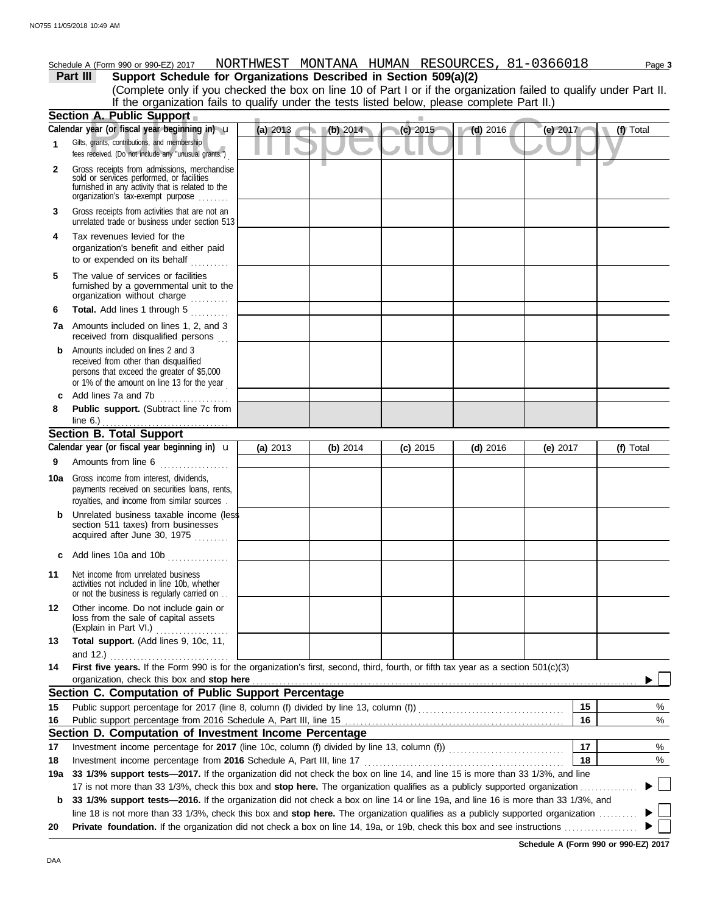Schedule A (Form 990 or 990-EZ) 2017 NORTHWEST MONTANA HUMAN RESOURCES, 81-0366018

**Part III Support Schedule for Organizations Described in Section 509(a)(2)**

(Complete only if you checked the box on line 10 of Part I or if the organization failed to qualify under Part II. If the organization fails to qualify under the tests listed below, please complete Part II.)

Public Inspection Copy

## Section A. Public Support

| Calendar year (or fiscal year beginning in) ► | (a) 2013 | (b) 2014 | (c) 2015 | (d) 2016 | (e) 2017 | (f) Total |
|---|---|---|---|---|---|---|
| **1** Gifts, grants, contributions, and membership fees received. (Do not include any "unusual grants.") | | | | | | |
| **2** Gross receipts from admissions, merchandise sold or services performed, or facilities furnished in any activity that is related to the organization's tax-exempt purpose | | | | | | |
| **3** Gross receipts from activities that are not an unrelated trade or business under section 513 | | | | | | |
| **4** Tax revenues levied for the organization's benefit and either paid to or expended on its behalf | | | | | | |
| **5** The value of services or facilities furnished by a governmental unit to the organization without charge | | | | | | |
| **6 Total.** Add lines 1 through 5 | | | | | | |
| **7a** Amounts included on lines 1, 2, and 3 received from disqualified persons | | | | | | |
| **b** Amounts included on lines 2 and 3 received from other than disqualified persons that exceed the greater of $5,000 or 1% of the amount on line 13 for the year | | | | | | |
| **c** Add lines 7a and 7b | | | | | | |
| **8 Public support.** (Subtract line 7c from line 6.) | | | | | | |

## Section B. Total Support

| Calendar year (or fiscal year beginning in) ► | (a) 2013 | (b) 2014 | (c) 2015 | (d) 2016 | (e) 2017 | (f) Total |
|---|---|---|---|---|---|---|
| **9** Amounts from line 6 | | | | | | |
| **10a** Gross income from interest, dividends, payments received on securities loans, rents, royalties, and income from similar sources | | | | | | |
| **b** Unrelated business taxable income (less section 511 taxes) from businesses acquired after June 30, 1975 | | | | | | |
| **c** Add lines 10a and 10b | | | | | | |
| **11** Net income from unrelated business activities not included in line 10b, whether or not the business is regularly carried on | | | | | | |
| **12** Other income. Do not include gain or loss from the sale of capital assets (Explain in Part VI.) | | | | | | |
| **13 Total support.** (Add lines 9, 10c, 11, and 12.) | | | | | | |

**14 First five years.** If the Form 990 is for the organization's first, second, third, fourth, or fifth tax year as a section 501(c)(3) organization, check this box and **stop here** ► ☐

## Section C. Computation of Public Support Percentage

| | | | |
|---|---|---|---|
| **15** | Public support percentage for 2017 (line 8, column (f) divided by line 13, column (f)) | 15 | % |
| **16** | Public support percentage from 2016 Schedule A, Part III, line 15 | 16 | % |

## Section D. Computation of Investment Income Percentage

| | | | |
|---|---|---|---|
| **17** | Investment income percentage for **2017** (line 10c, column (f) divided by line 13, column (f)) | 17 | % |
| **18** | Investment income percentage from **2016** Schedule A, Part III, line 17 | 18 | % |

**19a 33 1/3% support tests—2017.** If the organization did not check the box on line 14, and line 15 is more than 33 1/3%, and line 17 is not more than 33 1/3%, check this box and **stop here.** The organization qualifies as a publicly supported organization ► ☐

**b 33 1/3% support tests—2016.** If the organization did not check a box on line 14 or line 19a, and line 16 is more than 33 1/3%, and line 18 is not more than 33 1/3%, check this box and **stop here.** The organization qualifies as a publicly supported organization ► ☐

**20 Private foundation.** If the organization did not check a box on line 14, 19a, or 19b, check this box and see instructions ► ☐

**Schedule A (Form 990 or 990-EZ) 2017**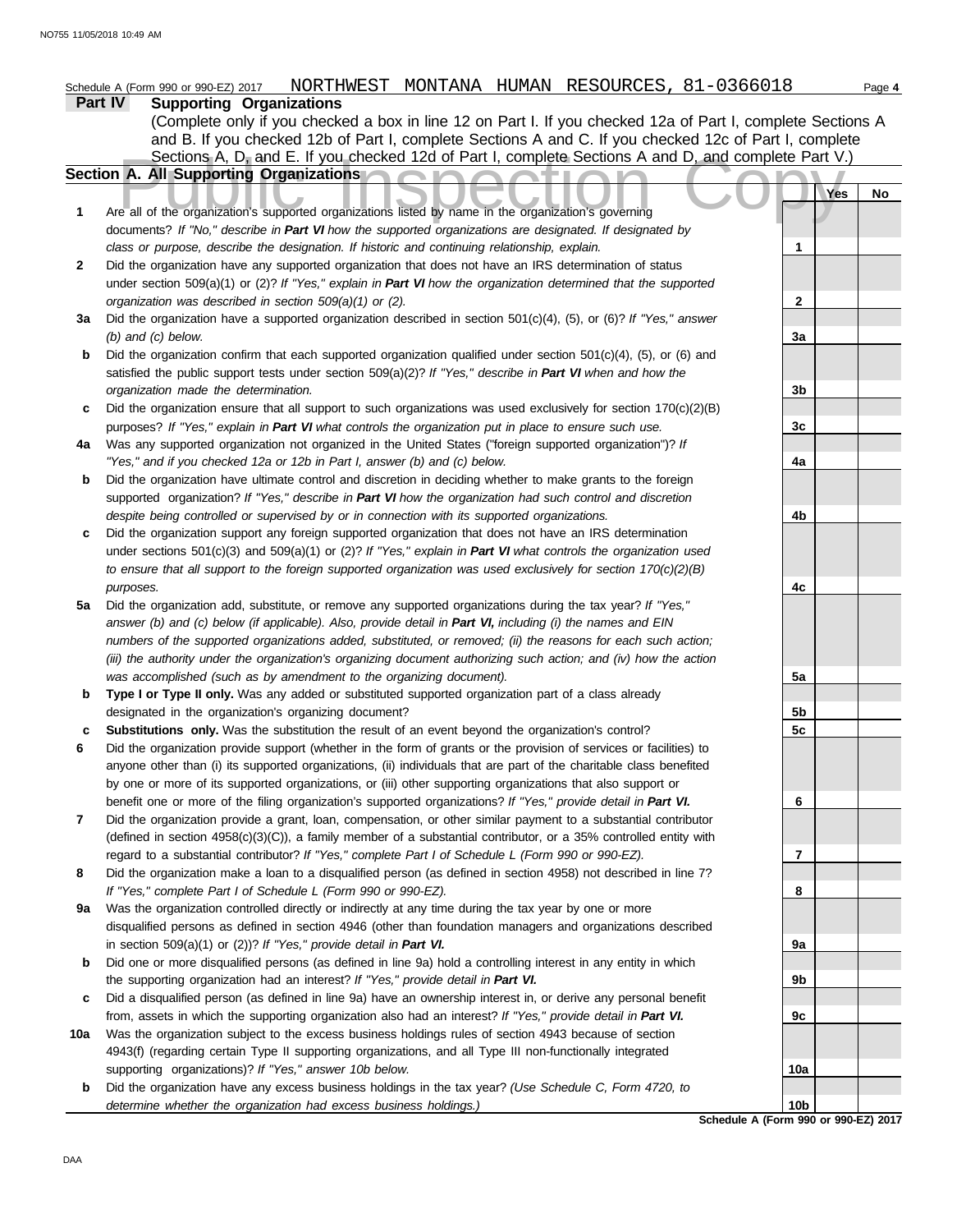Schedule A (Form 990 or 990-EZ) 2017 NORTHWEST MONTANA HUMAN RESOURCES, 81-0366018

## Part IV Supporting Organizations

(Complete only if you checked a box in line 12 on Part I. If you checked 12a of Part I, complete Sections A and B. If you checked 12b of Part I, complete Sections A and C. If you checked 12c of Part I, complete Sections A, D, and E. If you checked 12d of Part I, complete Sections A and D, and complete Part V.)

### Section A. All Supporting Organizations

| | | | Yes | No |
|---|---|---|---|---|
| **1** | Are all of the organization's supported organizations listed by name in the organization's governing documents? *If "No," describe in **Part VI** how the supported organizations are designated. If designated by class or purpose, describe the designation. If historic and continuing relationship, explain.* | 1 | | |
| **2** | Did the organization have any supported organization that does not have an IRS determination of status under section 509(a)(1) or (2)? *If "Yes," explain in **Part VI** how the organization determined that the supported organization was described in section 509(a)(1) or (2).* | 2 | | |
| **3a** | Did the organization have a supported organization described in section 501(c)(4), (5), or (6)? *If "Yes," answer (b) and (c) below.* | 3a | | |
| **b** | Did the organization confirm that each supported organization qualified under section 501(c)(4), (5), or (6) and satisfied the public support tests under section 509(a)(2)? *If "Yes," describe in **Part VI** when and how the organization made the determination.* | 3b | | |
| **c** | Did the organization ensure that all support to such organizations was used exclusively for section 170(c)(2)(B) purposes? *If "Yes," explain in **Part VI** what controls the organization put in place to ensure such use.* | 3c | | |
| **4a** | Was any supported organization not organized in the United States ("foreign supported organization")? *If "Yes," and if you checked 12a or 12b in Part I, answer (b) and (c) below.* | 4a | | |
| **b** | Did the organization have ultimate control and discretion in deciding whether to make grants to the foreign supported organization? *If "Yes," describe in **Part VI** how the organization had such control and discretion despite being controlled or supervised by or in connection with its supported organizations.* | 4b | | |
| **c** | Did the organization support any foreign supported organization that does not have an IRS determination under sections 501(c)(3) and 509(a)(1) or (2)? *If "Yes," explain in **Part VI** what controls the organization used to ensure that all support to the foreign supported organization was used exclusively for section 170(c)(2)(B) purposes.* | 4c | | |
| **5a** | Did the organization add, substitute, or remove any supported organizations during the tax year? *If "Yes," answer (b) and (c) below (if applicable). Also, provide detail in **Part VI,** including (i) the names and EIN numbers of the supported organizations added, substituted, or removed; (ii) the reasons for each such action; (iii) the authority under the organization's organizing document authorizing such action; and (iv) how the action was accomplished (such as by amendment to the organizing document).* | 5a | | |
| **b** | **Type I or Type II only.** Was any added or substituted supported organization part of a class already designated in the organization's organizing document? | 5b | | |
| **c** | **Substitutions only.** Was the substitution the result of an event beyond the organization's control? | 5c | | |
| **6** | Did the organization provide support (whether in the form of grants or the provision of services or facilities) to anyone other than (i) its supported organizations, (ii) individuals that are part of the charitable class benefited by one or more of its supported organizations, or (iii) other supporting organizations that also support or benefit one or more of the filing organization's supported organizations? *If "Yes," provide detail in **Part VI.*** | 6 | | |
| **7** | Did the organization provide a grant, loan, compensation, or other similar payment to a substantial contributor (defined in section 4958(c)(3)(C)), a family member of a substantial contributor, or a 35% controlled entity with regard to a substantial contributor? *If "Yes," complete Part I of Schedule L (Form 990 or 990-EZ).* | 7 | | |
| **8** | Did the organization make a loan to a disqualified person (as defined in section 4958) not described in line 7? *If "Yes," complete Part I of Schedule L (Form 990 or 990-EZ).* | 8 | | |
| **9a** | Was the organization controlled directly or indirectly at any time during the tax year by one or more disqualified persons as defined in section 4946 (other than foundation managers and organizations described in section 509(a)(1) or (2))? *If "Yes," provide detail in **Part VI.*** | 9a | | |
| **b** | Did one or more disqualified persons (as defined in line 9a) hold a controlling interest in any entity in which the supporting organization had an interest? *If "Yes," provide detail in **Part VI.*** | 9b | | |
| **c** | Did a disqualified person (as defined in line 9a) have an ownership interest in, or derive any personal benefit from, assets in which the supporting organization also had an interest? *If "Yes," provide detail in **Part VI.*** | 9c | | |
| **10a** | Was the organization subject to the excess business holdings rules of section 4943 because of section 4943(f) (regarding certain Type II supporting organizations, and all Type III non-functionally integrated supporting organizations)? *If "Yes," answer 10b below.* | 10a | | |
| **b** | Did the organization have any excess business holdings in the tax year? *(Use Schedule C, Form 4720, to determine whether the organization had excess business holdings.)* | 10b | | |

Schedule A (Form 990 or 990-EZ) 2017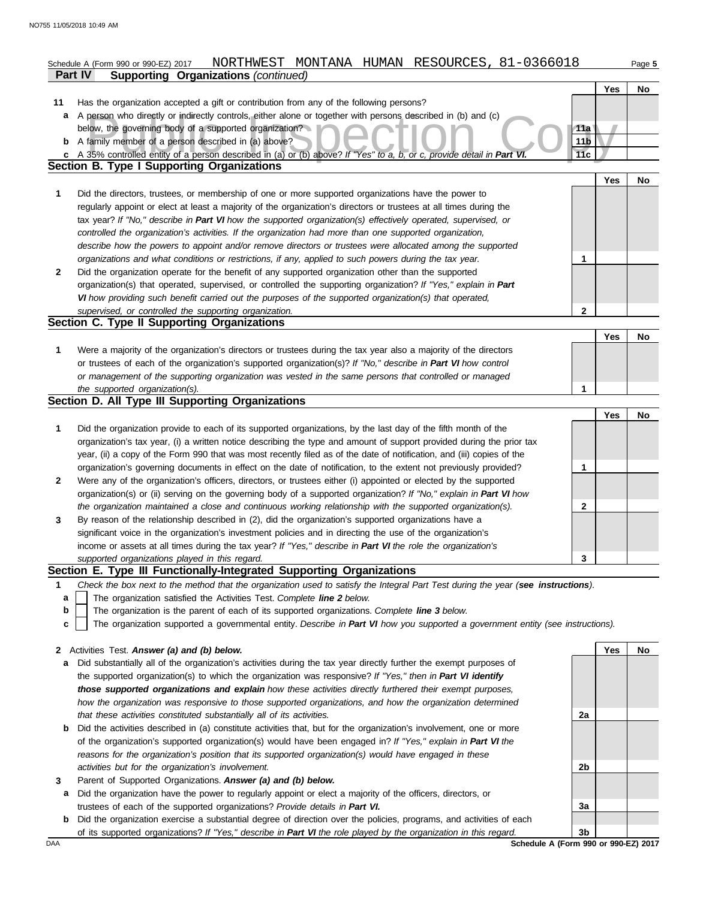Schedule A (Form 990 or 990-EZ) 2017 NORTHWEST MONTANA HUMAN RESOURCES, 81-0366018

**Part IV Supporting Organizations** *(continued)*

| | | | Yes | No |
|---|---|---|---|---|
| **11** | Has the organization accepted a gift or contribution from any of the following persons? | | | |
| **a** | A person who directly or indirectly controls, either alone or together with persons described in (b) and (c) below, the governing body of a supported organization? | 11a | | |
| **b** | A family member of a person described in (a) above? | 11b | | |
| **c** | A 35% controlled entity of a person described in (a) or (b) above? *If "Yes" to a, b, or c, provide detail in* ***Part VI.*** | 11c | | |

## Section B. Type I Supporting Organizations

| | | | Yes | No |
|---|---|---|---|---|
| **1** | Did the directors, trustees, or membership of one or more supported organizations have the power to regularly appoint or elect at least a majority of the organization's directors or trustees at all times during the tax year? *If "No," describe in* ***Part VI*** *how the supported organization(s) effectively operated, supervised, or controlled the organization's activities. If the organization had more than one supported organization, describe how the powers to appoint and/or remove directors or trustees were allocated among the supported organizations and what conditions or restrictions, if any, applied to such powers during the tax year.* | 1 | | |
| **2** | Did the organization operate for the benefit of any supported organization other than the supported organization(s) that operated, supervised, or controlled the supporting organization? *If "Yes," explain in* ***Part VI*** *how providing such benefit carried out the purposes of the supported organization(s) that operated, supervised, or controlled the supporting organization.* | 2 | | |

## Section C. Type II Supporting Organizations

| | | | Yes | No |
|---|---|---|---|---|
| **1** | Were a majority of the organization's directors or trustees during the tax year also a majority of the directors or trustees of each of the organization's supported organization(s)? *If "No," describe in* ***Part VI*** *how control or management of the supporting organization was vested in the same persons that controlled or managed the supported organization(s).* | 1 | | |

## Section D. All Type III Supporting Organizations

| | | | Yes | No |
|---|---|---|---|---|
| **1** | Did the organization provide to each of its supported organizations, by the last day of the fifth month of the organization's tax year, (i) a written notice describing the type and amount of support provided during the prior tax year, (ii) a copy of the Form 990 that was most recently filed as of the date of notification, and (iii) copies of the organization's governing documents in effect on the date of notification, to the extent not previously provided? | 1 | | |
| **2** | Were any of the organization's officers, directors, or trustees either (i) appointed or elected by the supported organization(s) or (ii) serving on the governing body of a supported organization? *If "No," explain in* ***Part VI*** *how the organization maintained a close and continuous working relationship with the supported organization(s).* | 2 | | |
| **3** | By reason of the relationship described in (2), did the organization's supported organizations have a significant voice in the organization's investment policies and in directing the use of the organization's income or assets at all times during the tax year? *If "Yes," describe in* ***Part VI*** *the role the organization's supported organizations played in this regard.* | 3 | | |

## Section E. Type III Functionally-Integrated Supporting Organizations

**1** *Check the box next to the method that the organization used to satisfy the Integral Part Test during the year (****see instructions****).*

- **a** ☐ The organization satisfied the Activities Test. *Complete* ***line 2*** *below.*
- **b** ☐ The organization is the parent of each of its supported organizations. *Complete* ***line 3*** *below.*
- **c** ☐ The organization supported a governmental entity. *Describe in* ***Part VI*** *how you supported a government entity (see instructions).*

| | | | Yes | No |
|---|---|---|---|---|
| **2** | Activities Test. ***Answer (a) and (b) below.*** | | | |
| **a** | Did substantially all of the organization's activities during the tax year directly further the exempt purposes of the supported organization(s) to which the organization was responsive? *If "Yes," then in* ***Part VI identify those supported organizations and explain*** *how these activities directly furthered their exempt purposes, how the organization was responsive to those supported organizations, and how the organization determined that these activities constituted substantially all of its activities.* | 2a | | |
| **b** | Did the activities described in (a) constitute activities that, but for the organization's involvement, one or more of the organization's supported organization(s) would have been engaged in? *If "Yes," explain in* ***Part VI*** *the reasons for the organization's position that its supported organization(s) would have engaged in these activities but for the organization's involvement.* | 2b | | |
| **3** | Parent of Supported Organizations. ***Answer (a) and (b) below.*** | | | |
| **a** | Did the organization have the power to regularly appoint or elect a majority of the officers, directors, or trustees of each of the supported organizations? *Provide details in* ***Part VI.*** | 3a | | |
| **b** | Did the organization exercise a substantial degree of direction over the policies, programs, and activities of each of its supported organizations? *If "Yes," describe in* ***Part VI*** *the role played by the organization in this regard.* | 3b | | |

**Schedule A (Form 990 or 990-EZ) 2017**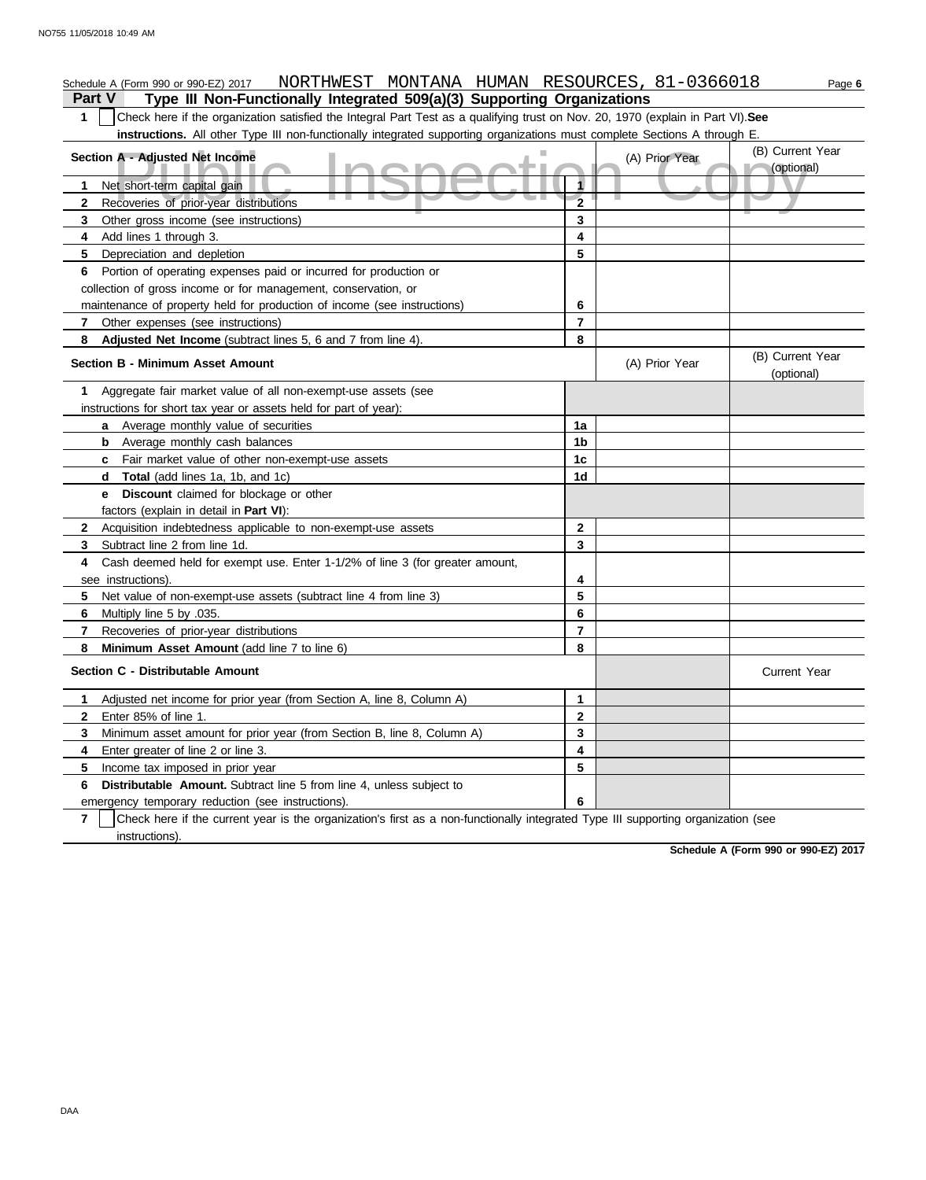Schedule A (Form 990 or 990-EZ) 2017 NORTHWEST MONTANA HUMAN RESOURCES, 81-0366018 Page **6**

## Part V Type III Non-Functionally Integrated 509(a)(3) Supporting Organizations

**1** ☐ Check here if the organization satisfied the Integral Part Test as a qualifying trust on Nov. 20, 1970 (explain in Part VI). **See instructions.** All other Type III non-functionally integrated supporting organizations must complete Sections A through E.

| Section A - Adjusted Net Income | | (A) Prior Year | (B) Current Year (optional) |
|---|---|---|---|
| **1** Net short-term capital gain | **1** | | |
| **2** Recoveries of prior-year distributions | **2** | | |
| **3** Other gross income (see instructions) | **3** | | |
| **4** Add lines 1 through 3. | **4** | | |
| **5** Depreciation and depletion | **5** | | |
| **6** Portion of operating expenses paid or incurred for production or collection of gross income or for management, conservation, or maintenance of property held for production of income (see instructions) | **6** | | |
| **7** Other expenses (see instructions) | **7** | | |
| **8** **Adjusted Net Income** (subtract lines 5, 6 and 7 from line 4). | **8** | | |

| Section B - Minimum Asset Amount | | (A) Prior Year | (B) Current Year (optional) |
|---|---|---|---|
| **1** Aggregate fair market value of all non-exempt-use assets (see instructions for short tax year or assets held for part of year): | | | |
| **a** Average monthly value of securities | **1a** | | |
| **b** Average monthly cash balances | **1b** | | |
| **c** Fair market value of other non-exempt-use assets | **1c** | | |
| **d** **Total** (add lines 1a, 1b, and 1c) | **1d** | | |
| **e** **Discount** claimed for blockage or other factors (explain in detail in **Part VI**): | | | |
| **2** Acquisition indebtedness applicable to non-exempt-use assets | **2** | | |
| **3** Subtract line 2 from line 1d. | **3** | | |
| **4** Cash deemed held for exempt use. Enter 1-1/2% of line 3 (for greater amount, see instructions). | **4** | | |
| **5** Net value of non-exempt-use assets (subtract line 4 from line 3) | **5** | | |
| **6** Multiply line 5 by .035. | **6** | | |
| **7** Recoveries of prior-year distributions | **7** | | |
| **8** **Minimum Asset Amount** (add line 7 to line 6) | **8** | | |

| Section C - Distributable Amount | | | Current Year |
|---|---|---|---|
| **1** Adjusted net income for prior year (from Section A, line 8, Column A) | **1** | | |
| **2** Enter 85% of line 1. | **2** | | |
| **3** Minimum asset amount for prior year (from Section B, line 8, Column A) | **3** | | |
| **4** Enter greater of line 2 or line 3. | **4** | | |
| **5** Income tax imposed in prior year | **5** | | |
| **6** **Distributable Amount.** Subtract line 5 from line 4, unless subject to emergency temporary reduction (see instructions). | **6** | | |

**7** ☐ Check here if the current year is the organization's first as a non-functionally integrated Type III supporting organization (see instructions).

**Schedule A (Form 990 or 990-EZ) 2017**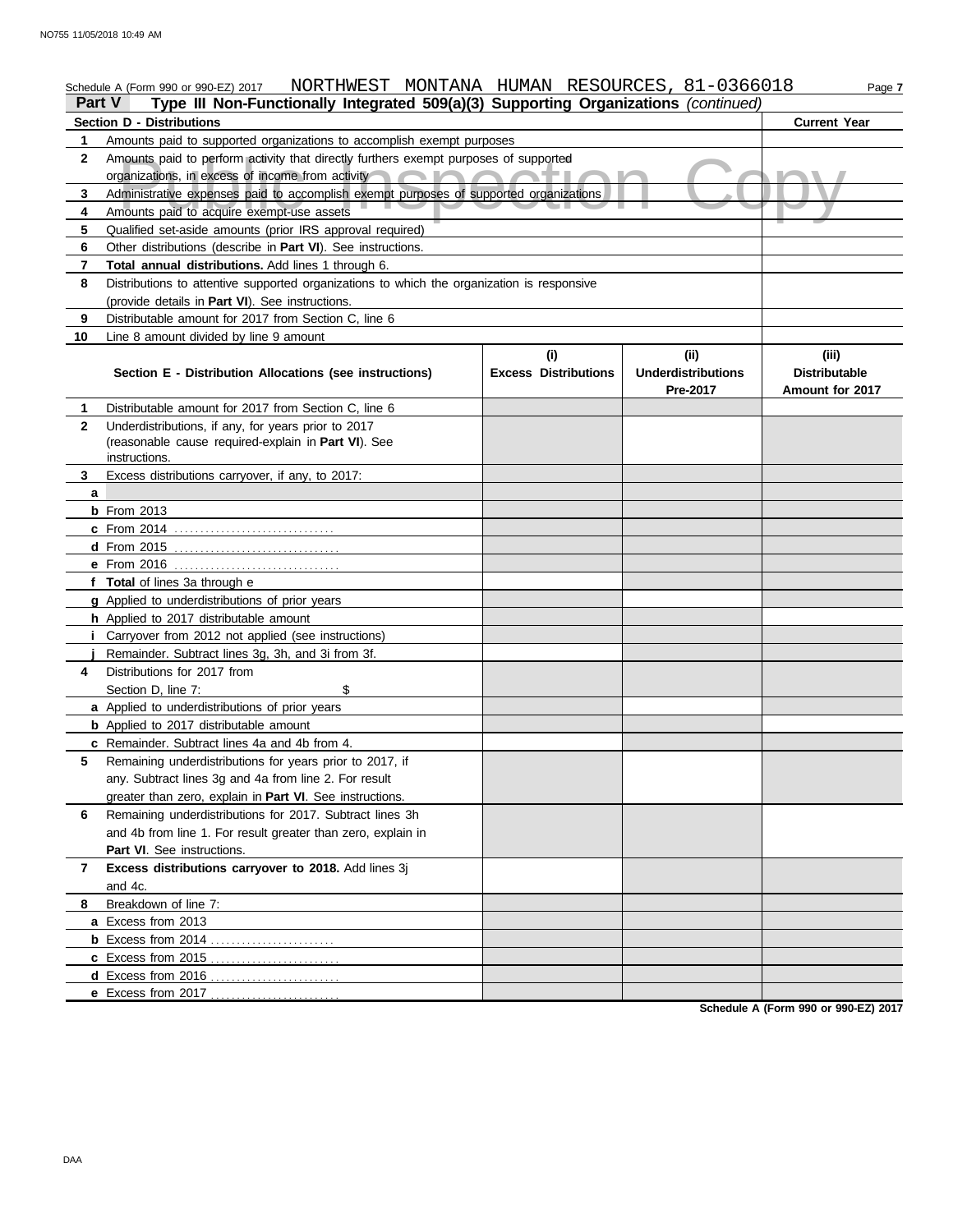Schedule A (Form 990 or 990-EZ) 2017 NORTHWEST MONTANA HUMAN RESOURCES, 81-0366018

## Part V Type III Non-Functionally Integrated 509(a)(3) Supporting Organizations *(continued)*

| | Section D - Distributions | Current Year |
|---|---|---|
| 1 | Amounts paid to supported organizations to accomplish exempt purposes | |
| 2 | Amounts paid to perform activity that directly furthers exempt purposes of supported organizations, in excess of income from activity | |
| 3 | Administrative expenses paid to accomplish exempt purposes of supported organizations | |
| 4 | Amounts paid to acquire exempt-use assets | |
| 5 | Qualified set-aside amounts (prior IRS approval required) | |
| 6 | Other distributions (describe in **Part VI**). See instructions. | |
| 7 | **Total annual distributions.** Add lines 1 through 6. | |
| 8 | Distributions to attentive supported organizations to which the organization is responsive (provide details in **Part VI**). See instructions. | |
| 9 | Distributable amount for 2017 from Section C, line 6 | |
| 10 | Line 8 amount divided by line 9 amount | |

| | Section E - Distribution Allocations (see instructions) | (i) Excess Distributions | (ii) Underdistributions Pre-2017 | (iii) Distributable Amount for 2017 |
|---|---|---|---|---|
| 1 | Distributable amount for 2017 from Section C, line 6 | | | |
| 2 | Underdistributions, if any, for years prior to 2017 (reasonable cause required-explain in **Part VI**). See instructions. | | | |
| 3 | Excess distributions carryover, if any, to 2017: | | | |
| a | | | | |
| b | From 2013 | | | |
| c | From 2014 | | | |
| d | From 2015 | | | |
| e | From 2016 | | | |
| f | **Total** of lines 3a through e | | | |
| g | Applied to underdistributions of prior years | | | |
| h | Applied to 2017 distributable amount | | | |
| i | Carryover from 2012 not applied (see instructions) | | | |
| j | Remainder. Subtract lines 3g, 3h, and 3i from 3f. | | | |
| 4 | Distributions for 2017 from Section D, line 7: $ | | | |
| a | Applied to underdistributions of prior years | | | |
| b | Applied to 2017 distributable amount | | | |
| c | Remainder. Subtract lines 4a and 4b from 4. | | | |
| 5 | Remaining underdistributions for years prior to 2017, if any. Subtract lines 3g and 4a from line 2. For result greater than zero, explain in **Part VI**. See instructions. | | | |
| 6 | Remaining underdistributions for 2017. Subtract lines 3h and 4b from line 1. For result greater than zero, explain in **Part VI**. See instructions. | | | |
| 7 | **Excess distributions carryover to 2018.** Add lines 3j and 4c. | | | |
| 8 | Breakdown of line 7: | | | |
| a | Excess from 2013 | | | |
| b | Excess from 2014 | | | |
| c | Excess from 2015 | | | |
| d | Excess from 2016 | | | |
| e | Excess from 2017 | | | |

**Schedule A (Form 990 or 990-EZ) 2017**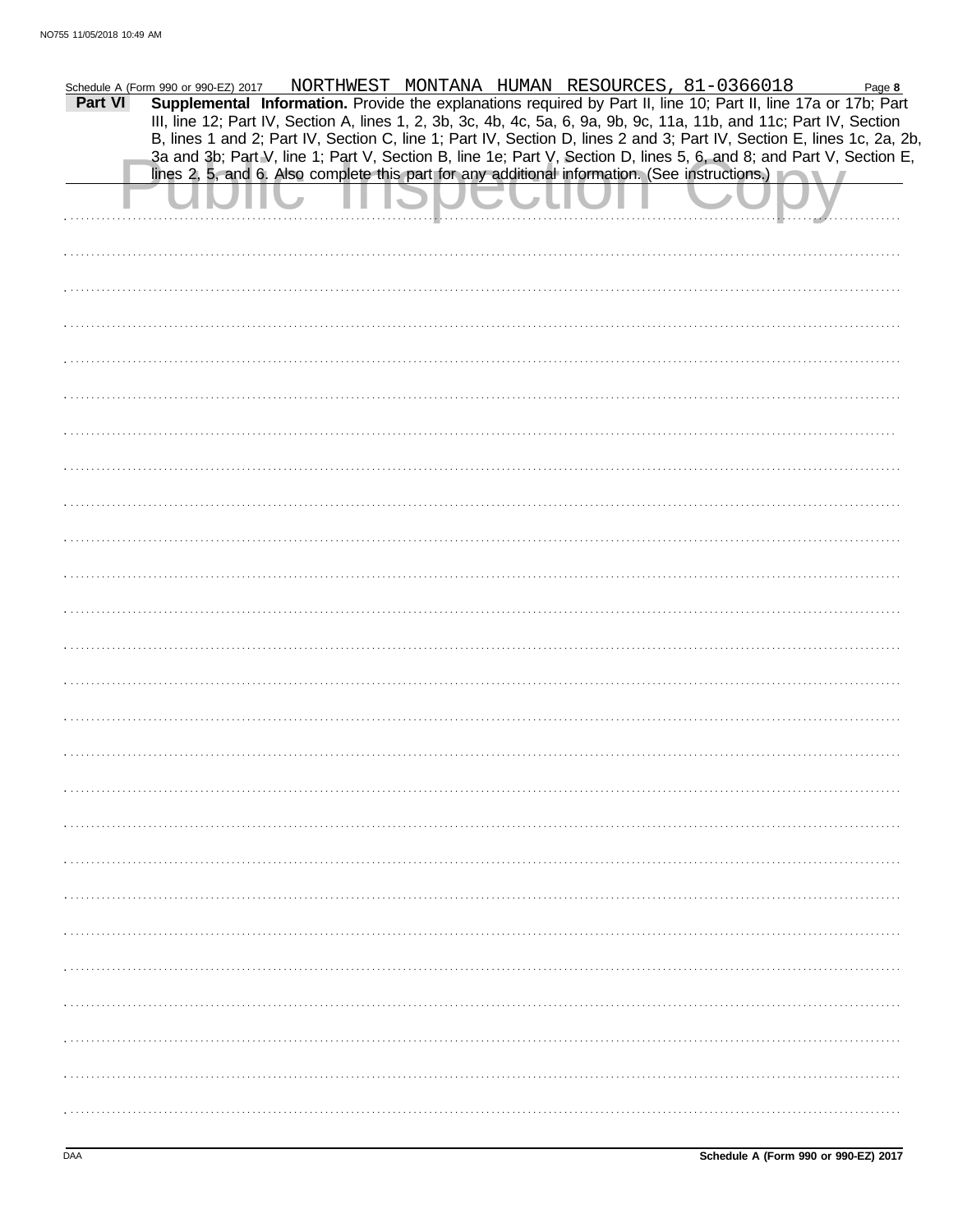Schedule A (Form 990 or 990-EZ) 2017 NORTHWEST MONTANA HUMAN RESOURCES, 81-0366018 Page **8**

**Part VI** **Supplemental Information.** Provide the explanations required by Part II, line 10; Part II, line 17a or 17b; Part III, line 12; Part IV, Section A, lines 1, 2, 3b, 3c, 4b, 4c, 5a, 6, 9a, 9b, 9c, 11a, 11b, and 11c; Part IV, Section B, lines 1 and 2; Part IV, Section C, line 1; Part IV, Section D, lines 2 and 3; Part IV, Section E, lines 1c, 2a, 2b, 3a and 3b; Part V, line 1; Part V, Section B, line 1e; Part V, Section D, lines 5, 6, and 8; and Part V, Section E, lines 2, 5, and 6. Also complete this part for any additional information. (See instructions.)

Public Inspection Copy

DAA **Schedule A (Form 990 or 990-EZ) 2017**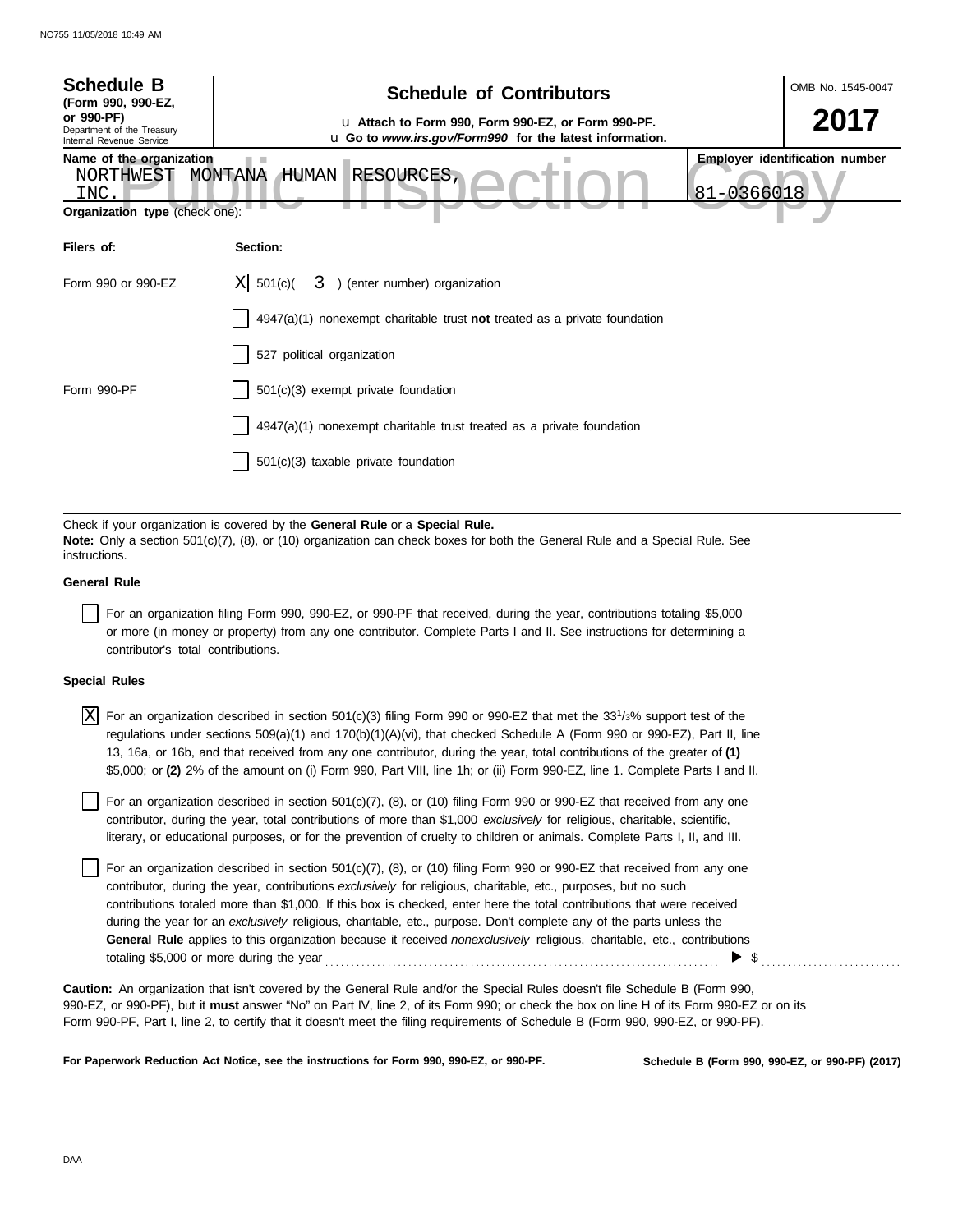**Schedule B**
**(Form 990, 990-EZ, or 990-PF)**
Department of the Treasury
Internal Revenue Service

# Schedule of Contributors

u **Attach to Form 990, Form 990-EZ, or Form 990-PF.**
u **Go to *www.irs.gov/Form990* for the latest information.**

OMB No. 1545-0047

**2017**

**Name of the organization**
NORTHWEST MONTANA HUMAN RESOURCES, INC.

**Employer identification number**
81-0366018

**Organization type** (check one):

| Filers of: | Section: |
|---|---|
| Form 990 or 990-EZ | [X] 501(c)( 3 ) (enter number) organization |
| | [ ] 4947(a)(1) nonexempt charitable trust **not** treated as a private foundation |
| | [ ] 527 political organization |
| Form 990-PF | [ ] 501(c)(3) exempt private foundation |
| | [ ] 4947(a)(1) nonexempt charitable trust treated as a private foundation |
| | [ ] 501(c)(3) taxable private foundation |

Check if your organization is covered by the **General Rule** or a **Special Rule.**
**Note:** Only a section 501(c)(7), (8), or (10) organization can check boxes for both the General Rule and a Special Rule. See instructions.

**General Rule**

[ ] For an organization filing Form 990, 990-EZ, or 990-PF that received, during the year, contributions totaling $5,000 or more (in money or property) from any one contributor. Complete Parts I and II. See instructions for determining a contributor's total contributions.

**Special Rules**

[X] For an organization described in section 501(c)(3) filing Form 990 or 990-EZ that met the $33^1/_3$% support test of the regulations under sections 509(a)(1) and 170(b)(1)(A)(vi), that checked Schedule A (Form 990 or 990-EZ), Part II, line 13, 16a, or 16b, and that received from any one contributor, during the year, total contributions of the greater of **(1)** $5,000; or **(2)** 2% of the amount on (i) Form 990, Part VIII, line 1h; or (ii) Form 990-EZ, line 1. Complete Parts I and II.

[ ] For an organization described in section 501(c)(7), (8), or (10) filing Form 990 or 990-EZ that received from any one contributor, during the year, total contributions of more than $1,000 *exclusively* for religious, charitable, scientific, literary, or educational purposes, or for the prevention of cruelty to children or animals. Complete Parts I, II, and III.

[ ] For an organization described in section 501(c)(7), (8), or (10) filing Form 990 or 990-EZ that received from any one contributor, during the year, contributions *exclusively* for religious, charitable, etc., purposes, but no such contributions totaled more than $1,000. If this box is checked, enter here the total contributions that were received during the year for an *exclusively* religious, charitable, etc., purpose. Don't complete any of the parts unless the **General Rule** applies to this organization because it received *nonexclusively* religious, charitable, etc., contributions totaling $5,000 or more during the year . . . . . . . . . . ▶ $ . . . . . . . . . .

**Caution:** An organization that isn't covered by the General Rule and/or the Special Rules doesn't file Schedule B (Form 990, 990-EZ, or 990-PF), but it **must** answer "No" on Part IV, line 2, of its Form 990; or check the box on line H of its Form 990-EZ or on its Form 990-PF, Part I, line 2, to certify that it doesn't meet the filing requirements of Schedule B (Form 990, 990-EZ, or 990-PF).

**For Paperwork Reduction Act Notice, see the instructions for Form 990, 990-EZ, or 990-PF.** **Schedule B (Form 990, 990-EZ, or 990-PF) (2017)**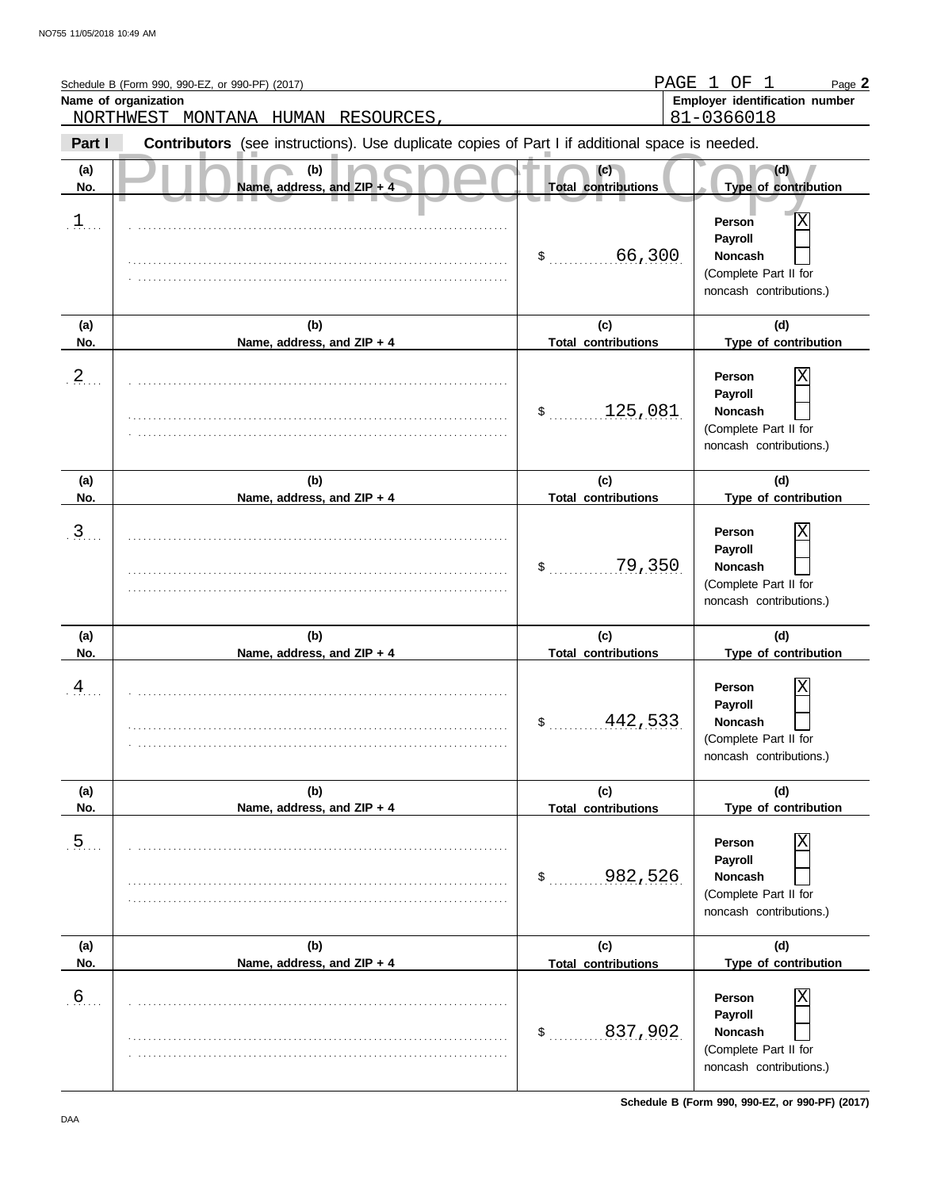Schedule B (Form 990, 990-EZ, or 990-PF) (2017) PAGE 1 OF 1 Page **2**

**Name of organization**
NORTHWEST MONTANA HUMAN RESOURCES,

**Employer identification number**
81-0366018

**Part I** **Contributors** (see instructions). Use duplicate copies of Part I if additional space is needed.

Public Inspection Copy

| (a) No. | (b) Name, address, and ZIP + 4 | (c) Total contributions | (d) Type of contribution |
|---|---|---|---|
| 1 | | $ 66,300 | Person [X] Payroll [ ] Noncash [ ] (Complete Part II for noncash contributions.) |
| 2 | | $ 125,081 | Person [X] Payroll [ ] Noncash [ ] (Complete Part II for noncash contributions.) |
| 3 | | $ 79,350 | Person [X] Payroll [ ] Noncash [ ] (Complete Part II for noncash contributions.) |
| 4 | | $ 442,533 | Person [X] Payroll [ ] Noncash [ ] (Complete Part II for noncash contributions.) |
| 5 | | $ 982,526 | Person [X] Payroll [ ] Noncash [ ] (Complete Part II for noncash contributions.) |
| 6 | | $ 837,902 | Person [X] Payroll [ ] Noncash [ ] (Complete Part II for noncash contributions.) |

**Schedule B (Form 990, 990-EZ, or 990-PF) (2017)**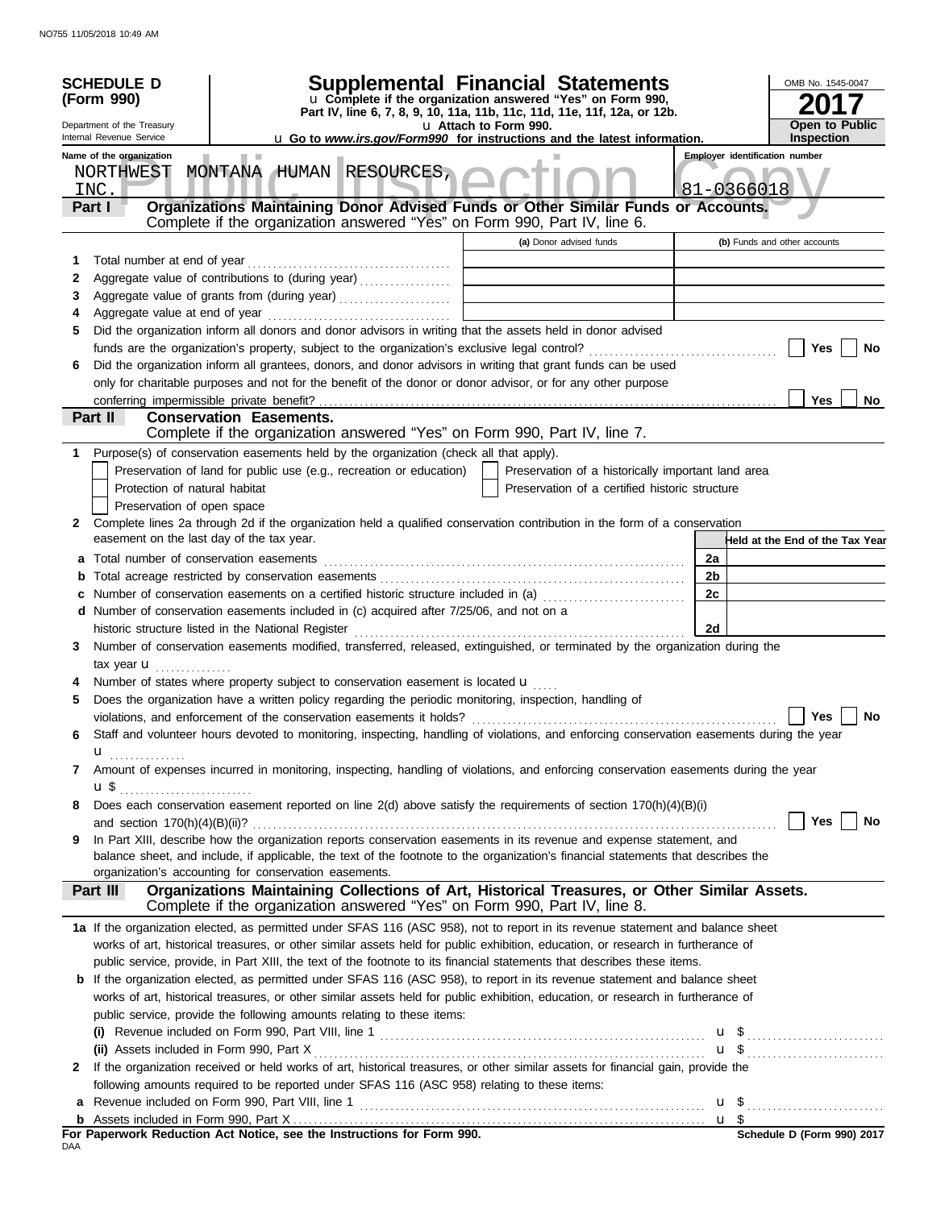NO755 11/05/2018 10:49 AM

**SCHEDULE D (Form 990)**

Department of the Treasury
Internal Revenue Service

# Supplemental Financial Statements

u Complete if the organization answered "Yes" on Form 990, Part IV, line 6, 7, 8, 9, 10, 11a, 11b, 11c, 11d, 11e, 11f, 12a, or 12b.

u Attach to Form 990.

u Go to *www.irs.gov/Form990* for instructions and the latest information.

OMB No. 1545-0047

**2017**

**Open to Public Inspection**

Name of the organization: NORTHWEST MONTANA HUMAN RESOURCES, INC.

Employer identification number: 81-0366018

Public Inspection Copy

## Part I — Organizations Maintaining Donor Advised Funds or Other Similar Funds or Accounts.

Complete if the organization answered "Yes" on Form 990, Part IV, line 6.

| | | (a) Donor advised funds | (b) Funds and other accounts |
|---|---|---|---|
| 1 | Total number at end of year | | |
| 2 | Aggregate value of contributions to (during year) | | |
| 3 | Aggregate value of grants from (during year) | | |
| 4 | Aggregate value at end of year | | |

5 Did the organization inform all donors and donor advisors in writing that the assets held in donor advised funds are the organization's property, subject to the organization's exclusive legal control? ☐ Yes ☐ No

6 Did the organization inform all grantees, donors, and donor advisors in writing that grant funds can be used only for charitable purposes and not for the benefit of the donor or donor advisor, or for any other purpose conferring impermissible private benefit? ☐ Yes ☐ No

## Part II — Conservation Easements.

Complete if the organization answered "Yes" on Form 990, Part IV, line 7.

1 Purpose(s) of conservation easements held by the organization (check all that apply).

- ☐ Preservation of land for public use (e.g., recreation or education)
- ☐ Protection of natural habitat
- ☐ Preservation of open space
- ☐ Preservation of a historically important land area
- ☐ Preservation of a certified historic structure

2 Complete lines 2a through 2d if the organization held a qualified conservation contribution in the form of a conservation easement on the last day of the tax year.

| | | | Held at the End of the Tax Year |
|---|---|---|---|
| a | Total number of conservation easements | 2a | |
| b | Total acreage restricted by conservation easements | 2b | |
| c | Number of conservation easements on a certified historic structure included in (a) | 2c | |
| d | Number of conservation easements included in (c) acquired after 7/25/06, and not on a historic structure listed in the National Register | 2d | |

3 Number of conservation easements modified, transferred, released, extinguished, or terminated by the organization during the tax year u

4 Number of states where property subject to conservation easement is located u

5 Does the organization have a written policy regarding the periodic monitoring, inspection, handling of violations, and enforcement of the conservation easements it holds? ☐ Yes ☐ No

6 Staff and volunteer hours devoted to monitoring, inspecting, handling of violations, and enforcing conservation easements during the year u

7 Amount of expenses incurred in monitoring, inspecting, handling of violations, and enforcing conservation easements during the year u $

8 Does each conservation easement reported on line 2(d) above satisfy the requirements of section 170(h)(4)(B)(i) and section 170(h)(4)(B)(ii)? ☐ Yes ☐ No

9 In Part XIII, describe how the organization reports conservation easements in its revenue and expense statement, and balance sheet, and include, if applicable, the text of the footnote to the organization's financial statements that describes the organization's accounting for conservation easements.

## Part III — Organizations Maintaining Collections of Art, Historical Treasures, or Other Similar Assets.

Complete if the organization answered "Yes" on Form 990, Part IV, line 8.

1a If the organization elected, as permitted under SFAS 116 (ASC 958), not to report in its revenue statement and balance sheet works of art, historical treasures, or other similar assets held for public exhibition, education, or research in furtherance of public service, provide, in Part XIII, the text of the footnote to its financial statements that describes these items.

b If the organization elected, as permitted under SFAS 116 (ASC 958), to report in its revenue statement and balance sheet works of art, historical treasures, or other similar assets held for public exhibition, education, or research in furtherance of public service, provide the following amounts relating to these items:

(i) Revenue included on Form 990, Part VIII, line 1 u $

(ii) Assets included in Form 990, Part X u $

2 If the organization received or held works of art, historical treasures, or other similar assets for financial gain, provide the following amounts required to be reported under SFAS 116 (ASC 958) relating to these items:

a Revenue included on Form 990, Part VIII, line 1 u $

b Assets included in Form 990, Part X u $

**For Paperwork Reduction Act Notice, see the Instructions for Form 990.**

DAA

**Schedule D (Form 990) 2017**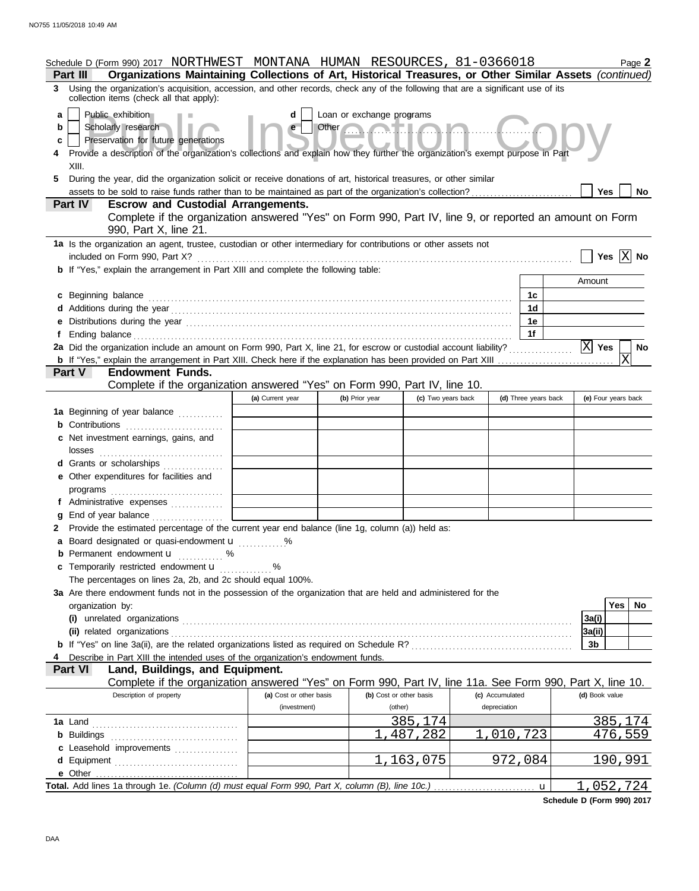Schedule D (Form 990) 2017 NORTHWEST MONTANA HUMAN RESOURCES, 81-0366018 Page **2**

**Part III — Organizations Maintaining Collections of Art, Historical Treasures, or Other Similar Assets** *(continued)*

**3** Using the organization's acquisition, accession, and other records, check any of the following that are a significant use of its collection items (check all that apply):

- **a** [ ] Public exhibition
- **b** [ ] Scholarly research
- **c** [ ] Preservation for future generations
- **d** [ ] Loan or exchange programs
- **e** [ ] Other ..........

**4** Provide a description of the organization's collections and explain how they further the organization's exempt purpose in Part XIII.

**5** During the year, did the organization solicit or receive donations of art, historical treasures, or other similar assets to be sold to raise funds rather than to be maintained as part of the organization's collection? [ ] Yes [ ] No

**Part IV — Escrow and Custodial Arrangements.**
Complete if the organization answered "Yes" on Form 990, Part IV, line 9, or reported an amount on Form 990, Part X, line 21.

**1a** Is the organization an agent, trustee, custodian or other intermediary for contributions or other assets not included on Form 990, Part X? [ ] Yes [X] No

**b** If "Yes," explain the arrangement in Part XIII and complete the following table:

| | | Amount |
|---|---|---|
| **c** Beginning balance | 1c | |
| **d** Additions during the year | 1d | |
| **e** Distributions during the year | 1e | |
| **f** Ending balance | 1f | |

**2a** Did the organization include an amount on Form 990, Part X, line 21, for escrow or custodial account liability? [X] Yes [ ] No

**b** If "Yes," explain the arrangement in Part XIII. Check here if the explanation has been provided on Part XIII [X]

**Part V — Endowment Funds.**
Complete if the organization answered "Yes" on Form 990, Part IV, line 10.

| | (a) Current year | (b) Prior year | (c) Two years back | (d) Three years back | (e) Four years back |
|---|---|---|---|---|---|
| **1a** Beginning of year balance | | | | | |
| **b** Contributions | | | | | |
| **c** Net investment earnings, gains, and losses | | | | | |
| **d** Grants or scholarships | | | | | |
| **e** Other expenditures for facilities and programs | | | | | |
| **f** Administrative expenses | | | | | |
| **g** End of year balance | | | | | |

**2** Provide the estimated percentage of the current year end balance (line 1g, column (a)) held as:

- **a** Board designated or quasi-endowment u .......... %
- **b** Permanent endowment u .......... %
- **c** Temporarily restricted endowment u .......... %

The percentages on lines 2a, 2b, and 2c should equal 100%.

**3a** Are there endowment funds not in the possession of the organization that are held and administered for the organization by:

| | | Yes | No |
|---|---|---|---|
| **(i)** unrelated organizations | 3a(i) | | |
| **(ii)** related organizations | 3a(ii) | | |
| **b** If "Yes" on line 3a(ii), are the related organizations listed as required on Schedule R? | 3b | | |

**4** Describe in Part XIII the intended uses of the organization's endowment funds.

**Part VI — Land, Buildings, and Equipment.**
Complete if the organization answered "Yes" on Form 990, Part IV, line 11a. See Form 990, Part X, line 10.

| Description of property | (a) Cost or other basis (investment) | (b) Cost or other basis (other) | (c) Accumulated depreciation | (d) Book value |
|---|---|---|---|---|
| **1a** Land | | 385,174 | | 385,174 |
| **b** Buildings | | 1,487,282 | 1,010,723 | 476,559 |
| **c** Leasehold improvements | | | | |
| **d** Equipment | | 1,163,075 | 972,084 | 190,991 |
| **e** Other | | | | |
| **Total.** Add lines 1a through 1e. *(Column (d) must equal Form 990, Part X, column (B), line 10c.)* u | | | | 1,052,724 |

**Schedule D (Form 990) 2017**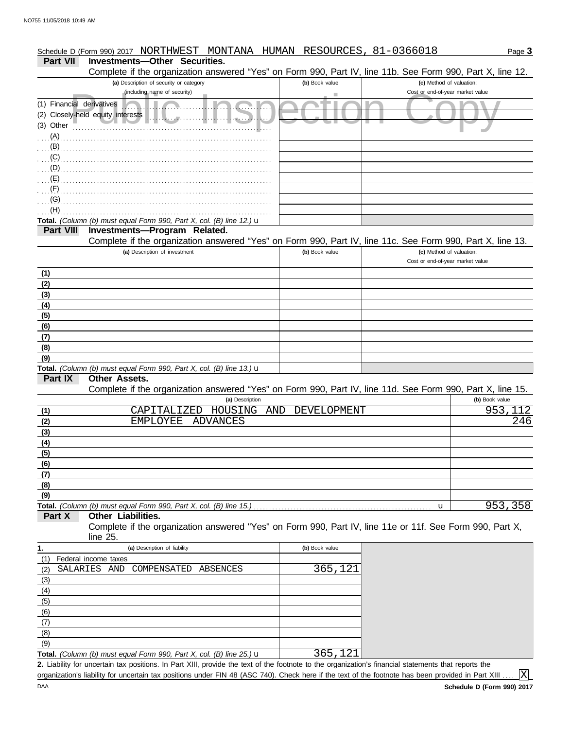Schedule D (Form 990) 2017 NORTHWEST MONTANA HUMAN RESOURCES, 81-0366018 Page **3**

## Part VII Investments—Other Securities.

Complete if the organization answered "Yes" on Form 990, Part IV, line 11b. See Form 990, Part X, line 12.

| (a) Description of security or category (including name of security) | (b) Book value | (c) Method of valuation: Cost or end-of-year market value |
|---|---|---|
| (1) Financial derivatives | | |
| (2) Closely-held equity interests | | |
| (3) Other | | |
| (A) | | |
| (B) | | |
| (C) | | |
| (D) | | |
| (E) | | |
| (F) | | |
| (G) | | |
| (H) | | |
| **Total.** *(Column (b) must equal Form 990, Part X, col. (B) line 12.)* u | | |

## Part VIII Investments—Program Related.

Complete if the organization answered "Yes" on Form 990, Part IV, line 11c. See Form 990, Part X, line 13.

| (a) Description of investment | (b) Book value | (c) Method of valuation: Cost or end-of-year market value |
|---|---|---|
| (1) | | |
| (2) | | |
| (3) | | |
| (4) | | |
| (5) | | |
| (6) | | |
| (7) | | |
| (8) | | |
| (9) | | |
| **Total.** *(Column (b) must equal Form 990, Part X, col. (B) line 13.)* u | | |

## Part IX Other Assets.

Complete if the organization answered "Yes" on Form 990, Part IV, line 11d. See Form 990, Part X, line 15.

| | (a) Description | (b) Book value |
|---|---|---|
| (1) | CAPITALIZED HOUSING AND DEVELOPMENT | 953,112 |
| (2) | EMPLOYEE ADVANCES | 246 |
| (3) | | |
| (4) | | |
| (5) | | |
| (6) | | |
| (7) | | |
| (8) | | |
| (9) | | |
| **Total.** | *(Column (b) must equal Form 990, Part X, col. (B) line 15.)* u | 953,358 |

## Part X Other Liabilities.

Complete if the organization answered "Yes" on Form 990, Part IV, line 11e or 11f. See Form 990, Part X, line 25.

| 1. (a) Description of liability | (b) Book value |
|---|---|
| (1) Federal income taxes | |
| (2) SALARIES AND COMPENSATED ABSENCES | 365,121 |
| (3) | |
| (4) | |
| (5) | |
| (6) | |
| (7) | |
| (8) | |
| (9) | |
| **Total.** *(Column (b) must equal Form 990, Part X, col. (B) line 25.)* u | 365,121 |

**2.** Liability for uncertain tax positions. In Part XIII, provide the text of the footnote to the organization's financial statements that reports the organization's liability for uncertain tax positions under FIN 48 (ASC 740). Check here if the text of the footnote has been provided in Part XIII .... [X]

DAA **Schedule D (Form 990) 2017**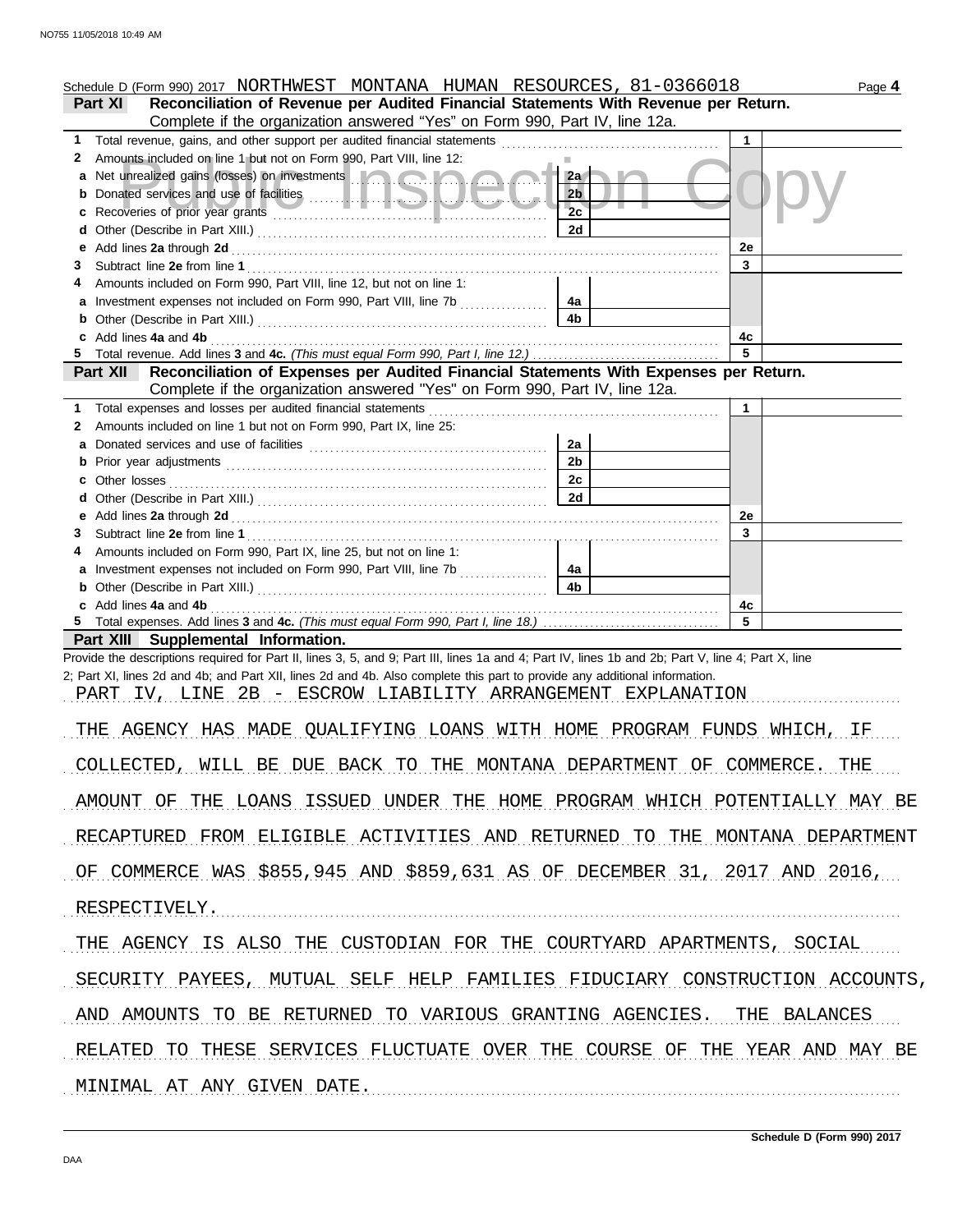Schedule D (Form 990) 2017 NORTHWEST MONTANA HUMAN RESOURCES, 81-0366018 Page **4**

**Part XI Reconciliation of Revenue per Audited Financial Statements With Revenue per Return.**
Complete if the organization answered "Yes" on Form 990, Part IV, line 12a.

| | | | |
|---|---|---|---|
| **1** | Total revenue, gains, and other support per audited financial statements | | **1** |
| **2** | Amounts included on line 1 but not on Form 990, Part VIII, line 12: | | |
| **a** | Net unrealized gains (losses) on investments | **2a** | |
| **b** | Donated services and use of facilities | **2b** | |
| **c** | Recoveries of prior year grants | **2c** | |
| **d** | Other (Describe in Part XIII.) | **2d** | |
| **e** | Add lines **2a** through **2d** | | **2e** |
| **3** | Subtract line **2e** from line **1** | | **3** |
| **4** | Amounts included on Form 990, Part VIII, line 12, but not on line 1: | | |
| **a** | Investment expenses not included on Form 990, Part VIII, line 7b | **4a** | |
| **b** | Other (Describe in Part XIII.) | **4b** | |
| **c** | Add lines **4a** and **4b** | | **4c** |
| **5** | Total revenue. Add lines **3** and **4c.** *(This must equal Form 990, Part I, line 12.)* | | **5** |

**Part XII Reconciliation of Expenses per Audited Financial Statements With Expenses per Return.**
Complete if the organization answered "Yes" on Form 990, Part IV, line 12a.

| | | | |
|---|---|---|---|
| **1** | Total expenses and losses per audited financial statements | | **1** |
| **2** | Amounts included on line 1 but not on Form 990, Part IX, line 25: | | |
| **a** | Donated services and use of facilities | **2a** | |
| **b** | Prior year adjustments | **2b** | |
| **c** | Other losses | **2c** | |
| **d** | Other (Describe in Part XIII.) | **2d** | |
| **e** | Add lines **2a** through **2d** | | **2e** |
| **3** | Subtract line **2e** from line **1** | | **3** |
| **4** | Amounts included on Form 990, Part IX, line 25, but not on line 1: | | |
| **a** | Investment expenses not included on Form 990, Part VIII, line 7b | **4a** | |
| **b** | Other (Describe in Part XIII.) | **4b** | |
| **c** | Add lines **4a** and **4b** | | **4c** |
| **5** | Total expenses. Add lines **3** and **4c.** *(This must equal Form 990, Part I, line 18.)* | | **5** |

**Part XIII Supplemental Information.**

Provide the descriptions required for Part II, lines 3, 5, and 9; Part III, lines 1a and 4; Part IV, lines 1b and 2b; Part V, line 4; Part X, line 2; Part XI, lines 2d and 4b; and Part XII, lines 2d and 4b. Also complete this part to provide any additional information.

PART IV, LINE 2B - ESCROW LIABILITY ARRANGEMENT EXPLANATION

THE AGENCY HAS MADE QUALIFYING LOANS WITH HOME PROGRAM FUNDS WHICH, IF COLLECTED, WILL BE DUE BACK TO THE MONTANA DEPARTMENT OF COMMERCE. THE AMOUNT OF THE LOANS ISSUED UNDER THE HOME PROGRAM WHICH POTENTIALLY MAY BE RECAPTURED FROM ELIGIBLE ACTIVITIES AND RETURNED TO THE MONTANA DEPARTMENT OF COMMERCE WAS $855,945 AND $859,631 AS OF DECEMBER 31, 2017 AND 2016, RESPECTIVELY.

THE AGENCY IS ALSO THE CUSTODIAN FOR THE COURTYARD APARTMENTS, SOCIAL SECURITY PAYEES, MUTUAL SELF HELP FAMILIES FIDUCIARY CONSTRUCTION ACCOUNTS, AND AMOUNTS TO BE RETURNED TO VARIOUS GRANTING AGENCIES. THE BALANCES RELATED TO THESE SERVICES FLUCTUATE OVER THE COURSE OF THE YEAR AND MAY BE MINIMAL AT ANY GIVEN DATE.

**Schedule D (Form 990) 2017**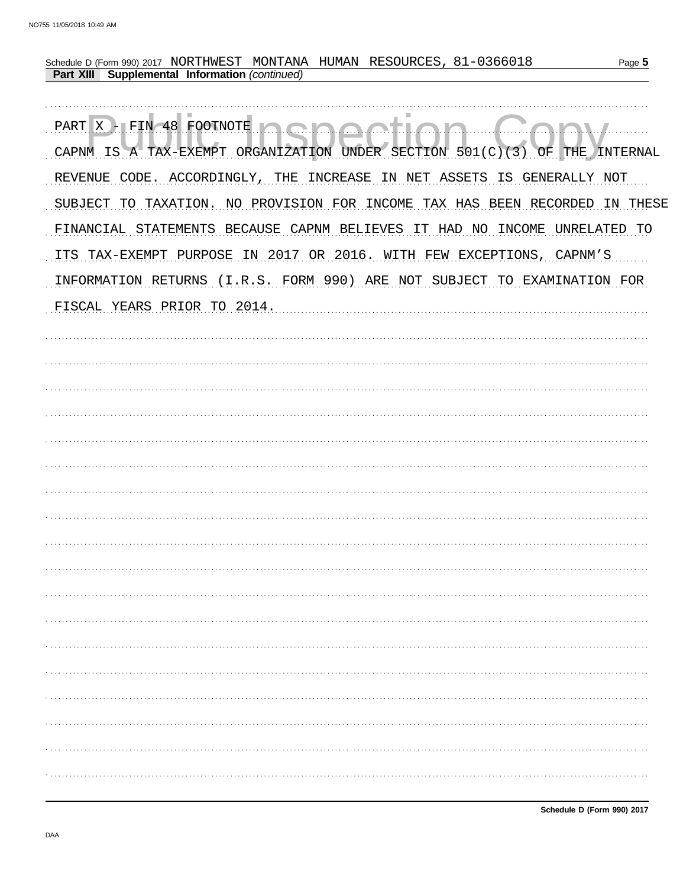Schedule D (Form 990) 2017 NORTHWEST MONTANA HUMAN RESOURCES, 81-0366018

**Part XIII Supplemental Information** *(continued)*

PART X - FIN 48 FOOTNOTE

CAPNM IS A TAX-EXEMPT ORGANIZATION UNDER SECTION 501(C)(3) OF THE INTERNAL REVENUE CODE. ACCORDINGLY, THE INCREASE IN NET ASSETS IS GENERALLY NOT SUBJECT TO TAXATION. NO PROVISION FOR INCOME TAX HAS BEEN RECORDED IN THESE FINANCIAL STATEMENTS BECAUSE CAPNM BELIEVES IT HAD NO INCOME UNRELATED TO ITS TAX-EXEMPT PURPOSE IN 2017 OR 2016. WITH FEW EXCEPTIONS, CAPNM'S INFORMATION RETURNS (I.R.S. FORM 990) ARE NOT SUBJECT TO EXAMINATION FOR FISCAL YEARS PRIOR TO 2014.

Schedule D (Form 990) 2017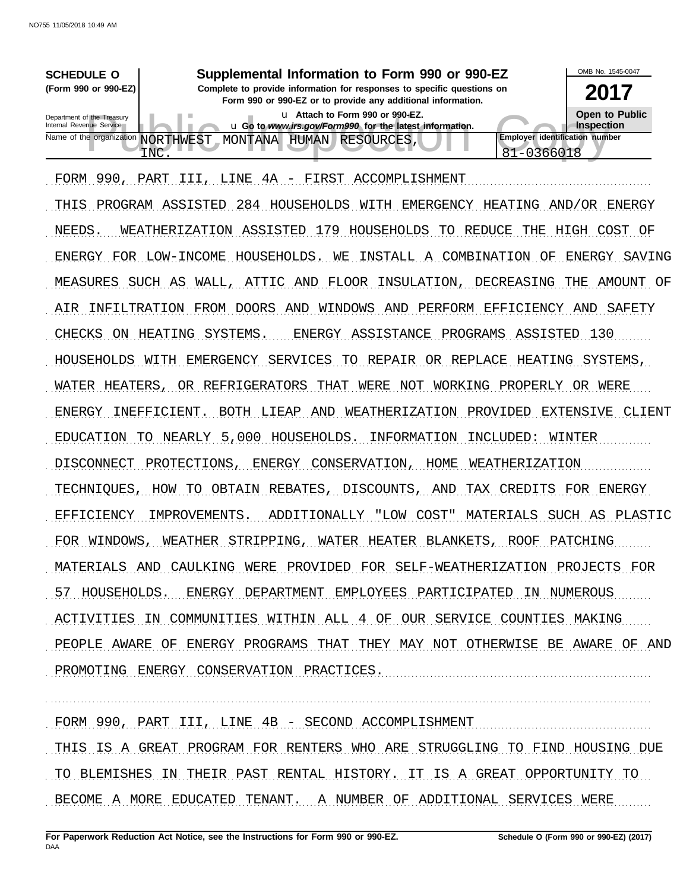**SCHEDULE O** (Form 990 or 990-EZ)

Department of the Treasury
Internal Revenue Service

# Supplemental Information to Form 990 or 990-EZ

**Complete to provide information for responses to specific questions on Form 990 or 990-EZ or to provide any additional information.**

u **Attach to Form 990 or 990-EZ.**

u **Go to *www.irs.gov/Form990* for the latest information.**

OMB No. 1545-0047

**2017**

**Open to Public Inspection**

Name of the organization: NORTHWEST MONTANA HUMAN RESOURCES, INC.

Employer identification number: 81-0366018

FORM 990, PART III, LINE 4A - FIRST ACCOMPLISHMENT

THIS PROGRAM ASSISTED 284 HOUSEHOLDS WITH EMERGENCY HEATING AND/OR ENERGY NEEDS. WEATHERIZATION ASSISTED 179 HOUSEHOLDS TO REDUCE THE HIGH COST OF ENERGY FOR LOW-INCOME HOUSEHOLDS. WE INSTALL A COMBINATION OF ENERGY SAVING MEASURES SUCH AS WALL, ATTIC AND FLOOR INSULATION, DECREASING THE AMOUNT OF AIR INFILTRATION FROM DOORS AND WINDOWS AND PERFORM EFFICIENCY AND SAFETY CHECKS ON HEATING SYSTEMS. ENERGY ASSISTANCE PROGRAMS ASSISTED 130 HOUSEHOLDS WITH EMERGENCY SERVICES TO REPAIR OR REPLACE HEATING SYSTEMS, WATER HEATERS, OR REFRIGERATORS THAT WERE NOT WORKING PROPERLY OR WERE ENERGY INEFFICIENT. BOTH LIEAP AND WEATHERIZATION PROVIDED EXTENSIVE CLIENT EDUCATION TO NEARLY 5,000 HOUSEHOLDS. INFORMATION INCLUDED: WINTER DISCONNECT PROTECTIONS, ENERGY CONSERVATION, HOME WEATHERIZATION TECHNIQUES, HOW TO OBTAIN REBATES, DISCOUNTS, AND TAX CREDITS FOR ENERGY EFFICIENCY IMPROVEMENTS. ADDITIONALLY "LOW COST" MATERIALS SUCH AS PLASTIC FOR WINDOWS, WEATHER STRIPPING, WATER HEATER BLANKETS, ROOF PATCHING MATERIALS AND CAULKING WERE PROVIDED FOR SELF-WEATHERIZATION PROJECTS FOR 57 HOUSEHOLDS. ENERGY DEPARTMENT EMPLOYEES PARTICIPATED IN NUMEROUS ACTIVITIES IN COMMUNITIES WITHIN ALL 4 OF OUR SERVICE COUNTIES MAKING PEOPLE AWARE OF ENERGY PROGRAMS THAT THEY MAY NOT OTHERWISE BE AWARE OF AND PROMOTING ENERGY CONSERVATION PRACTICES.

FORM 990, PART III, LINE 4B - SECOND ACCOMPLISHMENT

THIS IS A GREAT PROGRAM FOR RENTERS WHO ARE STRUGGLING TO FIND HOUSING DUE TO BLEMISHES IN THEIR PAST RENTAL HISTORY. IT IS A GREAT OPPORTUNITY TO BECOME A MORE EDUCATED TENANT. A NUMBER OF ADDITIONAL SERVICES WERE

**For Paperwork Reduction Act Notice, see the Instructions for Form 990 or 990-EZ.** DAA

**Schedule O (Form 990 or 990-EZ) (2017)**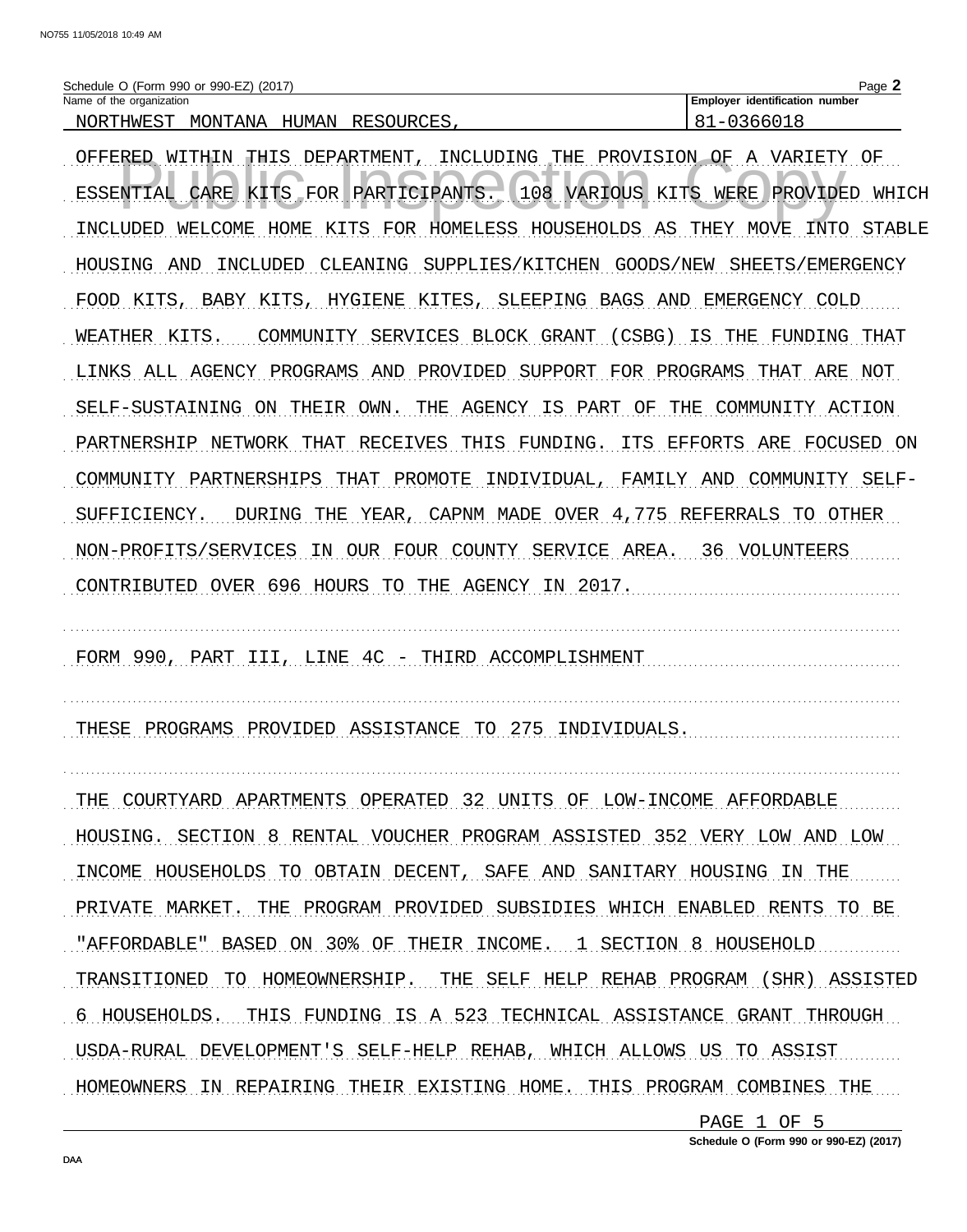Schedule O (Form 990 or 990-EZ) (2017)

| Name of the organization | Employer identification number |
|---|---|
| NORTHWEST MONTANA HUMAN RESOURCES, | 81-0366018 |

OFFERED WITHIN THIS DEPARTMENT, INCLUDING THE PROVISION OF A VARIETY OF ESSENTIAL CARE KITS FOR PARTICIPANTS. 108 VARIOUS KITS WERE PROVIDED WHICH INCLUDED WELCOME HOME KITS FOR HOMELESS HOUSEHOLDS AS THEY MOVE INTO STABLE HOUSING AND INCLUDED CLEANING SUPPLIES/KITCHEN GOODS/NEW SHEETS/EMERGENCY FOOD KITS, BABY KITS, HYGIENE KITES, SLEEPING BAGS AND EMERGENCY COLD WEATHER KITS. COMMUNITY SERVICES BLOCK GRANT (CSBG) IS THE FUNDING THAT LINKS ALL AGENCY PROGRAMS AND PROVIDED SUPPORT FOR PROGRAMS THAT ARE NOT SELF-SUSTAINING ON THEIR OWN. THE AGENCY IS PART OF THE COMMUNITY ACTION PARTNERSHIP NETWORK THAT RECEIVES THIS FUNDING. ITS EFFORTS ARE FOCUSED ON COMMUNITY PARTNERSHIPS THAT PROMOTE INDIVIDUAL, FAMILY AND COMMUNITY SELF-SUFFICIENCY. DURING THE YEAR, CAPNM MADE OVER 4,775 REFERRALS TO OTHER NON-PROFITS/SERVICES IN OUR FOUR COUNTY SERVICE AREA. 36 VOLUNTEERS CONTRIBUTED OVER 696 HOURS TO THE AGENCY IN 2017.

FORM 990, PART III, LINE 4C - THIRD ACCOMPLISHMENT

THESE PROGRAMS PROVIDED ASSISTANCE TO 275 INDIVIDUALS.

THE COURTYARD APARTMENTS OPERATED 32 UNITS OF LOW-INCOME AFFORDABLE HOUSING. SECTION 8 RENTAL VOUCHER PROGRAM ASSISTED 352 VERY LOW AND LOW INCOME HOUSEHOLDS TO OBTAIN DECENT, SAFE AND SANITARY HOUSING IN THE PRIVATE MARKET. THE PROGRAM PROVIDED SUBSIDIES WHICH ENABLED RENTS TO BE "AFFORDABLE" BASED ON 30% OF THEIR INCOME. 1 SECTION 8 HOUSEHOLD TRANSITIONED TO HOMEOWNERSHIP. THE SELF HELP REHAB PROGRAM (SHR) ASSISTED 6 HOUSEHOLDS. THIS FUNDING IS A 523 TECHNICAL ASSISTANCE GRANT THROUGH USDA-RURAL DEVELOPMENT'S SELF-HELP REHAB, WHICH ALLOWS US TO ASSIST HOMEOWNERS IN REPAIRING THEIR EXISTING HOME. THIS PROGRAM COMBINES THE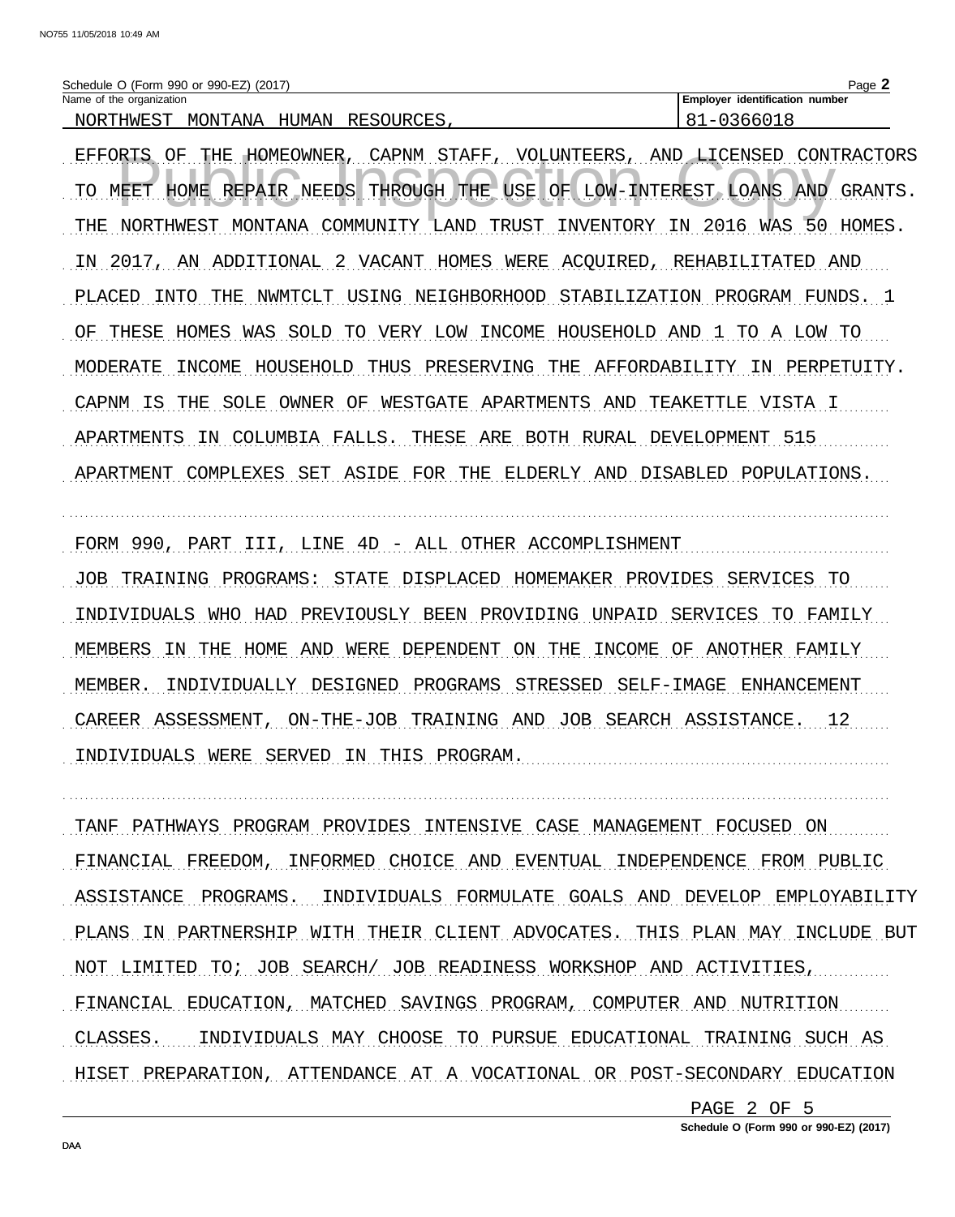Schedule O (Form 990 or 990-EZ) (2017)

| Name of the organization | Employer identification number |
| --- | --- |
| NORTHWEST MONTANA HUMAN RESOURCES, | 81-0366018 |

EFFORTS OF THE HOMEOWNER, CAPNM STAFF, VOLUNTEERS, AND LICENSED CONTRACTORS TO MEET HOME REPAIR NEEDS THROUGH THE USE OF LOW-INTEREST LOANS AND GRANTS. THE NORTHWEST MONTANA COMMUNITY LAND TRUST INVENTORY IN 2016 WAS 50 HOMES. IN 2017, AN ADDITIONAL 2 VACANT HOMES WERE ACQUIRED, REHABILITATED AND PLACED INTO THE NWMTCLT USING NEIGHBORHOOD STABILIZATION PROGRAM FUNDS. 1 OF THESE HOMES WAS SOLD TO VERY LOW INCOME HOUSEHOLD AND 1 TO A LOW TO MODERATE INCOME HOUSEHOLD THUS PRESERVING THE AFFORDABILITY IN PERPETUITY. CAPNM IS THE SOLE OWNER OF WESTGATE APARTMENTS AND TEAKETTLE VISTA I APARTMENTS IN COLUMBIA FALLS. THESE ARE BOTH RURAL DEVELOPMENT 515 APARTMENT COMPLEXES SET ASIDE FOR THE ELDERLY AND DISABLED POPULATIONS.

FORM 990, PART III, LINE 4D - ALL OTHER ACCOMPLISHMENT

JOB TRAINING PROGRAMS: STATE DISPLACED HOMEMAKER PROVIDES SERVICES TO INDIVIDUALS WHO HAD PREVIOUSLY BEEN PROVIDING UNPAID SERVICES TO FAMILY MEMBERS IN THE HOME AND WERE DEPENDENT ON THE INCOME OF ANOTHER FAMILY MEMBER. INDIVIDUALLY DESIGNED PROGRAMS STRESSED SELF-IMAGE ENHANCEMENT CAREER ASSESSMENT, ON-THE-JOB TRAINING AND JOB SEARCH ASSISTANCE. 12 INDIVIDUALS WERE SERVED IN THIS PROGRAM.

TANF PATHWAYS PROGRAM PROVIDES INTENSIVE CASE MANAGEMENT FOCUSED ON FINANCIAL FREEDOM, INFORMED CHOICE AND EVENTUAL INDEPENDENCE FROM PUBLIC ASSISTANCE PROGRAMS. INDIVIDUALS FORMULATE GOALS AND DEVELOP EMPLOYABILITY PLANS IN PARTNERSHIP WITH THEIR CLIENT ADVOCATES. THIS PLAN MAY INCLUDE BUT NOT LIMITED TO; JOB SEARCH/ JOB READINESS WORKSHOP AND ACTIVITIES, FINANCIAL EDUCATION, MATCHED SAVINGS PROGRAM, COMPUTER AND NUTRITION CLASSES. INDIVIDUALS MAY CHOOSE TO PURSUE EDUCATIONAL TRAINING SUCH AS HISET PREPARATION, ATTENDANCE AT A VOCATIONAL OR POST-SECONDARY EDUCATION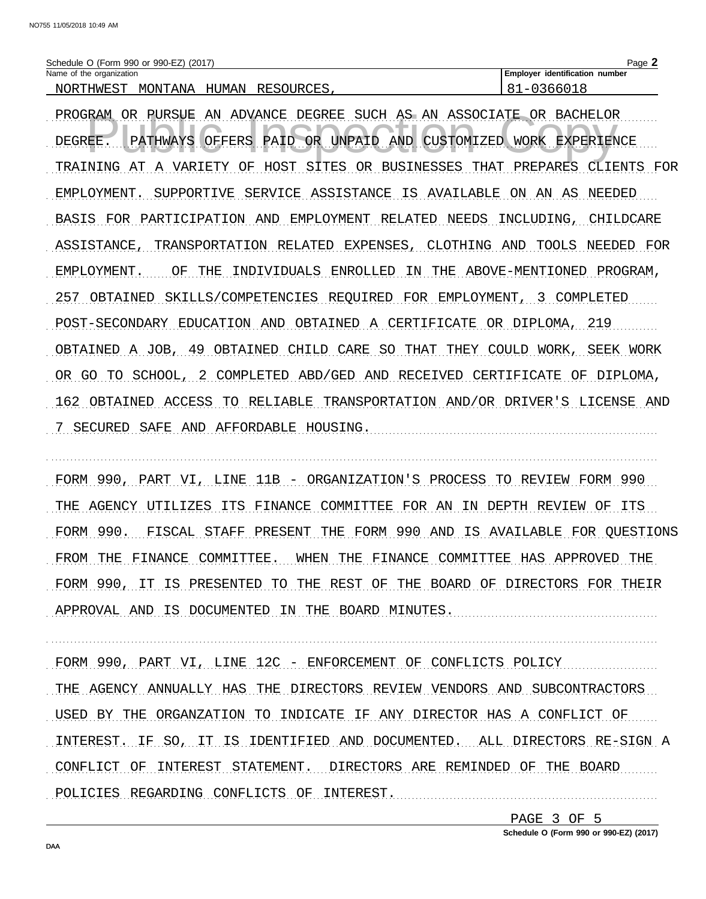Schedule O (Form 990 or 990-EZ) (2017)

| Name of the organization | Employer identification number |
|---|---|
| NORTHWEST MONTANA HUMAN RESOURCES, | 81-0366018 |

PROGRAM OR PURSUE AN ADVANCE DEGREE SUCH AS AN ASSOCIATE OR BACHELOR DEGREE. PATHWAYS OFFERS PAID OR UNPAID AND CUSTOMIZED WORK EXPERIENCE TRAINING AT A VARIETY OF HOST SITES OR BUSINESSES THAT PREPARES CLIENTS FOR EMPLOYMENT. SUPPORTIVE SERVICE ASSISTANCE IS AVAILABLE ON AN AS NEEDED BASIS FOR PARTICIPATION AND EMPLOYMENT RELATED NEEDS INCLUDING, CHILDCARE ASSISTANCE, TRANSPORTATION RELATED EXPENSES, CLOTHING AND TOOLS NEEDED FOR EMPLOYMENT. OF THE INDIVIDUALS ENROLLED IN THE ABOVE-MENTIONED PROGRAM, 257 OBTAINED SKILLS/COMPETENCIES REQUIRED FOR EMPLOYMENT, 3 COMPLETED POST-SECONDARY EDUCATION AND OBTAINED A CERTIFICATE OR DIPLOMA, 219 OBTAINED A JOB, 49 OBTAINED CHILD CARE SO THAT THEY COULD WORK, SEEK WORK OR GO TO SCHOOL, 2 COMPLETED ABD/GED AND RECEIVED CERTIFICATE OF DIPLOMA, 162 OBTAINED ACCESS TO RELIABLE TRANSPORTATION AND/OR DRIVER'S LICENSE AND 7 SECURED SAFE AND AFFORDABLE HOUSING.

FORM 990, PART VI, LINE 11B - ORGANIZATION'S PROCESS TO REVIEW FORM 990

THE AGENCY UTILIZES ITS FINANCE COMMITTEE FOR AN IN DEPTH REVIEW OF ITS FORM 990. FISCAL STAFF PRESENT THE FORM 990 AND IS AVAILABLE FOR QUESTIONS FROM THE FINANCE COMMITTEE. WHEN THE FINANCE COMMITTEE HAS APPROVED THE FORM 990, IT IS PRESENTED TO THE REST OF THE BOARD OF DIRECTORS FOR THEIR APPROVAL AND IS DOCUMENTED IN THE BOARD MINUTES.

FORM 990, PART VI, LINE 12C - ENFORCEMENT OF CONFLICTS POLICY

THE AGENCY ANNUALLY HAS THE DIRECTORS REVIEW VENDORS AND SUBCONTRACTORS USED BY THE ORGANZATION TO INDICATE IF ANY DIRECTOR HAS A CONFLICT OF INTEREST. IF SO, IT IS IDENTIFIED AND DOCUMENTED. ALL DIRECTORS RE-SIGN A CONFLICT OF INTEREST STATEMENT. DIRECTORS ARE REMINDED OF THE BOARD POLICIES REGARDING CONFLICTS OF INTEREST.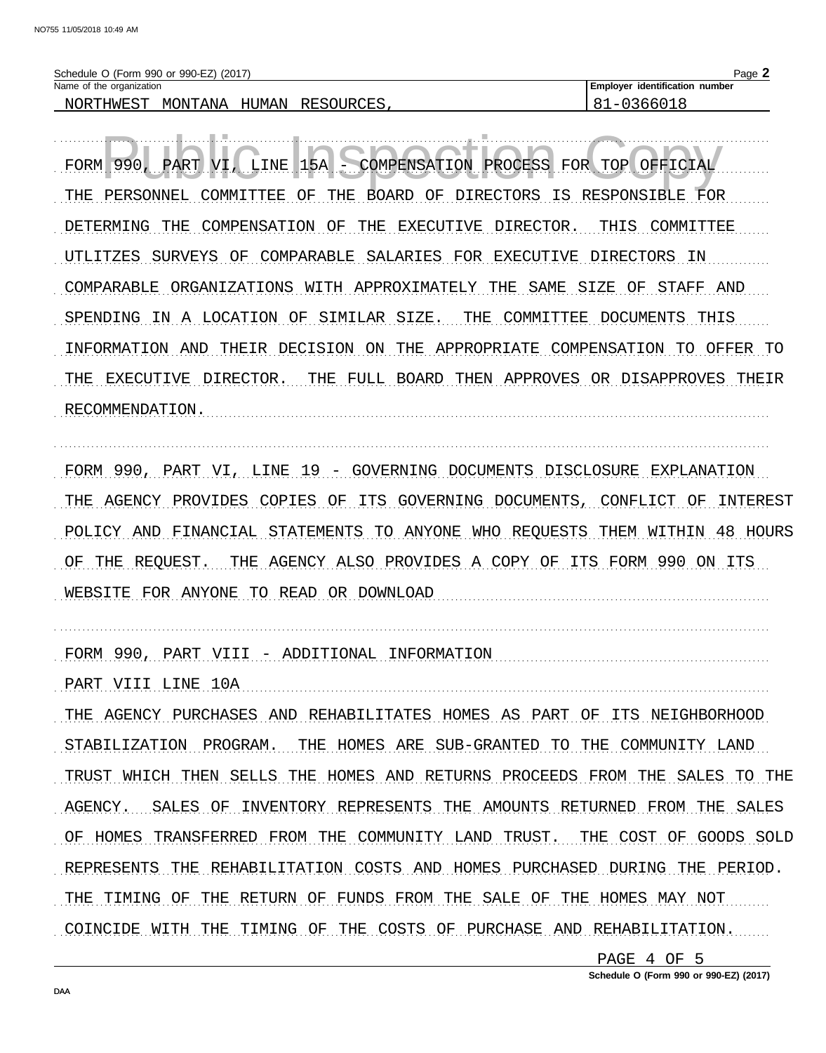Schedule O (Form 990 or 990-EZ) (2017)

| Name of the organization | Employer identification number |
| --- | --- |
| NORTHWEST MONTANA HUMAN RESOURCES, | 81-0366018 |

FORM 990, PART VI, LINE 15A - COMPENSATION PROCESS FOR TOP OFFICIAL

THE PERSONNEL COMMITTEE OF THE BOARD OF DIRECTORS IS RESPONSIBLE FOR DETERMING THE COMPENSATION OF THE EXECUTIVE DIRECTOR. THIS COMMITTEE UTLITZES SURVEYS OF COMPARABLE SALARIES FOR EXECUTIVE DIRECTORS IN COMPARABLE ORGANIZATIONS WITH APPROXIMATELY THE SAME SIZE OF STAFF AND SPENDING IN A LOCATION OF SIMILAR SIZE. THE COMMITTEE DOCUMENTS THIS INFORMATION AND THEIR DECISION ON THE APPROPRIATE COMPENSATION TO OFFER TO THE EXECUTIVE DIRECTOR. THE FULL BOARD THEN APPROVES OR DISAPPROVES THEIR RECOMMENDATION.

FORM 990, PART VI, LINE 19 - GOVERNING DOCUMENTS DISCLOSURE EXPLANATION

THE AGENCY PROVIDES COPIES OF ITS GOVERNING DOCUMENTS, CONFLICT OF INTEREST POLICY AND FINANCIAL STATEMENTS TO ANYONE WHO REQUESTS THEM WITHIN 48 HOURS OF THE REQUEST. THE AGENCY ALSO PROVIDES A COPY OF ITS FORM 990 ON ITS WEBSITE FOR ANYONE TO READ OR DOWNLOAD

FORM 990, PART VIII - ADDITIONAL INFORMATION

PART VIII LINE 10A

THE AGENCY PURCHASES AND REHABILITATES HOMES AS PART OF ITS NEIGHBORHOOD STABILIZATION PROGRAM. THE HOMES ARE SUB-GRANTED TO THE COMMUNITY LAND TRUST WHICH THEN SELLS THE HOMES AND RETURNS PROCEEDS FROM THE SALES TO THE AGENCY. SALES OF INVENTORY REPRESENTS THE AMOUNTS RETURNED FROM THE SALES OF HOMES TRANSFERRED FROM THE COMMUNITY LAND TRUST. THE COST OF GOODS SOLD REPRESENTS THE REHABILITATION COSTS AND HOMES PURCHASED DURING THE PERIOD. THE TIMING OF THE RETURN OF FUNDS FROM THE SALE OF THE HOMES MAY NOT COINCIDE WITH THE TIMING OF THE COSTS OF PURCHASE AND REHABILITATION.

Schedule O (Form 990 or 990-EZ) (2017)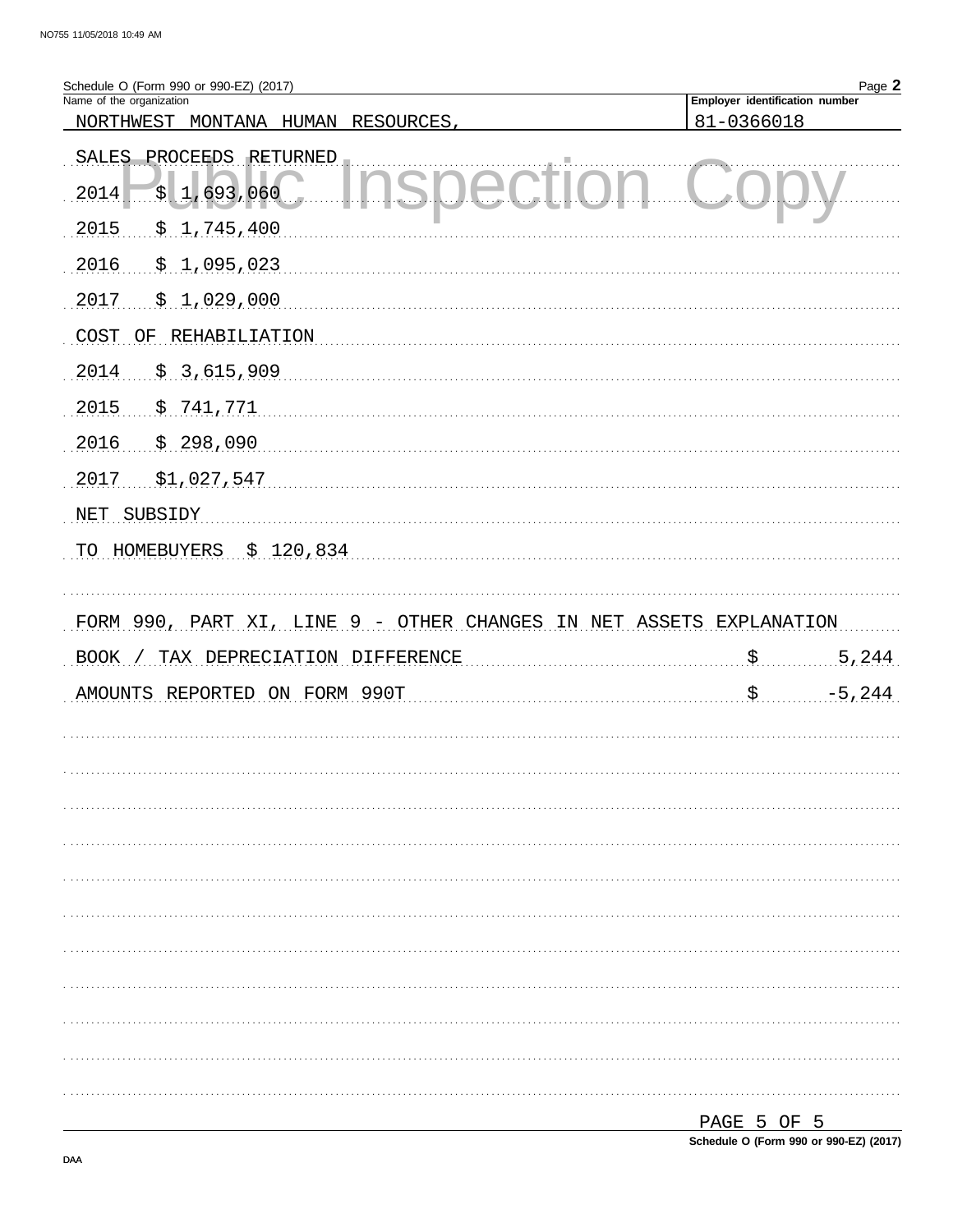Schedule O (Form 990 or 990-EZ) (2017)

| Name of the organization | Employer identification number |
|---|---|
| NORTHWEST MONTANA HUMAN RESOURCES, | 81-0366018 |

SALES PROCEEDS RETURNED

2014 $ 1,693,060

2015 $ 1,745,400

2016 $ 1,095,023

2017 $ 1,029,000

COST OF REHABILIATION

2014 $ 3,615,909

2015 $ 741,771

2016 $ 298,090

2017 $1,027,547

NET SUBSIDY

TO HOMEBUYERS $ 120,834

FORM 990, PART XI, LINE 9 - OTHER CHANGES IN NET ASSETS EXPLANATION

| | |
|---|---|
| BOOK / TAX DEPRECIATION DIFFERENCE | $ 5,244 |
| AMOUNTS REPORTED ON FORM 990T | $ -5,244 |

Schedule O (Form 990 or 990-EZ) (2017)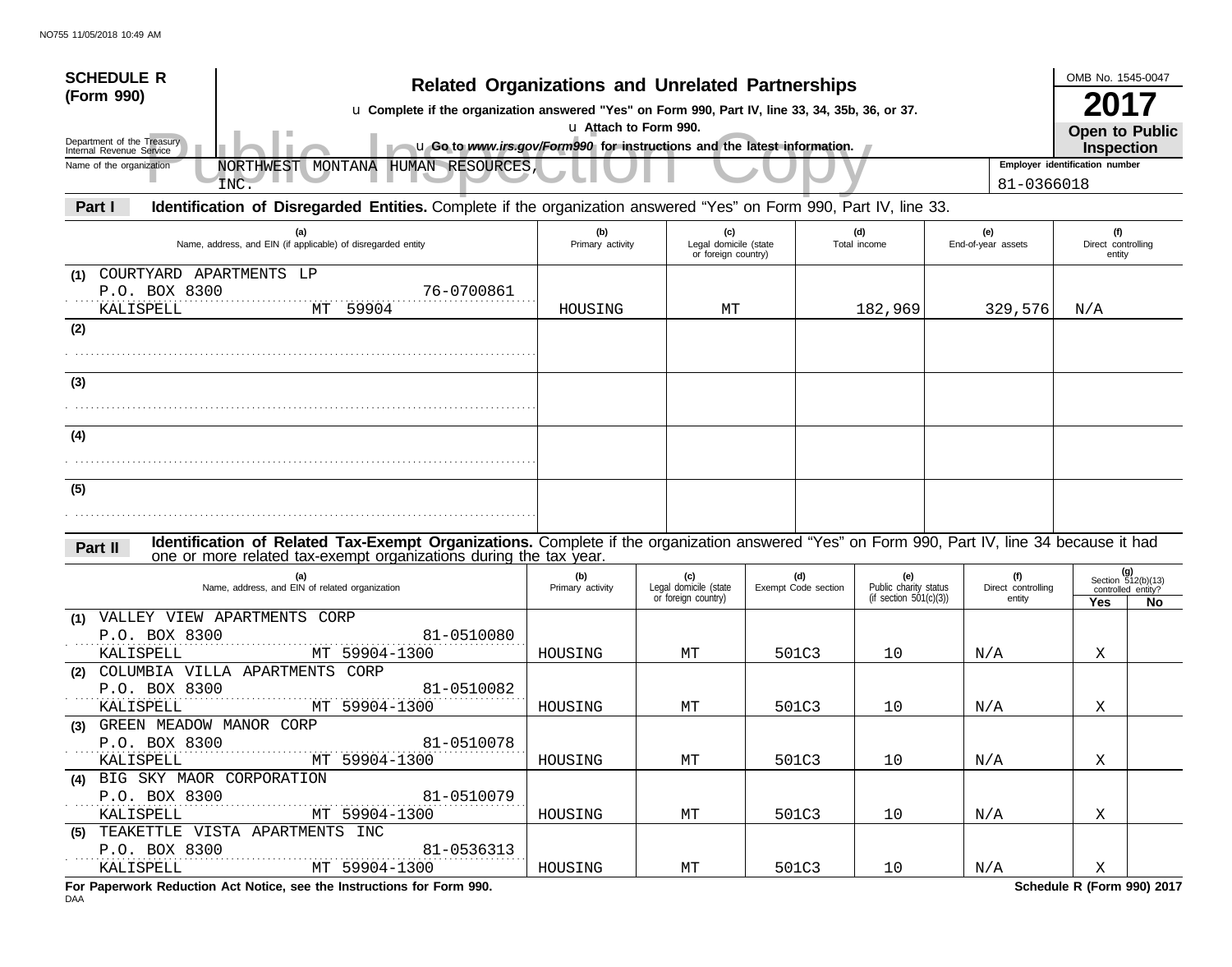NO755 11/05/2018 10:49 AM

**SCHEDULE R (Form 990)**

Department of the Treasury
Internal Revenue Service

# Related Organizations and Unrelated Partnerships

u Complete if the organization answered "Yes" on Form 990, Part IV, line 33, 34, 35b, 36, or 37.
u Attach to Form 990.
u Go to *www.irs.gov/Form990* for instructions and the latest information.

OMB No. 1545-0047

**2017**

**Open to Public Inspection**

Public Inspection Copy

Name of the organization: NORTHWEST MONTANA HUMAN RESOURCES, INC.

Employer identification number: 81-0366018

**Part I — Identification of Disregarded Entities.** Complete if the organization answered "Yes" on Form 990, Part IV, line 33.

| | (a) Name, address, and EIN (if applicable) of disregarded entity | (b) Primary activity | (c) Legal domicile (state or foreign country) | (d) Total income | (e) End-of-year assets | (f) Direct controlling entity |
|---|---|---|---|---|---|---|
| (1) | COURTYARD APARTMENTS LP<br>P.O. BOX 8300 76-0700861<br>KALISPELL MT 59904 | HOUSING | MT | 182,969 | 329,576 | N/A |
| (2) | | | | | | |
| (3) | | | | | | |
| (4) | | | | | | |
| (5) | | | | | | |

**Part II — Identification of Related Tax-Exempt Organizations.** Complete if the organization answered "Yes" on Form 990, Part IV, line 34 because it had one or more related tax-exempt organizations during the tax year.

| | (a) Name, address, and EIN of related organization | (b) Primary activity | (c) Legal domicile (state or foreign country) | (d) Exempt Code section | (e) Public charity status (if section 501(c)(3)) | (f) Direct controlling entity | (g) Section 512(b)(13) controlled entity? Yes | No |
|---|---|---|---|---|---|---|---|---|
| (1) | VALLEY VIEW APARTMENTS CORP<br>P.O. BOX 8300 81-0510080<br>KALISPELL MT 59904-1300 | HOUSING | MT | 501C3 | 10 | N/A | X | |
| (2) | COLUMBIA VILLA APARTMENTS CORP<br>P.O. BOX 8300 81-0510082<br>KALISPELL MT 59904-1300 | HOUSING | MT | 501C3 | 10 | N/A | X | |
| (3) | GREEN MEADOW MANOR CORP<br>P.O. BOX 8300 81-0510078<br>KALISPELL MT 59904-1300 | HOUSING | MT | 501C3 | 10 | N/A | X | |
| (4) | BIG SKY MAOR CORPORATION<br>P.O. BOX 8300 81-0510079<br>KALISPELL MT 59904-1300 | HOUSING | MT | 501C3 | 10 | N/A | X | |
| (5) | TEAKETTLE VISTA APARTMENTS INC<br>P.O. BOX 8300 81-0536313<br>KALISPELL MT 59904-1300 | HOUSING | MT | 501C3 | 10 | N/A | X | |

**For Paperwork Reduction Act Notice, see the Instructions for Form 990.**

DAA

**Schedule R (Form 990) 2017**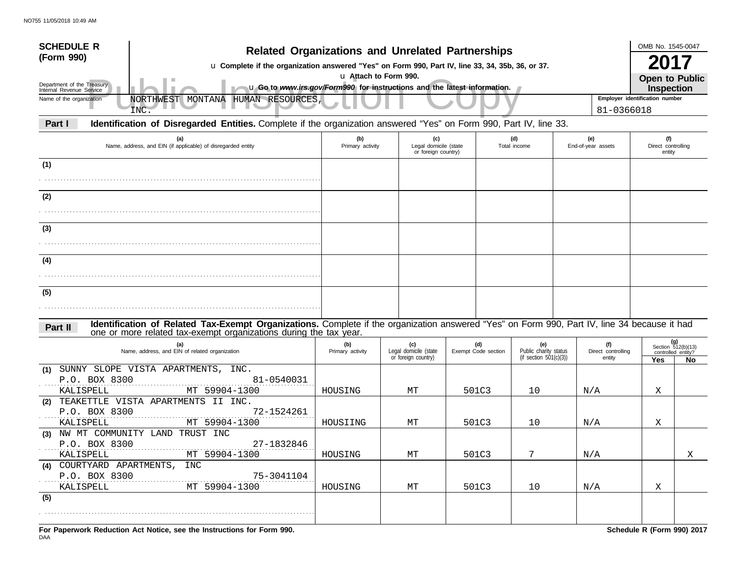**SCHEDULE R (Form 990)**

Department of the Treasury
Internal Revenue Service

# Related Organizations and Unrelated Partnerships

u Complete if the organization answered "Yes" on Form 990, Part IV, line 33, 34, 35b, 36, or 37.

u Attach to Form 990.

u Go to *www.irs.gov/Form990* for instructions and the latest information.

OMB No. 1545-0047

**2017**

**Open to Public Inspection**

Public Inspection Copy

Name of the organization: NORTHWEST MONTANA HUMAN RESOURCES, INC.

Employer identification number: 81-0366018

**Part I** **Identification of Disregarded Entities.** Complete if the organization answered "Yes" on Form 990, Part IV, line 33.

| | (a) Name, address, and EIN (if applicable) of disregarded entity | (b) Primary activity | (c) Legal domicile (state or foreign country) | (d) Total income | (e) End-of-year assets | (f) Direct controlling entity |
|---|---|---|---|---|---|---|
| (1) | | | | | | |
| (2) | | | | | | |
| (3) | | | | | | |
| (4) | | | | | | |
| (5) | | | | | | |

**Part II** **Identification of Related Tax-Exempt Organizations.** Complete if the organization answered "Yes" on Form 990, Part IV, line 34 because it had one or more related tax-exempt organizations during the tax year.

| | (a) Name, address, and EIN of related organization | (b) Primary activity | (c) Legal domicile (state or foreign country) | (d) Exempt Code section | (e) Public charity status (if section 501(c)(3)) | (f) Direct controlling entity | (g) Section 512(b)(13) controlled entity? Yes | No |
|---|---|---|---|---|---|---|---|---|
| (1) | SUNNY SLOPE VISTA APARTMENTS, INC. P.O. BOX 8300 81-0540031 KALISPELL MT 59904-1300 | HOUSING | MT | 501C3 | 10 | N/A | X | |
| (2) | TEAKETTLE VISTA APARTMENTS II INC. P.O. BOX 8300 72-1524261 KALISPELL MT 59904-1300 | HOUSIING | MT | 501C3 | 10 | N/A | X | |
| (3) | NW MT COMMUNITY LAND TRUST INC P.O. BOX 8300 27-1832846 KALISPELL MT 59904-1300 | HOUSING | MT | 501C3 | 7 | N/A | | X |
| (4) | COURTYARD APARTMENTS, INC P.O. BOX 8300 75-3041104 KALISPELL MT 59904-1300 | HOUSING | MT | 501C3 | 10 | N/A | X | |
| (5) | | | | | | | | |

**For Paperwork Reduction Act Notice, see the Instructions for Form 990.**

**Schedule R (Form 990) 2017**

DAA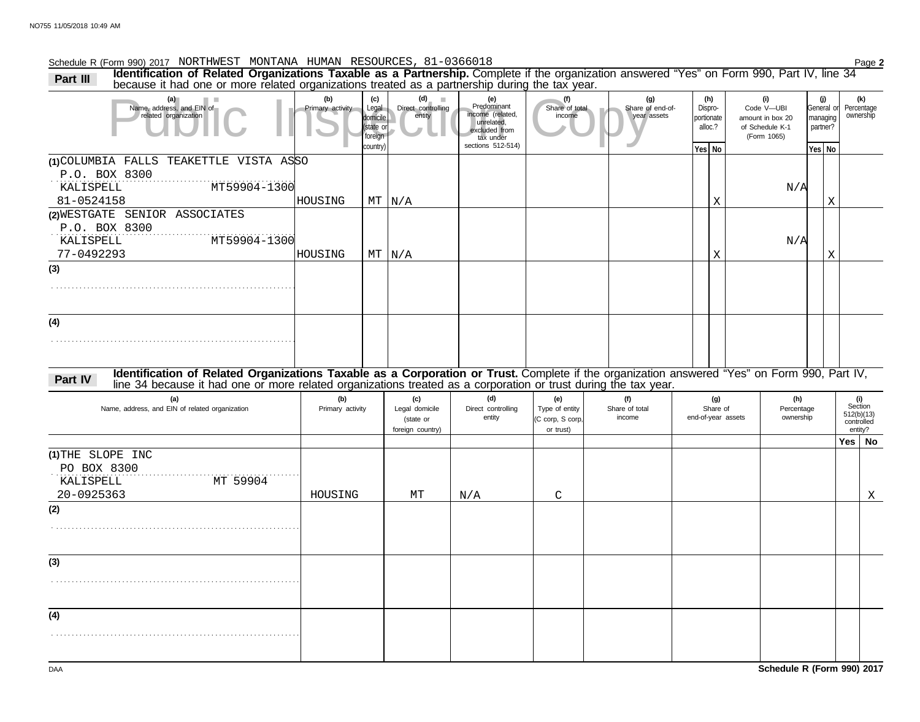Schedule R (Form 990) 2017 NORTHWEST MONTANA HUMAN RESOURCES, 81-0366018

**Part III** **Identification of Related Organizations Taxable as a Partnership.** Complete if the organization answered "Yes" on Form 990, Part IV, line 34 because it had one or more related organizations treated as a partnership during the tax year.

| (a) Name, address, and EIN of related organization | (b) Primary activity | (c) Legal domicile (state or foreign country) | (d) Direct controlling entity | (e) Predominant income (related, unrelated, excluded from tax under sections 512-514) | (f) Share of total income | (g) Share of end-of-year assets | (h) Dispro-portionate alloc.? Yes | (h) No | (i) Code V—UBI amount in box 20 of Schedule K-1 (Form 1065) | (j) General or managing partner? Yes | (j) No | (k) Percentage ownership |
|---|---|---|---|---|---|---|---|---|---|---|---|---|
| (1) COLUMBIA FALLS TEAKETTLE VISTA ASSO P.O. BOX 8300 KALISPELL MT59904-1300 81-0524158 | HOUSING | MT | N/A | | | | | X | N/A | | X | |
| (2) WESTGATE SENIOR ASSOCIATES P.O. BOX 8300 KALISPELL MT59904-1300 77-0492293 | HOUSING | MT | N/A | | | | | X | N/A | | X | |
| (3) | | | | | | | | | | | | |
| (4) | | | | | | | | | | | | |

**Part IV** **Identification of Related Organizations Taxable as a Corporation or Trust.** Complete if the organization answered "Yes" on Form 990, Part IV, line 34 because it had one or more related organizations treated as a corporation or trust during the tax year.

| (a) Name, address, and EIN of related organization | (b) Primary activity | (c) Legal domicile (state or foreign country) | (d) Direct controlling entity | (e) Type of entity (C corp, S corp, or trust) | (f) Share of total income | (g) Share of end-of-year assets | (h) Percentage ownership | (i) Section 512(b)(13) controlled entity? Yes | (i) No |
|---|---|---|---|---|---|---|---|---|---|
| (1) THE SLOPE INC PO BOX 8300 KALISPELL MT 59904 20-0925363 | HOUSING | MT | N/A | C | | | | | X |
| (2) | | | | | | | | | |
| (3) | | | | | | | | | |
| (4) | | | | | | | | | |

Schedule R (Form 990) 2017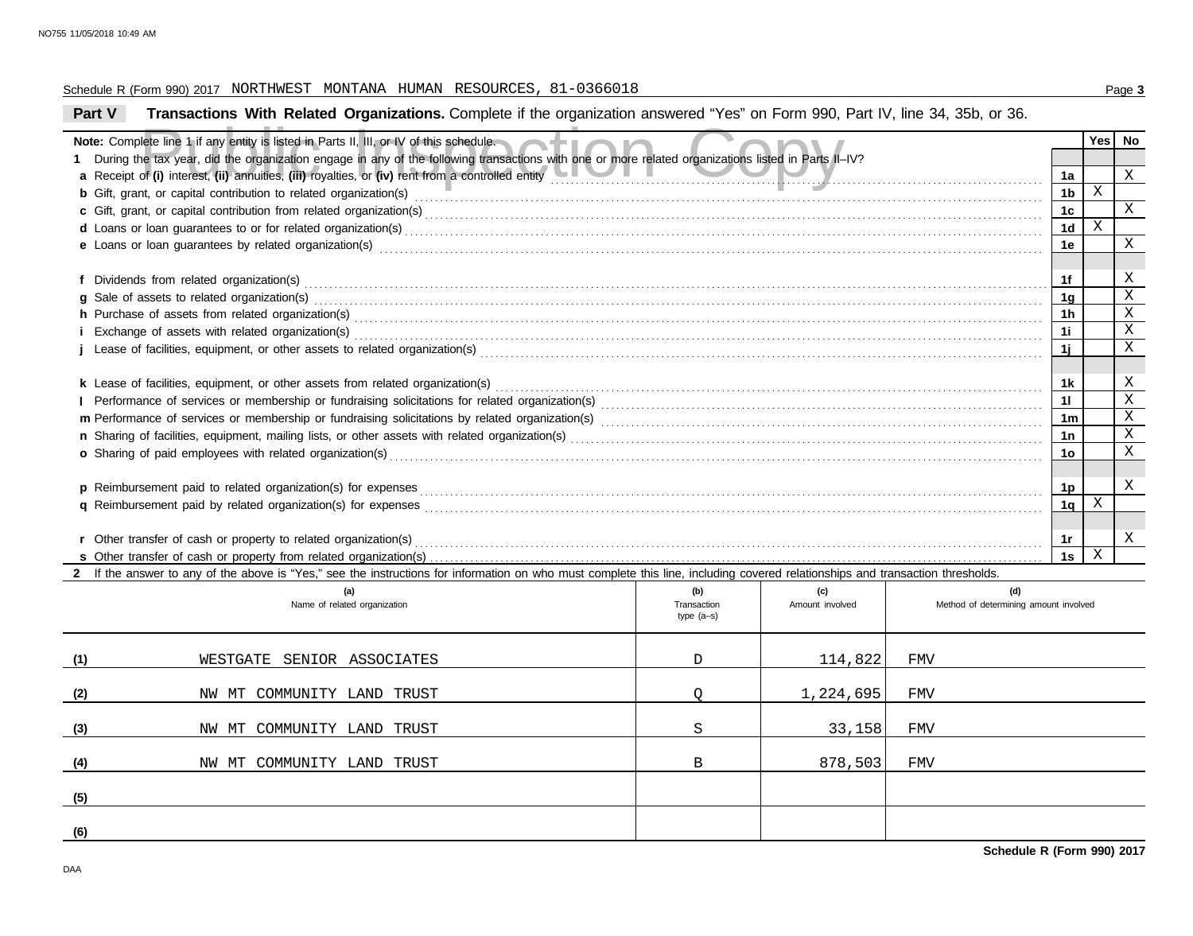Schedule R (Form 990) 2017 NORTHWEST MONTANA HUMAN RESOURCES, 81-0366018

## Part V Transactions With Related Organizations.

Complete if the organization answered "Yes" on Form 990, Part IV, line 34, 35b, or 36.

**Note:** Complete line 1 if any entity is listed in Parts II, III, or IV of this schedule.

| | | Yes | No |
|---|---|---|---|
| **1** During the tax year, did the organization engage in any of the following transactions with one or more related organizations listed in Parts II–IV? | | | |
| **a** Receipt of **(i)** interest, **(ii)** annuities, **(iii)** royalties, or **(iv)** rent from a controlled entity | 1a | | X |
| **b** Gift, grant, or capital contribution to related organization(s) | 1b | X | |
| **c** Gift, grant, or capital contribution from related organization(s) | 1c | | X |
| **d** Loans or loan guarantees to or for related organization(s) | 1d | X | |
| **e** Loans or loan guarantees by related organization(s) | 1e | | X |
| **f** Dividends from related organization(s) | 1f | | X |
| **g** Sale of assets to related organization(s) | 1g | | X |
| **h** Purchase of assets from related organization(s) | 1h | | X |
| **i** Exchange of assets with related organization(s) | 1i | | X |
| **j** Lease of facilities, equipment, or other assets to related organization(s) | 1j | | X |
| **k** Lease of facilities, equipment, or other assets from related organization(s) | 1k | | X |
| **l** Performance of services or membership or fundraising solicitations for related organization(s) | 1l | | X |
| **m** Performance of services or membership or fundraising solicitations by related organization(s) | 1m | | X |
| **n** Sharing of facilities, equipment, mailing lists, or other assets with related organization(s) | 1n | | X |
| **o** Sharing of paid employees with related organization(s) | 1o | | X |
| **p** Reimbursement paid to related organization(s) for expenses | 1p | | X |
| **q** Reimbursement paid by related organization(s) for expenses | 1q | X | |
| **r** Other transfer of cash or property to related organization(s) | 1r | | X |
| **s** Other transfer of cash or property from related organization(s) | 1s | X | |

**2** If the answer to any of the above is "Yes," see the instructions for information on who must complete this line, including covered relationships and transaction thresholds.

| | (a) Name of related organization | (b) Transaction type (a–s) | (c) Amount involved | (d) Method of determining amount involved |
|---|---|---|---|---|
| (1) | WESTGATE SENIOR ASSOCIATES | D | 114,822 | FMV |
| (2) | NW MT COMMUNITY LAND TRUST | Q | 1,224,695 | FMV |
| (3) | NW MT COMMUNITY LAND TRUST | S | 33,158 | FMV |
| (4) | NW MT COMMUNITY LAND TRUST | B | 878,503 | FMV |
| (5) | | | | |
| (6) | | | | |

**Schedule R (Form 990) 2017**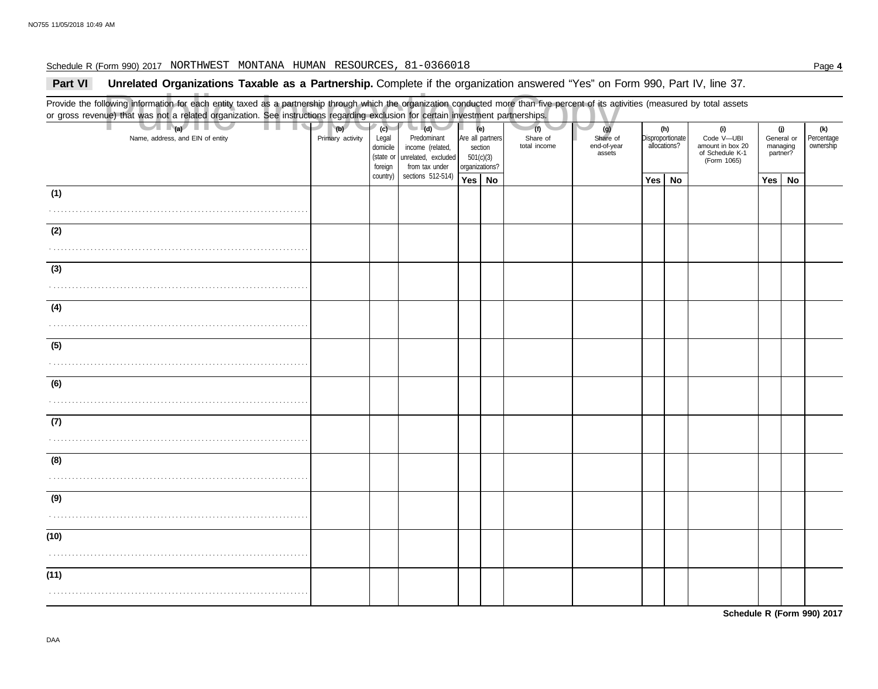Schedule R (Form 990) 2017 NORTHWEST MONTANA HUMAN RESOURCES, 81-0366018

## Part VI Unrelated Organizations Taxable as a Partnership. Complete if the organization answered "Yes" on Form 990, Part IV, line 37.

Provide the following information for each entity taxed as a partnership through which the organization conducted more than five percent of its activities (measured by total assets or gross revenue) that was not a related organization. See instructions regarding exclusion for certain investment partnerships.

Public Inspection Copy

| (a) Name, address, and EIN of entity | (b) Primary activity | (c) Legal domicile (state or foreign country) | (d) Predominant income (related, unrelated, excluded from tax under sections 512-514) | (e) Are all partners section 501(c)(3) organizations? | | (f) Share of total income | (g) Share of end-of-year assets | (h) Disproportionate allocations? | | (i) Code V—UBI amount in box 20 of Schedule K-1 (Form 1065) | (j) General or managing partner? | | (k) Percentage ownership |
|---|---|---|---|---|---|---|---|---|---|---|---|---|---|
| | | | | Yes | No | | | Yes | No | | Yes | No | |
| (1) | | | | | | | | | | | | | |
| (2) | | | | | | | | | | | | | |
| (3) | | | | | | | | | | | | | |
| (4) | | | | | | | | | | | | | |
| (5) | | | | | | | | | | | | | |
| (6) | | | | | | | | | | | | | |
| (7) | | | | | | | | | | | | | |
| (8) | | | | | | | | | | | | | |
| (9) | | | | | | | | | | | | | |
| (10) | | | | | | | | | | | | | |
| (11) | | | | | | | | | | | | | |

**Schedule R (Form 990) 2017**

DAA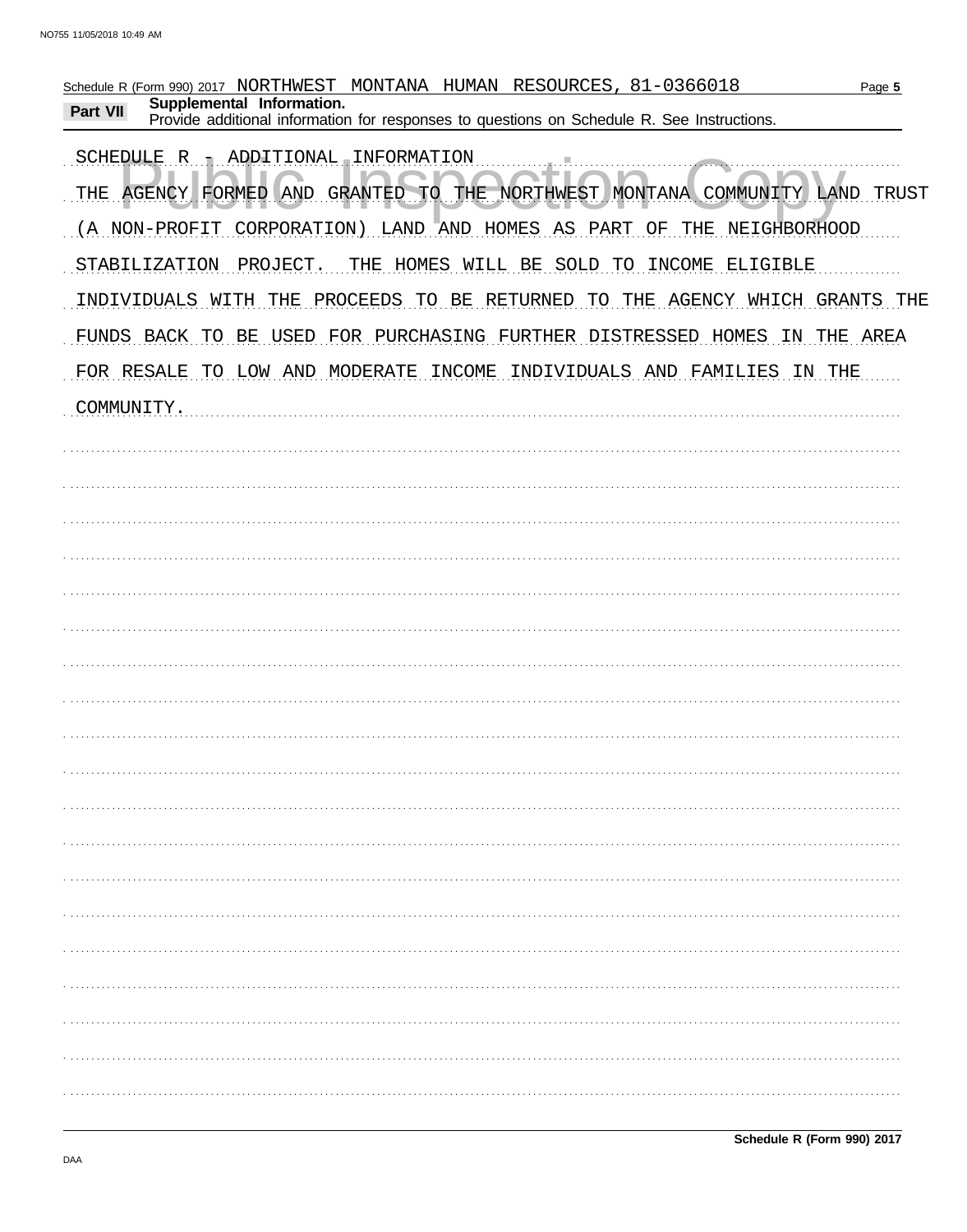Schedule R (Form 990) 2017 NORTHWEST MONTANA HUMAN RESOURCES, 81-0366018

**Part VII** **Supplemental Information.**
Provide additional information for responses to questions on Schedule R. See Instructions.

SCHEDULE R - ADDITIONAL INFORMATION

THE AGENCY FORMED AND GRANTED TO THE NORTHWEST MONTANA COMMUNITY LAND TRUST (A NON-PROFIT CORPORATION) LAND AND HOMES AS PART OF THE NEIGHBORHOOD STABILIZATION PROJECT. THE HOMES WILL BE SOLD TO INCOME ELIGIBLE INDIVIDUALS WITH THE PROCEEDS TO BE RETURNED TO THE AGENCY WHICH GRANTS THE FUNDS BACK TO BE USED FOR PURCHASING FURTHER DISTRESSED HOMES IN THE AREA FOR RESALE TO LOW AND MODERATE INCOME INDIVIDUALS AND FAMILIES IN THE COMMUNITY.

**Schedule R (Form 990) 2017**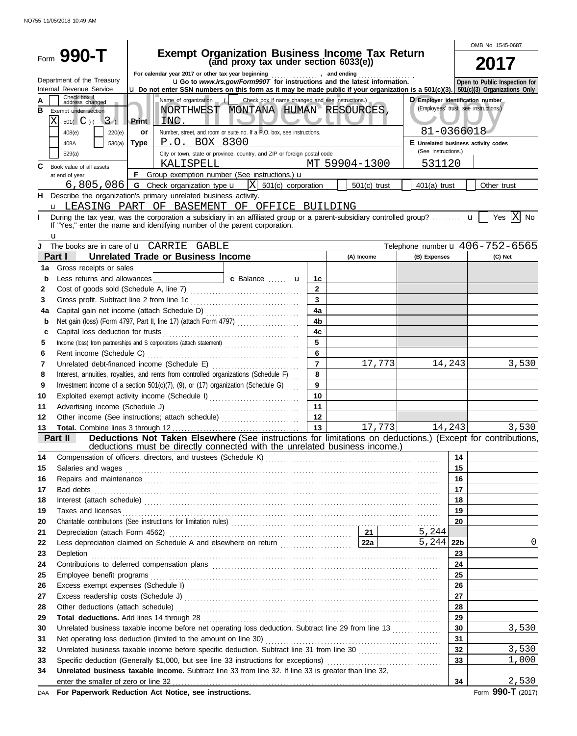NO755 11/05/2018 10:49 AM

# Form 990-T

**Exempt Organization Business Income Tax Return (and proxy tax under section 6033(e))**

OMB No. 1545-0687

**2017**

Department of the Treasury
Internal Revenue Service

For calendar year 2017 or other tax year beginning , and ending

u Go to *www.irs.gov/Form990T* for instructions and the latest information.

u Do not enter SSN numbers on this form as it may be made public if your organization is a 501(c)(3).

**Open to Public Inspection for 501(c)(3) Organizations Only**

Public Inspection Copy

**A** Check box if address changed

**B** Exempt under section
- [X] 501( C )( 3 )
- [ ] 408(e) [ ] 220(e)
- [ ] 408A [ ] 530(a)
- [ ] 529(a)

Print or Type

Name of organization ( [ ] Check box if name changed and see instructions.)
NORTHWEST MONTANA HUMAN RESOURCES, INC.

Number, street, and room or suite no. If a P.O. box, see instructions.
P.O. BOX 8300

City or town, state or province, country, and ZIP or foreign postal code
KALISPELL MT 59904-1300

**D** Employer identification number (Employees' trust, see instructions.)
81-0366018

**E** Unrelated business activity codes (See instructions.)
531120

**C** Book value of all assets at end of year
6,805,086

**F** Group exemption number (See instructions.) u

**G** Check organization type u [X] 501(c) corporation [ ] 501(c) trust [ ] 401(a) trust [ ] Other trust

**H** Describe the organization's primary unrelated business activity.
u LEASING PART OF BASEMENT OF OFFICE BUILDING

**I** During the tax year, was the corporation a subsidiary in an affiliated group or a parent-subsidiary controlled group? u [ ] Yes [X] No
If "Yes," enter the name and identifying number of the parent corporation.
u

**J** The books are in care of u CARRIE GABLE Telephone number u 406-752-6565

## Part I Unrelated Trade or Business Income

| | | | (A) Income | (B) Expenses | (C) Net |
|---|---|---|---|---|---|
| 1a | Gross receipts or sales | | | | |
| b | Less returns and allowances ______ c Balance u | 1c | | | |
| 2 | Cost of goods sold (Schedule A, line 7) | 2 | | | |
| 3 | Gross profit. Subtract line 2 from line 1c | 3 | | | |
| 4a | Capital gain net income (attach Schedule D) | 4a | | | |
| b | Net gain (loss) (Form 4797, Part II, line 17) (attach Form 4797) | 4b | | | |
| c | Capital loss deduction for trusts | 4c | | | |
| 5 | Income (loss) from partnerships and S corporations (attach statement) | 5 | | | |
| 6 | Rent income (Schedule C) | 6 | | | |
| 7 | Unrelated debt-financed income (Schedule E) | 7 | 17,773 | 14,243 | 3,530 |
| 8 | Interest, annuities, royalties, and rents from controlled organizations (Schedule F) | 8 | | | |
| 9 | Investment income of a section 501(c)(7), (9), or (17) organization (Schedule G) | 9 | | | |
| 10 | Exploited exempt activity income (Schedule I) | 10 | | | |
| 11 | Advertising income (Schedule J) | 11 | | | |
| 12 | Other income (See instructions; attach schedule) | 12 | | | |
| 13 | **Total.** Combine lines 3 through 12 | 13 | 17,773 | 14,243 | 3,530 |

## Part II Deductions Not Taken Elsewhere (See instructions for limitations on deductions.) (Except for contributions, deductions must be directly connected with the unrelated business income.)

| | | | | | |
|---|---|---|---|---|---|
| 14 | Compensation of officers, directors, and trustees (Schedule K) | | | 14 | |
| 15 | Salaries and wages | | | 15 | |
| 16 | Repairs and maintenance | | | 16 | |
| 17 | Bad debts | | | 17 | |
| 18 | Interest (attach schedule) | | | 18 | |
| 19 | Taxes and licenses | | | 19 | |
| 20 | Charitable contributions (See instructions for limitation rules) | | | 20 | |
| 21 | Depreciation (attach Form 4562) | 21 | 5,244 | | |
| 22 | Less depreciation claimed on Schedule A and elsewhere on return | 22a | 5,244 | 22b | 0 |
| 23 | Depletion | | | 23 | |
| 24 | Contributions to deferred compensation plans | | | 24 | |
| 25 | Employee benefit programs | | | 25 | |
| 26 | Excess exempt expenses (Schedule I) | | | 26 | |
| 27 | Excess readership costs (Schedule J) | | | 27 | |
| 28 | Other deductions (attach schedule) | | | 28 | |
| 29 | **Total deductions.** Add lines 14 through 28 | | | 29 | |
| 30 | Unrelated business taxable income before net operating loss deduction. Subtract line 29 from line 13 | | | 30 | 3,530 |
| 31 | Net operating loss deduction (limited to the amount on line 30) | | | 31 | |
| 32 | Unrelated business taxable income before specific deduction. Subtract line 31 from line 30 | | | 32 | 3,530 |
| 33 | Specific deduction (Generally $1,000, but see line 33 instructions for exceptions) | | | 33 | 1,000 |
| 34 | **Unrelated business taxable income.** Subtract line 33 from line 32. If line 33 is greater than line 32, enter the smaller of zero or line 32 | | | 34 | 2,530 |

DAA **For Paperwork Reduction Act Notice, see instructions.** Form **990-T** (2017)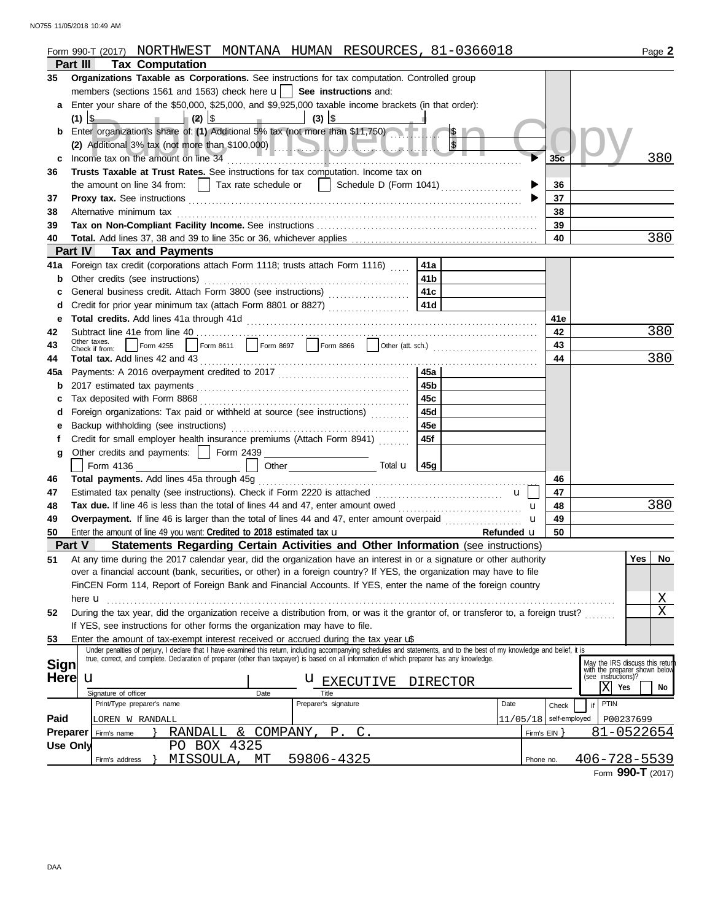Form 990-T (2017) NORTHWEST MONTANA HUMAN RESOURCES, 81-0366018 Page **2**

## Part III Tax Computation

**35** **Organizations Taxable as Corporations.** See instructions for tax computation. Controlled group members (sections 1561 and 1563) check here u ☐ **See instructions** and:

**a** Enter your share of the $50,000, $25,000, and $9,925,000 taxable income brackets (in that order):
(1) $ (2) $ (3) $

**b** Enter organization's share of: **(1)** Additional 5% tax (not more than $11,750) $
**(2)** Additional 3% tax (not more than $100,000) $

**c** Income tax on the amount on line 34 ▶ **35c** 380

**36** **Trusts Taxable at Trust Rates.** See instructions for tax computation. Income tax on the amount on line 34 from: ☐ Tax rate schedule or ☐ Schedule D (Form 1041) ▶ **36**

**37** **Proxy tax.** See instructions ▶ **37**

**38** Alternative minimum tax **38**

**39** **Tax on Non-Compliant Facility Income.** See instructions **39**

**40** **Total.** Add lines 37, 38 and 39 to line 35c or 36, whichever applies **40** 380

## Part IV Tax and Payments

| Line | Description | Sub-line | Amount | Line | Amount |
|---|---|---|---|---|---|
| 41a | Foreign tax credit (corporations attach Form 1118; trusts attach Form 1116) | 41a | | | |
| b | Other credits (see instructions) | 41b | | | |
| c | General business credit. Attach Form 3800 (see instructions) | 41c | | | |
| d | Credit for prior year minimum tax (attach Form 8801 or 8827) | 41d | | | |
| e | **Total credits.** Add lines 41a through 41d | | | 41e | |
| 42 | Subtract line 41e from line 40 | | | 42 | 380 |
| 43 | Other taxes. Check if from: ☐ Form 4255 ☐ Form 8611 ☐ Form 8697 ☐ Form 8866 ☐ Other (att. sch.) | | | 43 | |
| 44 | **Total tax.** Add lines 42 and 43 | | | 44 | 380 |
| 45a | Payments: A 2016 overpayment credited to 2017 | 45a | | | |
| b | 2017 estimated tax payments | 45b | | | |
| c | Tax deposited with Form 8868 | 45c | | | |
| d | Foreign organizations: Tax paid or withheld at source (see instructions) | 45d | | | |
| e | Backup withholding (see instructions) | 45e | | | |
| f | Credit for small employer health insurance premiums (Attach Form 8941) | 45f | | | |
| g | Other credits and payments: ☐ Form 2439 ☐ Form 4136 ☐ Other Total u | 45g | | | |
| 46 | **Total payments.** Add lines 45a through 45g | | | 46 | |
| 47 | Estimated tax penalty (see instructions). Check if Form 2220 is attached u ☐ | | | 47 | |
| 48 | **Tax due.** If line 46 is less than the total of lines 44 and 47, enter amount owed u | | | 48 | 380 |
| 49 | **Overpayment.** If line 46 is larger than the total of lines 44 and 47, enter amount overpaid u | | | 49 | |
| 50 | Enter the amount of line 49 you want: **Credited to 2018 estimated tax** u Refunded u | | | 50 | |

## Part V Statements Regarding Certain Activities and Other Information (see instructions)

| Line | Question | Yes | No |
|---|---|---|---|
| 51 | At any time during the 2017 calendar year, did the organization have an interest in or a signature or other authority over a financial account (bank, securities, or other) in a foreign country? If YES, the organization may have to file FinCEN Form 114, Report of Foreign Bank and Financial Accounts. If YES, enter the name of the foreign country here u | | X |
| 52 | During the tax year, did the organization receive a distribution from, or was it the grantor of, or transferor to, a foreign trust? If YES, see instructions for other forms the organization may have to file. | | X |
| 53 | Enter the amount of tax-exempt interest received or accrued during the tax year u$ | | |

**Sign Here**

Under penalties of perjury, I declare that I have examined this return, including accompanying schedules and statements, and to the best of my knowledge and belief, it is true, correct, and complete. Declaration of preparer (other than taxpayer) is based on all information of which preparer has any knowledge.

Signature of officer: u | Date | Title: u EXECUTIVE DIRECTOR

May the IRS discuss this return with the preparer shown below (see instructions)? ☒ Yes ☐ No

**Paid Preparer Use Only**

| Print/Type preparer's name | Preparer's signature | Date | Check ☐ if self-employed | PTIN |
|---|---|---|---|---|
| LOREN W RANDALL | | 11/05/18 | | P00237699 |

Firm's name } RANDALL & COMPANY, P. C. Firm's EIN } 81-0522654

Firm's address } PO BOX 4325, MISSOULA, MT 59806-4325 Phone no. 406-728-5539

Form **990-T** (2017)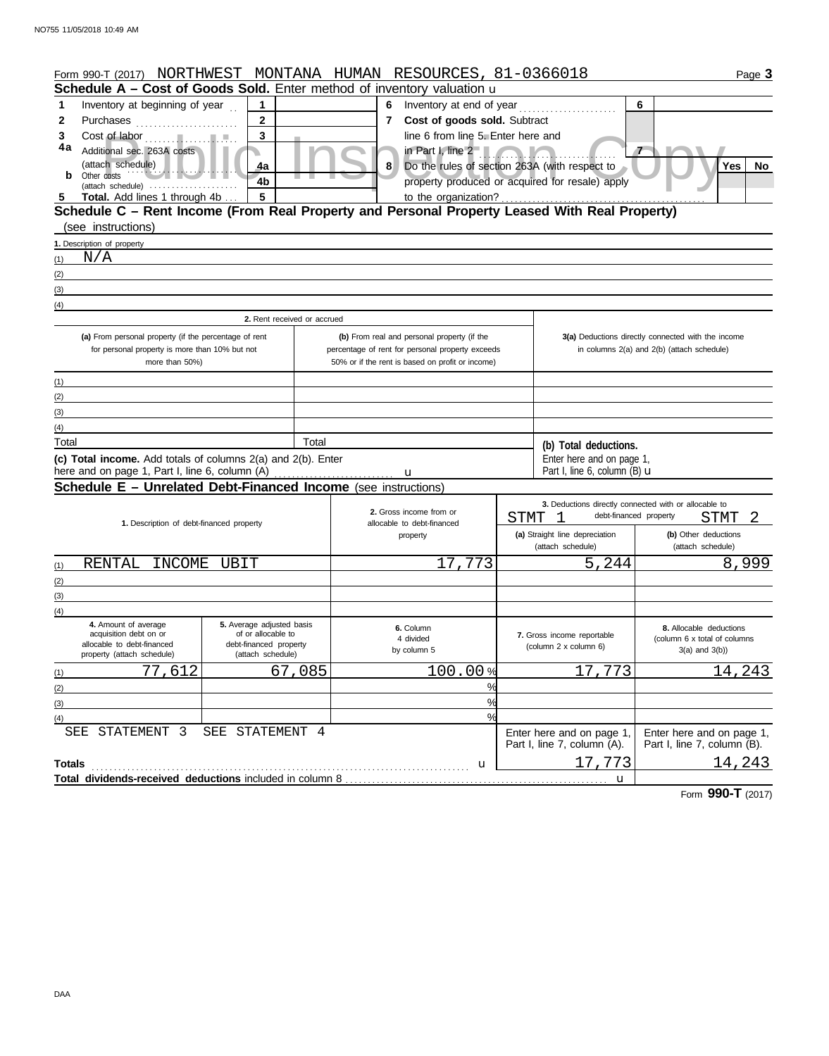Form 990-T (2017) NORTHWEST MONTANA HUMAN RESOURCES, 81-0366018

## Schedule A – Cost of Goods Sold. Enter method of inventory valuation u

| | | | | | | | |
|---|---|---|---|---|---|---|---|
| 1 | Inventory at beginning of year | 1 | | 6 | Inventory at end of year | 6 | |
| 2 | Purchases | 2 | | 7 | Cost of goods sold. Subtract line 6 from line 5. Enter here and in Part I, line 2 | 7 | |
| 3 | Cost of labor | 3 | | | | | |
| 4a | Additional sec. 263A costs (attach schedule) | 4a | | 8 | Do the rules of section 263A (with respect to property produced or acquired for resale) apply to the organization? | | Yes / No |
| b | Other costs (attach schedule) | 4b | | | | | |
| 5 | **Total.** Add lines 1 through 4b | 5 | | | | | |

## Schedule C – Rent Income (From Real Property and Personal Property Leased With Real Property) (see instructions)

1. Description of property

(1) N/A

(2)

(3)

(4)

| | 2. Rent received or accrued | | |
|---|---|---|---|
| | (a) From personal property (if the percentage of rent for personal property is more than 10% but not more than 50%) | (b) From real and personal property (if the percentage of rent for personal property exceeds 50% or if the rent is based on profit or income) | 3(a) Deductions directly connected with the income in columns 2(a) and 2(b) (attach schedule) |
| (1) | | | |
| (2) | | | |
| (3) | | | |
| (4) | | | |
| Total | | Total | **(b) Total deductions.** Enter here and on page 1, Part I, line 6, column (B) u |

**(c) Total income.** Add totals of columns 2(a) and 2(b). Enter here and on page 1, Part I, line 6, column (A) u

## Schedule E – Unrelated Debt-Financed Income (see instructions)

| | 1. Description of debt-financed property | 2. Gross income from or allocable to debt-financed property | 3. Deductions directly connected with or allocable to debt-financed property (a) Straight line depreciation (attach schedule) STMT 1 | (b) Other deductions (attach schedule) STMT 2 |
|---|---|---|---|---|
| (1) | RENTAL INCOME UBIT | 17,773 | 5,244 | 8,999 |
| (2) | | | | |
| (3) | | | | |
| (4) | | | | |

| | 4. Amount of average acquisition debt on or allocable to debt-financed property (attach schedule) | 5. Average adjusted basis of or allocable to debt-financed property (attach schedule) | 6. Column 4 divided by column 5 | 7. Gross income reportable (column 2 x column 6) | 8. Allocable deductions (column 6 x total of columns 3(a) and 3(b)) |
|---|---|---|---|---|---|
| (1) | 77,612 | 67,085 | 100.00 % | 17,773 | 14,243 |
| (2) | | | % | | |
| (3) | | | % | | |
| (4) | | | % | | |
| | SEE STATEMENT 3 | SEE STATEMENT 4 | | Enter here and on page 1, Part I, line 7, column (A). | Enter here and on page 1, Part I, line 7, column (B). |
| **Totals** | | | u | 17,773 | 14,243 |
| **Total dividends-received deductions** included in column 8 | | | | u | |

Form **990-T** (2017)

DAA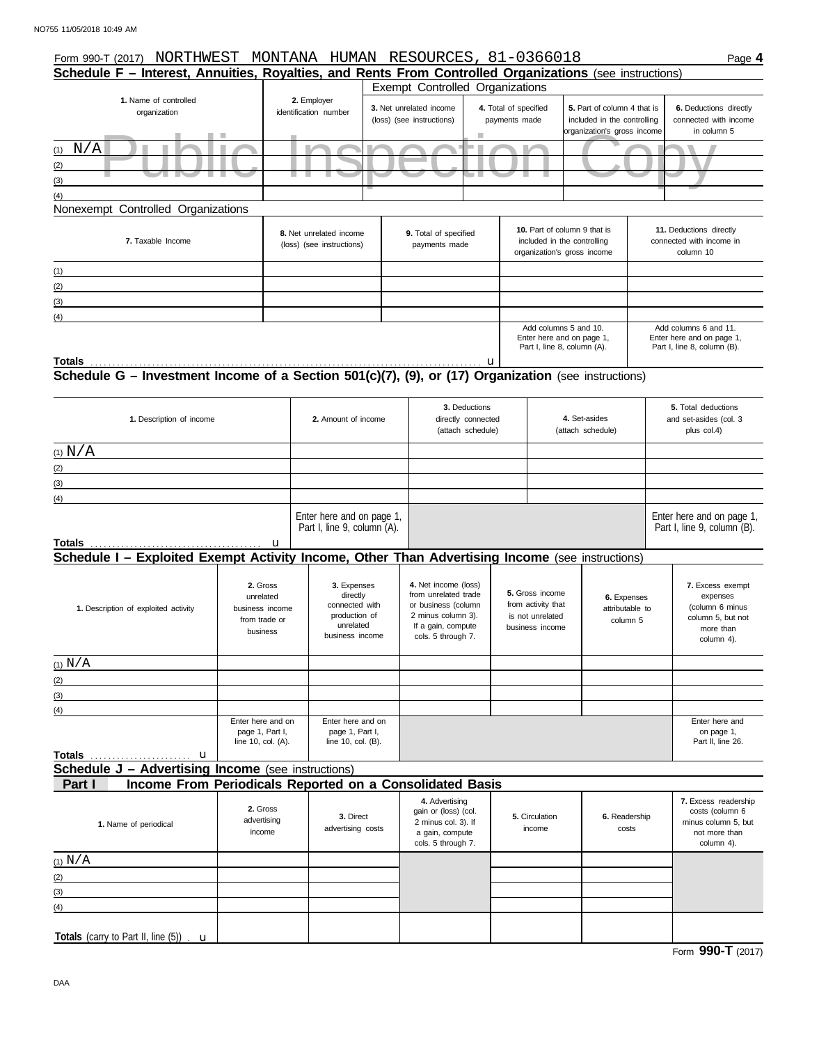NO755 11/05/2018 10:49 AM

Form 990-T (2017) NORTHWEST MONTANA HUMAN RESOURCES, 81-0366018 Page **4**

## Schedule F – Interest, Annuities, Royalties, and Rents From Controlled Organizations (see instructions)

Public Inspection Copy

| 1. Name of controlled organization | 2. Employer identification number | Exempt Controlled Organizations | | | |
|---|---|---|---|---|---|
| | | 3. Net unrelated income (loss) (see instructions) | 4. Total of specified payments made | 5. Part of column 4 that is included in the controlling organization's gross income | 6. Deductions directly connected with income in column 5 |
| (1) N/A | | | | | |
| (2) | | | | | |
| (3) | | | | | |
| (4) | | | | | |

Nonexempt Controlled Organizations

| 7. Taxable Income | 8. Net unrelated income (loss) (see instructions) | 9. Total of specified payments made | 10. Part of column 9 that is included in the controlling organization's gross income | 11. Deductions directly connected with income in column 10 |
|---|---|---|---|---|
| (1) | | | | |
| (2) | | | | |
| (3) | | | | |
| (4) | | | | |
| | | | Add columns 5 and 10. Enter here and on page 1, Part I, line 8, column (A). | Add columns 6 and 11. Enter here and on page 1, Part I, line 8, column (B). |
| **Totals** ... u | | | | |

## Schedule G – Investment Income of a Section 501(c)(7), (9), or (17) Organization (see instructions)

| 1. Description of income | 2. Amount of income | 3. Deductions directly connected (attach schedule) | 4. Set-asides (attach schedule) | 5. Total deductions and set-asides (col. 3 plus col.4) |
|---|---|---|---|---|
| (1) N/A | | | | |
| (2) | | | | |
| (3) | | | | |
| (4) | | | | |
| **Totals** ... u | Enter here and on page 1, Part I, line 9, column (A). | | | Enter here and on page 1, Part I, line 9, column (B). |

## Schedule I – Exploited Exempt Activity Income, Other Than Advertising Income (see instructions)

| 1. Description of exploited activity | 2. Gross unrelated business income from trade or business | 3. Expenses directly connected with production of unrelated business income | 4. Net income (loss) from unrelated trade or business (column 2 minus column 3). If a gain, compute cols. 5 through 7. | 5. Gross income from activity that is not unrelated business income | 6. Expenses attributable to column 5 | 7. Excess exempt expenses (column 6 minus column 5, but not more than column 4). |
|---|---|---|---|---|---|---|
| (1) N/A | | | | | | |
| (2) | | | | | | |
| (3) | | | | | | |
| (4) | | | | | | |
| **Totals** ... u | Enter here and on page 1, Part I, line 10, col. (A). | Enter here and on page 1, Part I, line 10, col. (B). | | | | Enter here and on page 1, Part II, line 26. |

## Schedule J – Advertising Income (see instructions)

### Part I Income From Periodicals Reported on a Consolidated Basis

| 1. Name of periodical | 2. Gross advertising income | 3. Direct advertising costs | 4. Advertising gain or (loss) (col. 2 minus col. 3). If a gain, compute cols. 5 through 7. | 5. Circulation income | 6. Readership costs | 7. Excess readership costs (column 6 minus column 5, but not more than column 4). |
|---|---|---|---|---|---|---|
| (1) N/A | | | | | | |
| (2) | | | | | | |
| (3) | | | | | | |
| (4) | | | | | | |
| **Totals** (carry to Part II, line (5)) . u | | | | | | |

Form **990-T** (2017)

DAA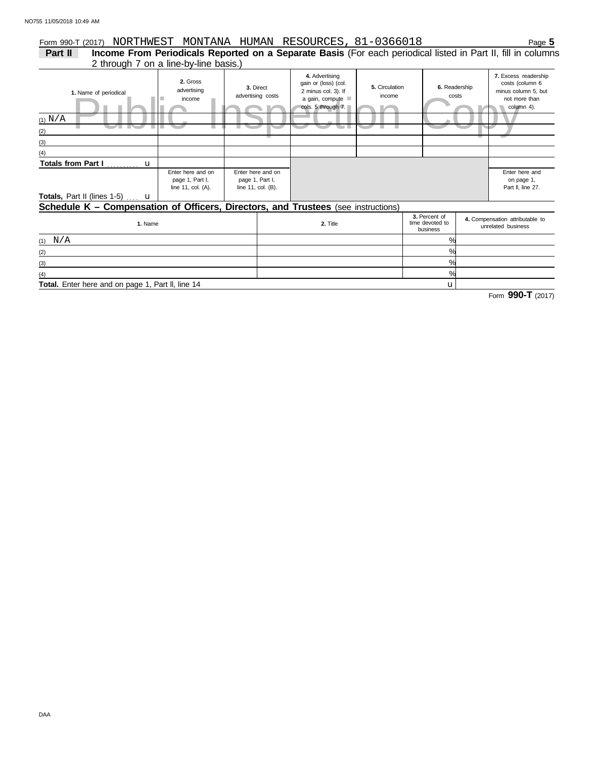Form 990-T (2017) NORTHWEST MONTANA HUMAN RESOURCES, 81-0366018

## Part II Income From Periodicals Reported on a Separate Basis (For each periodical listed in Part II, fill in columns 2 through 7 on a line-by-line basis.)

Public Inspection Copy

| 1. Name of periodical | 2. Gross advertising income | 3. Direct advertising costs | 4. Advertising gain or (loss) (col. 2 minus col. 3). If a gain, compute cols. 5 through 7. | 5. Circulation income | 6. Readership costs | 7. Excess readership costs (column 6 minus column 5, but not more than column 4). |
|---|---|---|---|---|---|---|
| (1) N/A | | | | | | |
| (2) | | | | | | |
| (3) | | | | | | |
| (4) | | | | | | |
| **Totals from Part I** u | | | | | | |
| **Totals,** Part II (lines 1-5) u | Enter here and on page 1, Part I, line 11, col. (A). | Enter here and on page 1, Part I, line 11, col. (B). | | | | Enter here and on page 1, Part II, line 27. |

## Schedule K – Compensation of Officers, Directors, and Trustees (see instructions)

| 1. Name | 2. Title | 3. Percent of time devoted to business | 4. Compensation attributable to unrelated business |
|---|---|---|---|
| (1) N/A | | % | |
| (2) | | % | |
| (3) | | % | |
| (4) | | % | |
| **Total.** Enter here and on page 1, Part II, line 14 | | u | |

Form **990-T** (2017)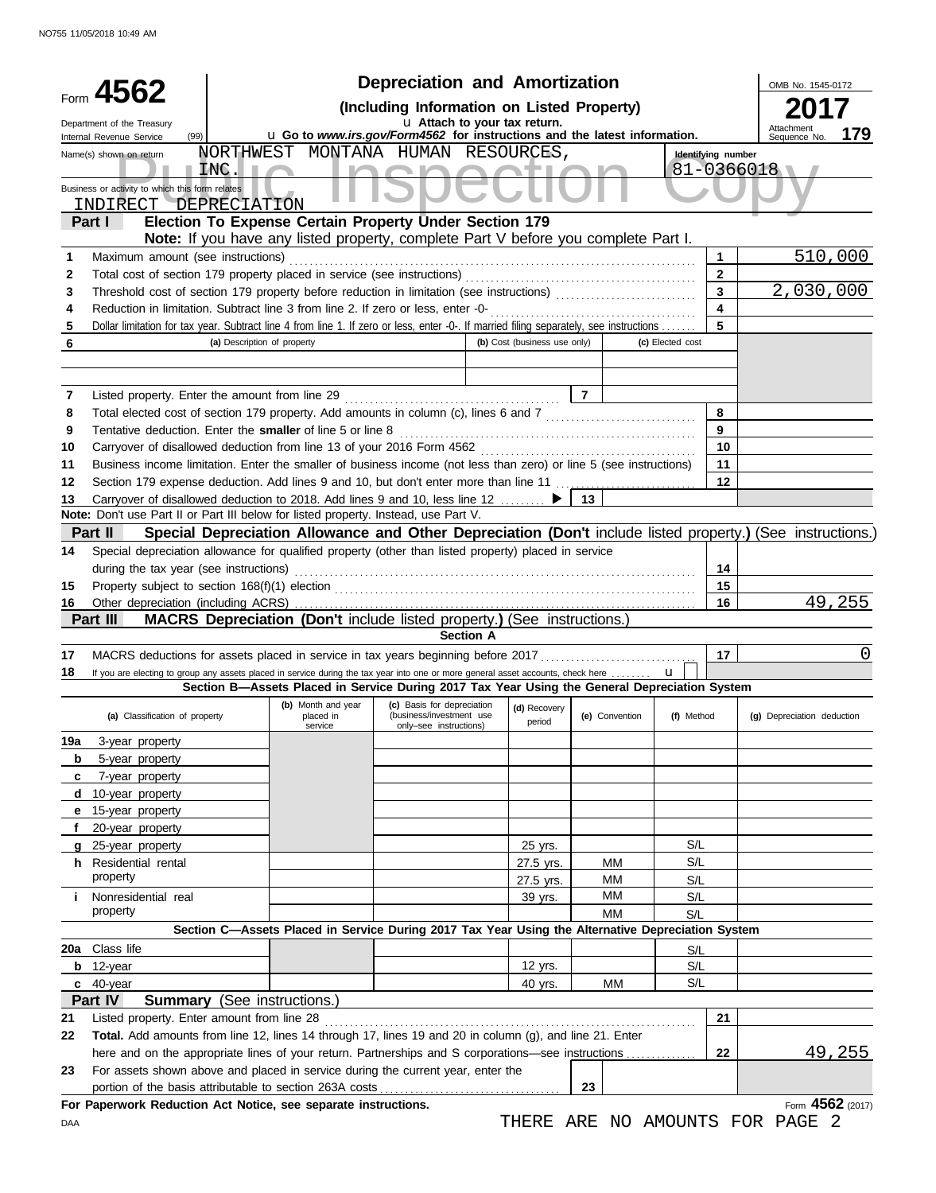NO755 11/05/2018 10:49 AM

# Form 4562 — Depreciation and Amortization

**(Including Information on Listed Property)**

Department of the Treasury
Internal Revenue Service (99)

u Attach to your tax return.
u Go to *www.irs.gov/Form4562* for instructions and the latest information.

OMB No. 1545-0172
**2017**
Attachment Sequence No. **179**

Name(s) shown on return: NORTHWEST MONTANA HUMAN RESOURCES, INC.

Identifying number: 81-0366018

Business or activity to which this form relates: INDIRECT DEPRECIATION

Public Inspection Copy

## Part I — Election To Expense Certain Property Under Section 179

**Note:** If you have any listed property, complete Part V before you complete Part I.

| Line | Description | | Amount |
|---|---|---|---|
| 1 | Maximum amount (see instructions) | 1 | 510,000 |
| 2 | Total cost of section 179 property placed in service (see instructions) | 2 | |
| 3 | Threshold cost of section 179 property before reduction in limitation (see instructions) | 3 | 2,030,000 |
| 4 | Reduction in limitation. Subtract line 3 from line 2. If zero or less, enter -0- | 4 | |
| 5 | Dollar limitation for tax year. Subtract line 4 from line 1. If zero or less, enter -0-. If married filing separately, see instructions | 5 | |

| 6 | (a) Description of property | (b) Cost (business use only) | (c) Elected cost |
|---|---|---|---|
| | | | |
| | | | |

| Line | Description | | Amount |
|---|---|---|---|
| 7 | Listed property. Enter the amount from line 29 | 7 | |
| 8 | Total elected cost of section 179 property. Add amounts in column (c), lines 6 and 7 | 8 | |
| 9 | Tentative deduction. Enter the **smaller** of line 5 or line 8 | 9 | |
| 10 | Carryover of disallowed deduction from line 13 of your 2016 Form 4562 | 10 | |
| 11 | Business income limitation. Enter the smaller of business income (not less than zero) or line 5 (see instructions) | 11 | |
| 12 | Section 179 expense deduction. Add lines 9 and 10, but don't enter more than line 11 | 12 | |
| 13 | Carryover of disallowed deduction to 2018. Add lines 9 and 10, less line 12 ▶ | 13 | |

**Note:** Don't use Part II or Part III below for listed property. Instead, use Part V.

## Part II — Special Depreciation Allowance and Other Depreciation (Don't include listed property.) (See instructions.)

| Line | Description | | Amount |
|---|---|---|---|
| 14 | Special depreciation allowance for qualified property (other than listed property) placed in service during the tax year (see instructions) | 14 | |
| 15 | Property subject to section 168(f)(1) election | 15 | |
| 16 | Other depreciation (including ACRS) | 16 | 49,255 |

## Part III — MACRS Depreciation (Don't include listed property.) (See instructions.)

### Section A

| Line | Description | | Amount |
|---|---|---|---|
| 17 | MACRS deductions for assets placed in service in tax years beginning before 2017 | 17 | 0 |
| 18 | If you are electing to group any assets placed in service during the tax year into one or more general asset accounts, check here u | | |

### Section B—Assets Placed in Service During 2017 Tax Year Using the General Depreciation System

| (a) Classification of property | (b) Month and year placed in service | (c) Basis for depreciation (business/investment use only–see instructions) | (d) Recovery period | (e) Convention | (f) Method | (g) Depreciation deduction |
|---|---|---|---|---|---|---|
| 19a 3-year property | | | | | | |
| b 5-year property | | | | | | |
| c 7-year property | | | | | | |
| d 10-year property | | | | | | |
| e 15-year property | | | | | | |
| f 20-year property | | | | | | |
| g 25-year property | | | 25 yrs. | | S/L | |
| h Residential rental property | | | 27.5 yrs. | MM | S/L | |
| | | | 27.5 yrs. | MM | S/L | |
| i Nonresidential real property | | | 39 yrs. | MM | S/L | |
| | | | | MM | S/L | |

### Section C—Assets Placed in Service During 2017 Tax Year Using the Alternative Depreciation System

| (a) Classification of property | (b) Month and year placed in service | (c) Basis for depreciation | (d) Recovery period | (e) Convention | (f) Method | (g) Depreciation deduction |
|---|---|---|---|---|---|---|
| 20a Class life | | | | | S/L | |
| b 12-year | | | 12 yrs. | | S/L | |
| c 40-year | | | 40 yrs. | MM | S/L | |

## Part IV — Summary (See instructions.)

| Line | Description | | Amount |
|---|---|---|---|
| 21 | Listed property. Enter amount from line 28 | 21 | |
| 22 | **Total.** Add amounts from line 12, lines 14 through 17, lines 19 and 20 in column (g), and line 21. Enter here and on the appropriate lines of your return. Partnerships and S corporations—see instructions | 22 | 49,255 |
| 23 | For assets shown above and placed in service during the current year, enter the portion of the basis attributable to section 263A costs | 23 | |

**For Paperwork Reduction Act Notice, see separate instructions.**

DAA

Form **4562** (2017)

THERE ARE NO AMOUNTS FOR PAGE 2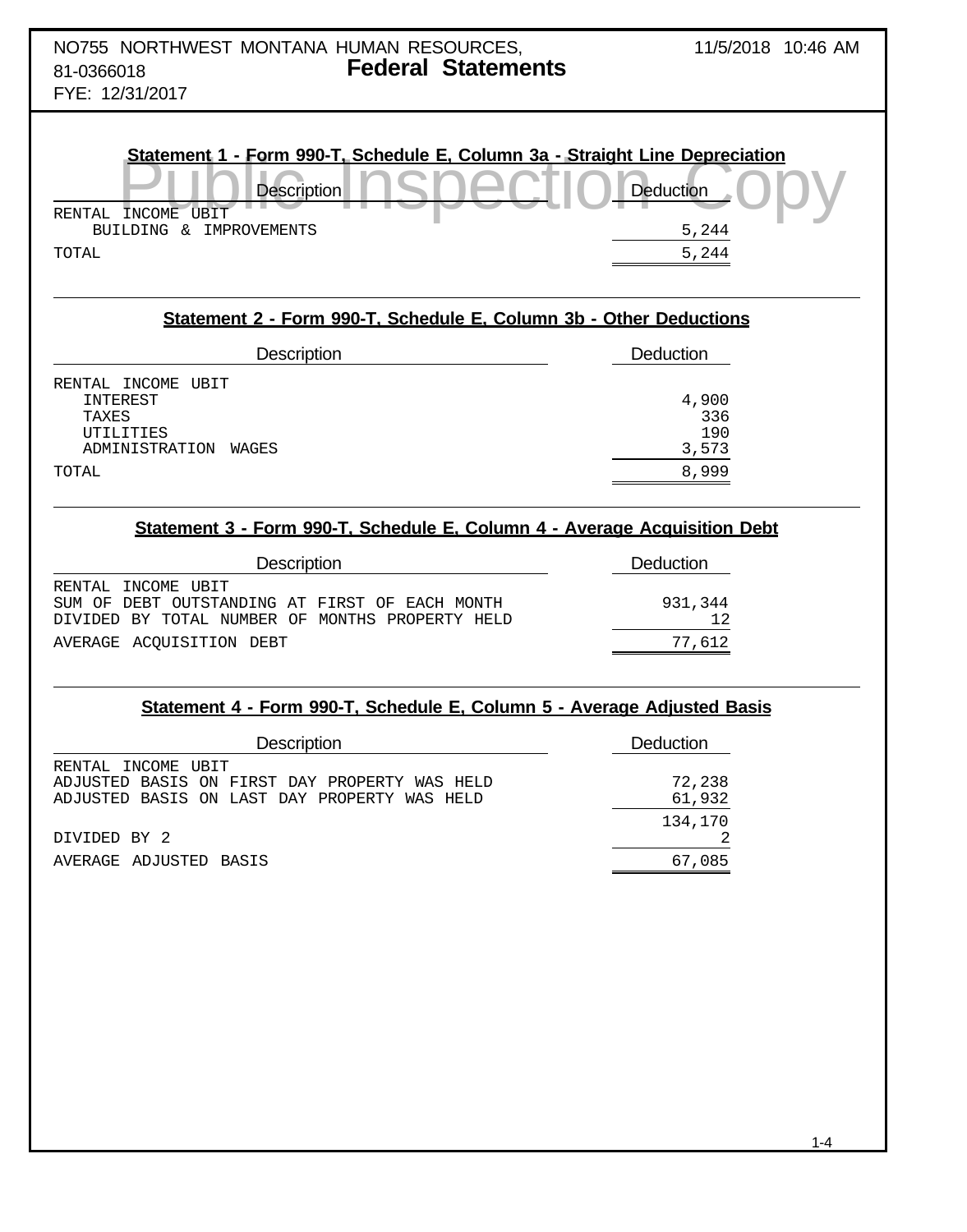NO755 NORTHWEST MONTANA HUMAN RESOURCES,
81-0366018
FYE: 12/31/2017

11/5/2018 10:46 AM

# Federal Statements

Public Inspection Copy

## Statement 1 - Form 990-T, Schedule E, Column 3a - Straight Line Depreciation

| Description | Deduction |
|---|---|
| RENTAL INCOME UBIT | |
| BUILDING & IMPROVEMENTS | 5,244 |
| TOTAL | 5,244 |

## Statement 2 - Form 990-T, Schedule E, Column 3b - Other Deductions

| Description | Deduction |
|---|---|
| RENTAL INCOME UBIT | |
| INTEREST | 4,900 |
| TAXES | 336 |
| UTILITIES | 190 |
| ADMINISTRATION WAGES | 3,573 |
| TOTAL | 8,999 |

## Statement 3 - Form 990-T, Schedule E, Column 4 - Average Acquisition Debt

| Description | Deduction |
|---|---|
| RENTAL INCOME UBIT | |
| SUM OF DEBT OUTSTANDING AT FIRST OF EACH MONTH | 931,344 |
| DIVIDED BY TOTAL NUMBER OF MONTHS PROPERTY HELD | 12 |
| AVERAGE ACQUISITION DEBT | 77,612 |

## Statement 4 - Form 990-T, Schedule E, Column 5 - Average Adjusted Basis

| Description | Deduction |
|---|---|
| RENTAL INCOME UBIT | |
| ADJUSTED BASIS ON FIRST DAY PROPERTY WAS HELD | 72,238 |
| ADJUSTED BASIS ON LAST DAY PROPERTY WAS HELD | 61,932 |
| | 134,170 |
| DIVIDED BY 2 | 2 |
| AVERAGE ADJUSTED BASIS | 67,085 |